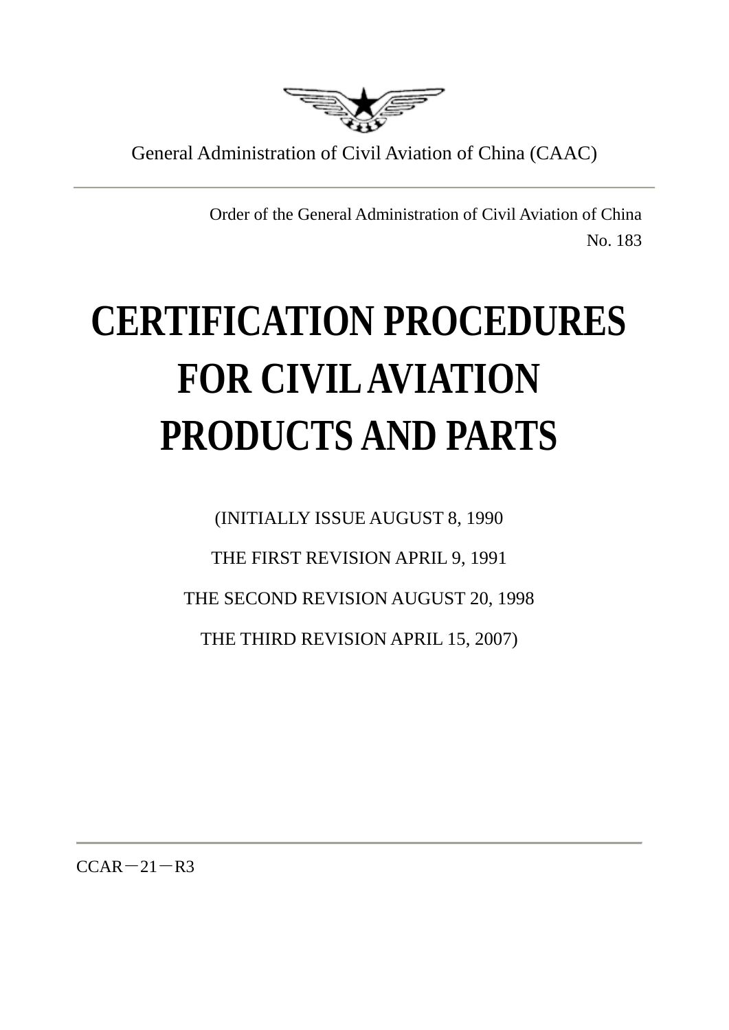General Administration of Civil Aviation of China (CAAC)

Order of the General Administration of Civil Aviation of China

No. 183

# CERTIFICATION PROCEDURES FOR CIVIL AVIATION PRODUCTS AND PARTS

(INITIALLY ISSUE AUGUST 8, 1990

THE FIRST REVISION APRIL 9, 1991

THE SECOND REVISION AUGUST 20, 1998

THE THIRD REVISION APRIL 15, 2007)

CCAR－21－R3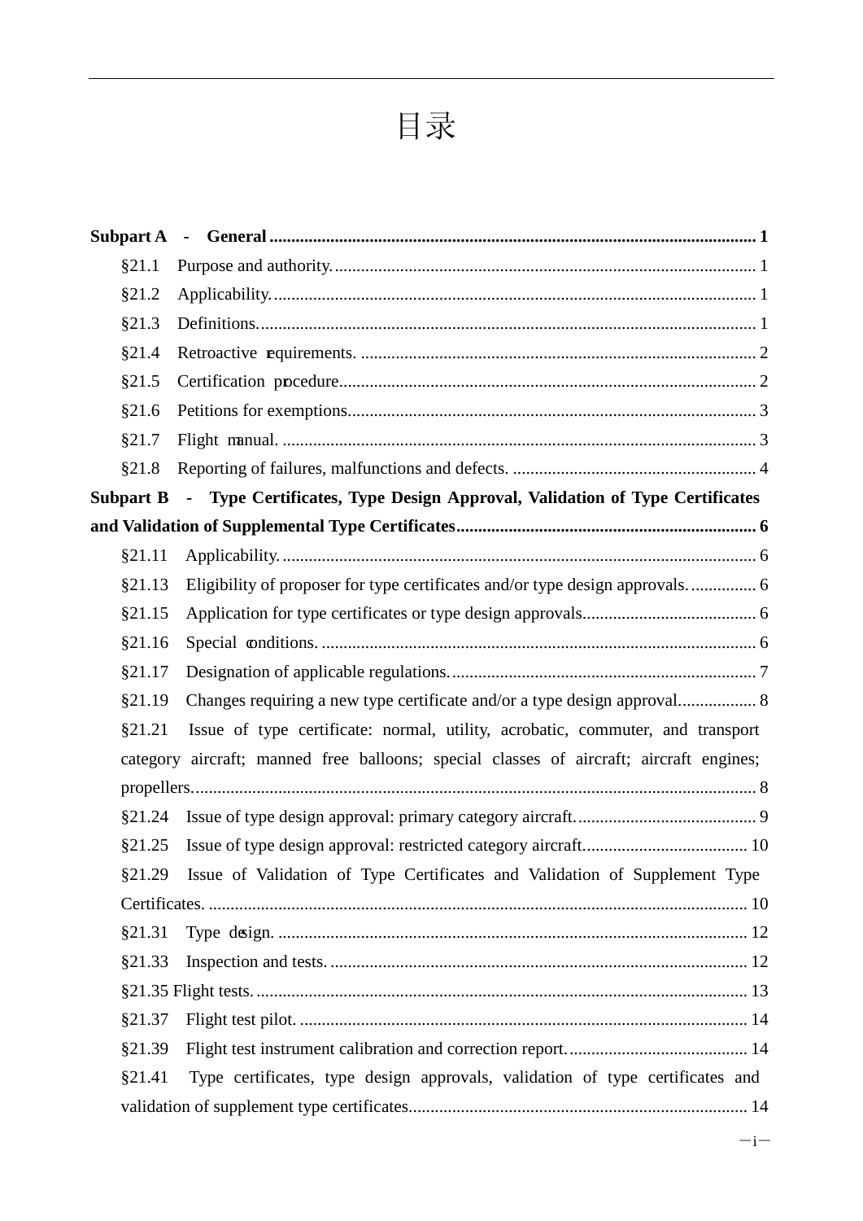# 目录

**Subpart A - General** ........................................ **1**

§21.1 Purpose and authority. ........................................ 1

§21.2 Applicability. ........................................ 1

§21.3 Definitions. ........................................ 1

§21.4 Retroactive requirements. ........................................ 2

§21.5 Certification procedure ........................................ 2

§21.6 Petitions for exemptions. ........................................ 3

§21.7 Flight manual. ........................................ 3

§21.8 Reporting of failures, malfunctions and defects. ........................................ 4

**Subpart B - Type Certificates, Type Design Approval, Validation of Type Certificates and Validation of Supplemental Type Certificates** ........................................ **6**

§21.11 Applicability. ........................................ 6

§21.13 Eligibility of proposer for type certificates and/or type design approvals. ........................................ 6

§21.15 Application for type certificates or type design approvals. ........................................ 6

§21.16 Special conditions. ........................................ 6

§21.17 Designation of applicable regulations. ........................................ 7

§21.19 Changes requiring a new type certificate and/or a type design approval. ........................................ 8

§21.21 Issue of type certificate: normal, utility, acrobatic, commuter, and transport category aircraft; manned free balloons; special classes of aircraft; aircraft engines; propellers. ........................................ 8

§21.24 Issue of type design approval: primary category aircraft. ........................................ 9

§21.25 Issue of type design approval: restricted category aircraft. ........................................ 10

§21.29 Issue of Validation of Type Certificates and Validation of Supplement Type Certificates. ........................................ 10

§21.31 Type design. ........................................ 12

§21.33 Inspection and tests. ........................................ 12

§21.35 Flight tests. ........................................ 13

§21.37 Flight test pilot. ........................................ 14

§21.39 Flight test instrument calibration and correction report. ........................................ 14

§21.41 Type certificates, type design approvals, validation of type certificates and validation of supplement type certificates. ........................................ 14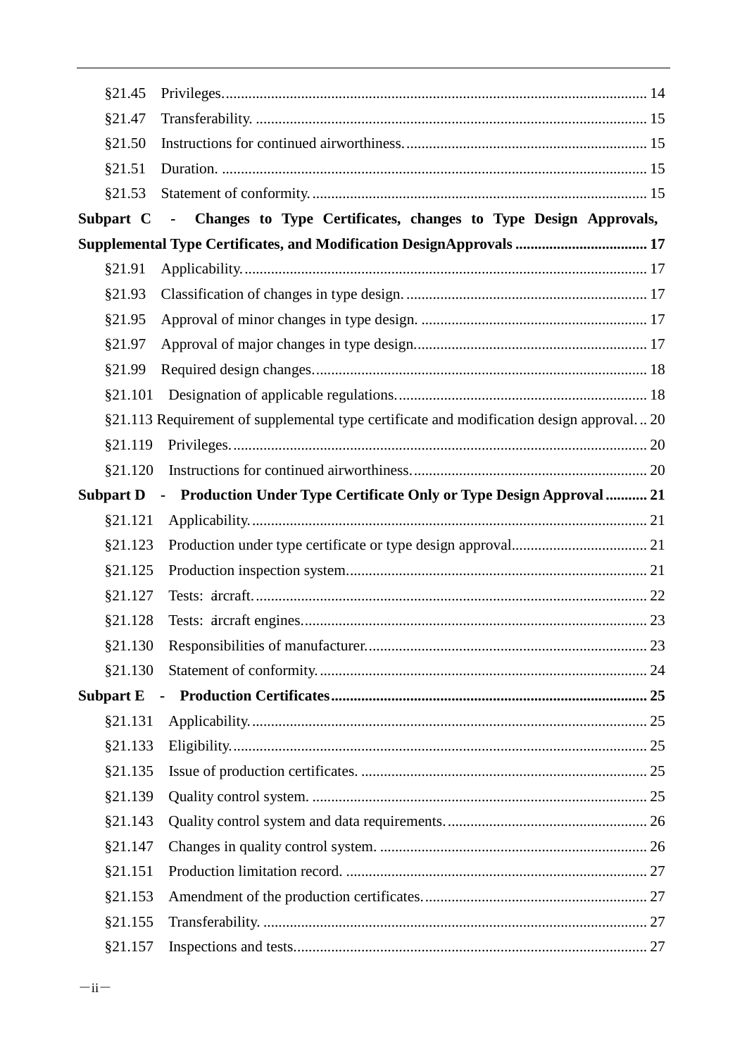§21.45 Privileges. 14

§21.47 Transferability. 15

§21.50 Instructions for continued airworthiness. 15

§21.51 Duration. 15

§21.53 Statement of conformity. 15

**Subpart C - Changes to Type Certificates, changes to Type Design Approvals, Supplemental Type Certificates, and Modification DesignApprovals 17**

§21.91 Applicability. 17

§21.93 Classification of changes in type design. 17

§21.95 Approval of minor changes in type design. 17

§21.97 Approval of major changes in type design. 17

§21.99 Required design changes. 18

§21.101 Designation of applicable regulations. 18

§21.113 Requirement of supplemental type certificate and modification design approval. 20

§21.119 Privileges. 20

§21.120 Instructions for continued airworthiness. 20

**Subpart D - Production Under Type Certificate Only or Type Design Approval 21**

§21.121 Applicability. 21

§21.123 Production under type certificate or type design approval. 21

§21.125 Production inspection system. 21

§21.127 Tests: aircraft. 22

§21.128 Tests: aircraft engines. 23

§21.130 Responsibilities of manufacturer. 23

§21.130 Statement of conformity. 24

**Subpart E - Production Certificates 25**

§21.131 Applicability. 25

§21.133 Eligibility. 25

§21.135 Issue of production certificates. 25

§21.139 Quality control system. 25

§21.143 Quality control system and data requirements. 26

§21.147 Changes in quality control system. 26

§21.151 Production limitation record. 27

§21.153 Amendment of the production certificates. 27

§21.155 Transferability. 27

§21.157 Inspections and tests. 27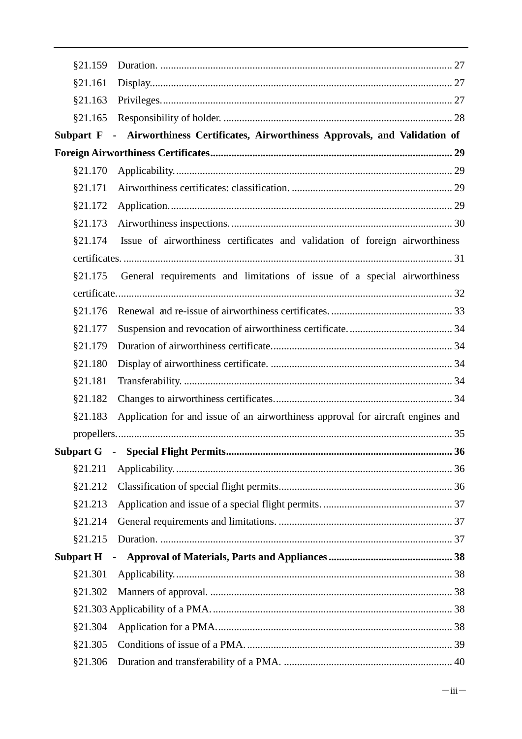§21.159 Duration. .............................................................................................................. 27

§21.161 Display.................................................................................................................. 27

§21.163 Privileges.............................................................................................................. 27

§21.165 Responsibility of holder. ...................................................................................... 28

**Subpart F - Airworthiness Certificates, Airworthiness Approvals, and Validation of Foreign Airworthiness Certificates........................................................................................... 29**

§21.170 Applicability......................................................................................................... 29

§21.171 Airworthiness certificates: classification. ............................................................ 29

§21.172 Application.......................................................................................................... 29

§21.173 Airworthiness inspections. ................................................................................... 30

§21.174 Issue of airworthiness certificates and validation of foreign airworthiness certificates. ............................................................................................................................ 31

§21.175 General requirements and limitations of issue of a special airworthiness certificate.............................................................................................................................. 32

§21.176 Renewal and re-issue of airworthiness certificates. ............................................. 33

§21.177 Suspension and revocation of airworthiness certificate. ....................................... 34

§21.179 Duration of airworthiness certificate.................................................................... 34

§21.180 Display of airworthiness certificate. .................................................................... 34

§21.181 Transferability. ..................................................................................................... 34

§21.182 Changes to airworthiness certificates................................................................... 34

§21.183 Application for and issue of an airworthiness approval for aircraft engines and propellers.............................................................................................................................. 35

**Subpart G - Special Flight Permits..................................................................................... 36**

§21.211 Applicability......................................................................................................... 36

§21.212 Classification of special flight permits................................................................. 36

§21.213 Application and issue of a special flight permits. ................................................ 37

§21.214 General requirements and limitations. ................................................................. 37

§21.215 Duration. .............................................................................................................. 37

**Subpart H - Approval of Materials, Parts and Appliances ............................................... 38**

§21.301 Applicability......................................................................................................... 38

§21.302 Manners of approval. ........................................................................................... 38

§21.303 Applicability of a PMA. ........................................................................................ 38

§21.304 Application for a PMA......................................................................................... 38

§21.305 Conditions of issue of a PMA. ............................................................................. 39

§21.306 Duration and transferability of a PMA. ............................................................... 40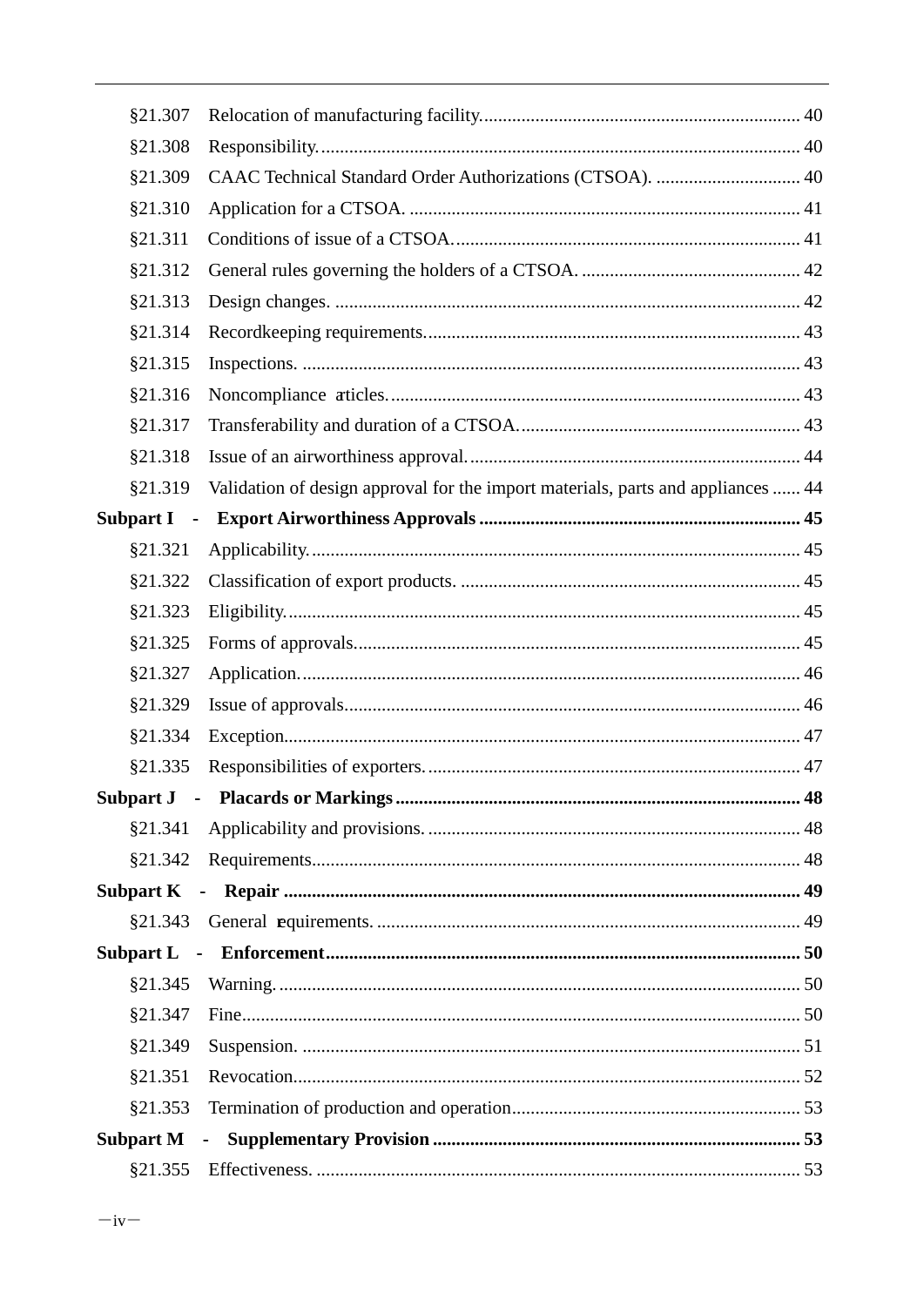§21.307 Relocation of manufacturing facility. 40

§21.308 Responsibility. 40

§21.309 CAAC Technical Standard Order Authorizations (CTSOA). 40

§21.310 Application for a CTSOA. 41

§21.311 Conditions of issue of a CTSOA. 41

§21.312 General rules governing the holders of a CTSOA. 42

§21.313 Design changes. 42

§21.314 Recordkeeping requirements. 43

§21.315 Inspections. 43

§21.316 Noncompliance articles. 43

§21.317 Transferability and duration of a CTSOA. 43

§21.318 Issue of an airworthiness approval. 44

§21.319 Validation of design approval for the import materials, parts and appliances 44

**Subpart I - Export Airworthiness Approvals 45**

§21.321 Applicability. 45

§21.322 Classification of export products. 45

§21.323 Eligibility. 45

§21.325 Forms of approvals. 45

§21.327 Application. 46

§21.329 Issue of approvals. 46

§21.334 Exception. 47

§21.335 Responsibilities of exporters. 47

**Subpart J - Placards or Markings 48**

§21.341 Applicability and provisions. 48

§21.342 Requirements. 48

**Subpart K - Repair 49**

§21.343 General requirements. 49

**Subpart L - Enforcement 50**

§21.345 Warning. 50

§21.347 Fine. 50

§21.349 Suspension. 51

§21.351 Revocation. 52

§21.353 Termination of production and operation. 53

**Subpart M - Supplementary Provision 53**

§21.355 Effectiveness. 53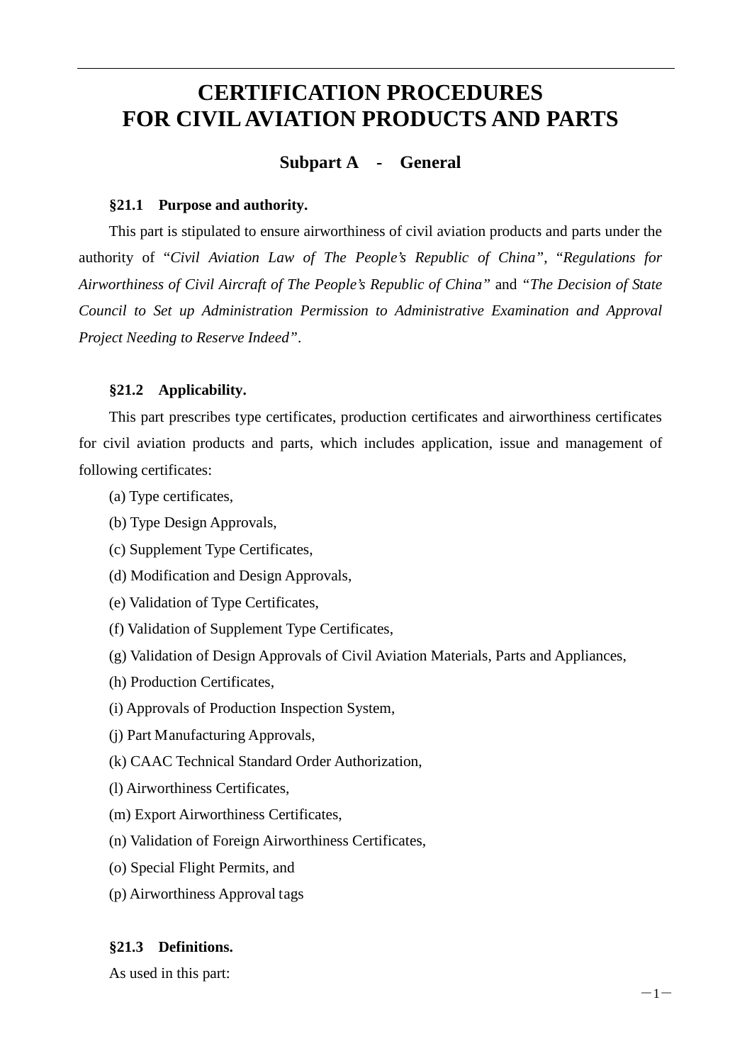# CERTIFICATION PROCEDURES FOR CIVIL AVIATION PRODUCTS AND PARTS

## Subpart A - General

### §21.1 Purpose and authority.

This part is stipulated to ensure airworthiness of civil aviation products and parts under the authority of "*Civil Aviation Law of The People's Republic of China*", "*Regulations for Airworthiness of Civil Aircraft of The People's Republic of China*" and *"The Decision of State Council to Set up Administration Permission to Administrative Examination and Approval Project Needing to Reserve Indeed"*.

### §21.2 Applicability.

This part prescribes type certificates, production certificates and airworthiness certificates for civil aviation products and parts, which includes application, issue and management of following certificates:

(a) Type certificates,

(b) Type Design Approvals,

(c) Supplement Type Certificates,

(d) Modification and Design Approvals,

(e) Validation of Type Certificates,

(f) Validation of Supplement Type Certificates,

(g) Validation of Design Approvals of Civil Aviation Materials, Parts and Appliances,

(h) Production Certificates,

(i) Approvals of Production Inspection System,

(j) Part Manufacturing Approvals,

(k) CAAC Technical Standard Order Authorization,

(l) Airworthiness Certificates,

(m) Export Airworthiness Certificates,

(n) Validation of Foreign Airworthiness Certificates,

(o) Special Flight Permits, and

(p) Airworthiness Approval tags

### §21.3 Definitions.

As used in this part: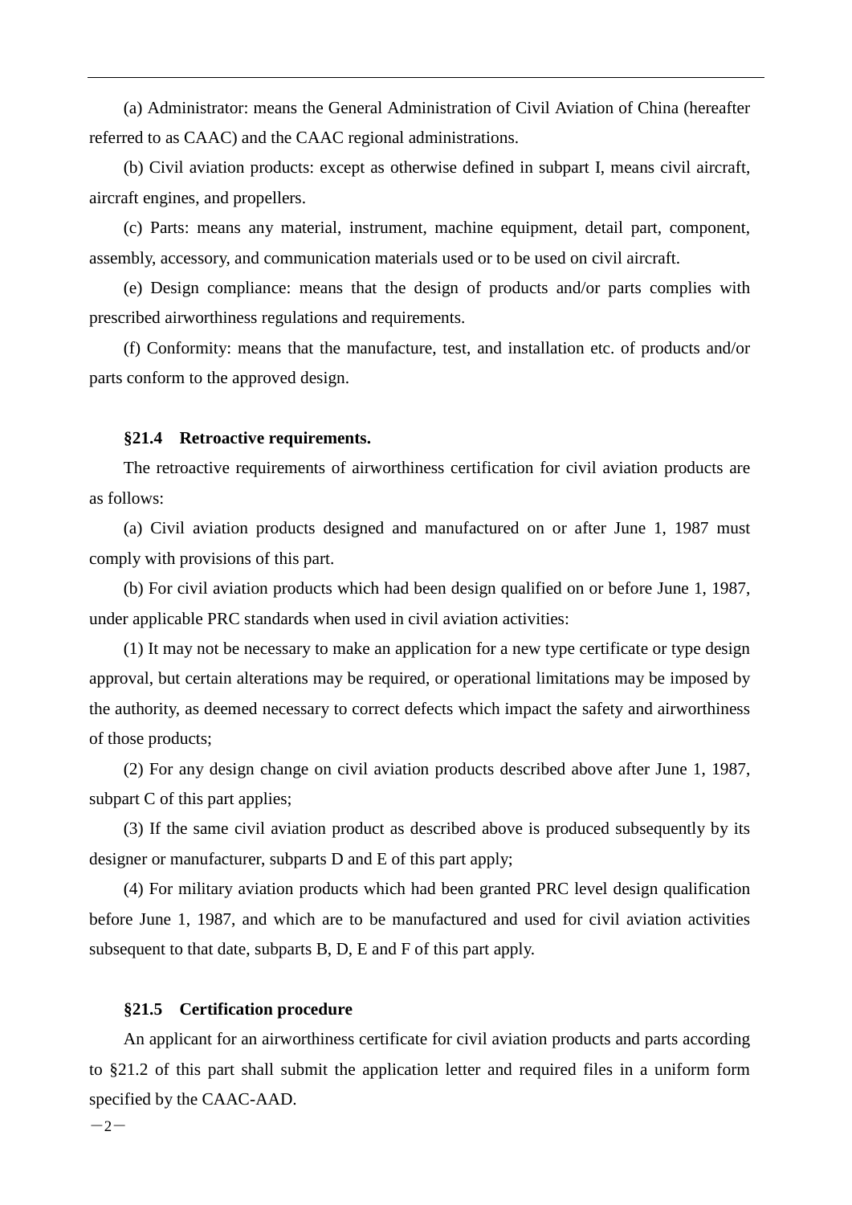(a) Administrator: means the General Administration of Civil Aviation of China (hereafter referred to as CAAC) and the CAAC regional administrations.

(b) Civil aviation products: except as otherwise defined in subpart I, means civil aircraft, aircraft engines, and propellers.

(c) Parts: means any material, instrument, machine equipment, detail part, component, assembly, accessory, and communication materials used or to be used on civil aircraft.

(e) Design compliance: means that the design of products and/or parts complies with prescribed airworthiness regulations and requirements.

(f) Conformity: means that the manufacture, test, and installation etc. of products and/or parts conform to the approved design.

### §21.4 Retroactive requirements.

The retroactive requirements of airworthiness certification for civil aviation products are as follows:

(a) Civil aviation products designed and manufactured on or after June 1, 1987 must comply with provisions of this part.

(b) For civil aviation products which had been design qualified on or before June 1, 1987, under applicable PRC standards when used in civil aviation activities:

(1) It may not be necessary to make an application for a new type certificate or type design approval, but certain alterations may be required, or operational limitations may be imposed by the authority, as deemed necessary to correct defects which impact the safety and airworthiness of those products;

(2) For any design change on civil aviation products described above after June 1, 1987, subpart C of this part applies;

(3) If the same civil aviation product as described above is produced subsequently by its designer or manufacturer, subparts D and E of this part apply;

(4) For military aviation products which had been granted PRC level design qualification before June 1, 1987, and which are to be manufactured and used for civil aviation activities subsequent to that date, subparts B, D, E and F of this part apply.

### §21.5 Certification procedure

An applicant for an airworthiness certificate for civil aviation products and parts according to §21.2 of this part shall submit the application letter and required files in a uniform form specified by the CAAC-AAD.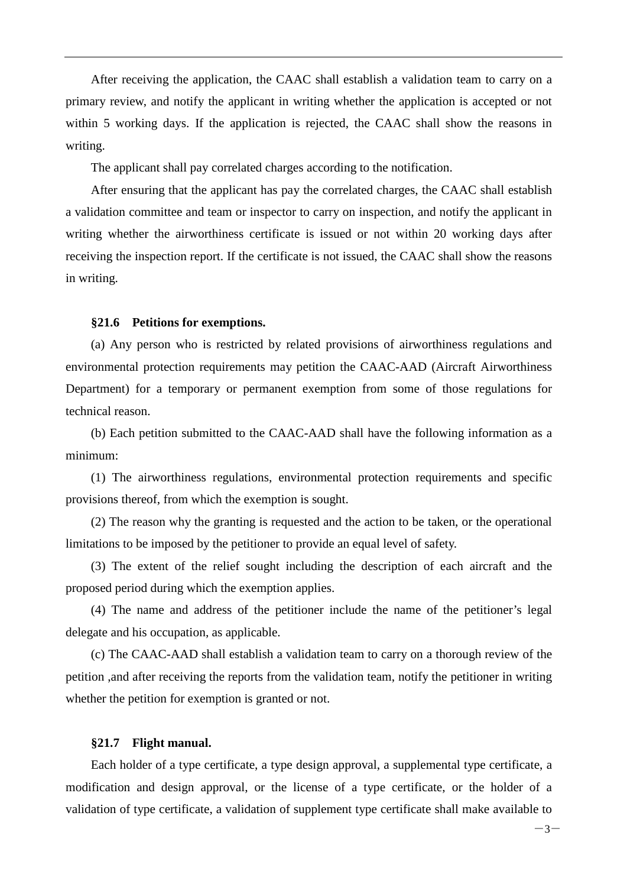After receiving the application, the CAAC shall establish a validation team to carry on a primary review, and notify the applicant in writing whether the application is accepted or not within 5 working days. If the application is rejected, the CAAC shall show the reasons in writing.

The applicant shall pay correlated charges according to the notification.

After ensuring that the applicant has pay the correlated charges, the CAAC shall establish a validation committee and team or inspector to carry on inspection, and notify the applicant in writing whether the airworthiness certificate is issued or not within 20 working days after receiving the inspection report. If the certificate is not issued, the CAAC shall show the reasons in writing.

#### §21.6 Petitions for exemptions.

(a) Any person who is restricted by related provisions of airworthiness regulations and environmental protection requirements may petition the CAAC-AAD (Aircraft Airworthiness Department) for a temporary or permanent exemption from some of those regulations for technical reason.

(b) Each petition submitted to the CAAC-AAD shall have the following information as a minimum:

(1) The airworthiness regulations, environmental protection requirements and specific provisions thereof, from which the exemption is sought.

(2) The reason why the granting is requested and the action to be taken, or the operational limitations to be imposed by the petitioner to provide an equal level of safety.

(3) The extent of the relief sought including the description of each aircraft and the proposed period during which the exemption applies.

(4) The name and address of the petitioner include the name of the petitioner's legal delegate and his occupation, as applicable.

(c) The CAAC-AAD shall establish a validation team to carry on a thorough review of the petition ,and after receiving the reports from the validation team, notify the petitioner in writing whether the petition for exemption is granted or not.

#### §21.7 Flight manual.

Each holder of a type certificate, a type design approval, a supplemental type certificate, a modification and design approval, or the license of a type certificate, or the holder of a validation of type certificate, a validation of supplement type certificate shall make available to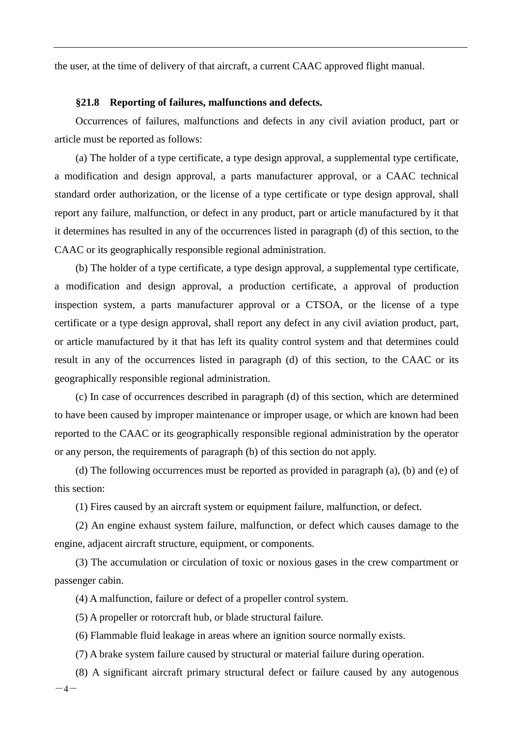the user, at the time of delivery of that aircraft, a current CAAC approved flight manual.

**§21.8 Reporting of failures, malfunctions and defects.**

Occurrences of failures, malfunctions and defects in any civil aviation product, part or article must be reported as follows:

(a) The holder of a type certificate, a type design approval, a supplemental type certificate, a modification and design approval, a parts manufacturer approval, or a CAAC technical standard order authorization, or the license of a type certificate or type design approval, shall report any failure, malfunction, or defect in any product, part or article manufactured by it that it determines has resulted in any of the occurrences listed in paragraph (d) of this section, to the CAAC or its geographically responsible regional administration.

(b) The holder of a type certificate, a type design approval, a supplemental type certificate, a modification and design approval, a production certificate, a approval of production inspection system, a parts manufacturer approval or a CTSOA, or the license of a type certificate or a type design approval, shall report any defect in any civil aviation product, part, or article manufactured by it that has left its quality control system and that determines could result in any of the occurrences listed in paragraph (d) of this section, to the CAAC or its geographically responsible regional administration.

(c) In case of occurrences described in paragraph (d) of this section, which are determined to have been caused by improper maintenance or improper usage, or which are known had been reported to the CAAC or its geographically responsible regional administration by the operator or any person, the requirements of paragraph (b) of this section do not apply.

(d) The following occurrences must be reported as provided in paragraph (a), (b) and (e) of this section:

(1) Fires caused by an aircraft system or equipment failure, malfunction, or defect.

(2) An engine exhaust system failure, malfunction, or defect which causes damage to the engine, adjacent aircraft structure, equipment, or components.

(3) The accumulation or circulation of toxic or noxious gases in the crew compartment or passenger cabin.

(4) A malfunction, failure or defect of a propeller control system.

(5) A propeller or rotorcraft hub, or blade structural failure.

(6) Flammable fluid leakage in areas where an ignition source normally exists.

(7) A brake system failure caused by structural or material failure during operation.

(8) A significant aircraft primary structural defect or failure caused by any autogenous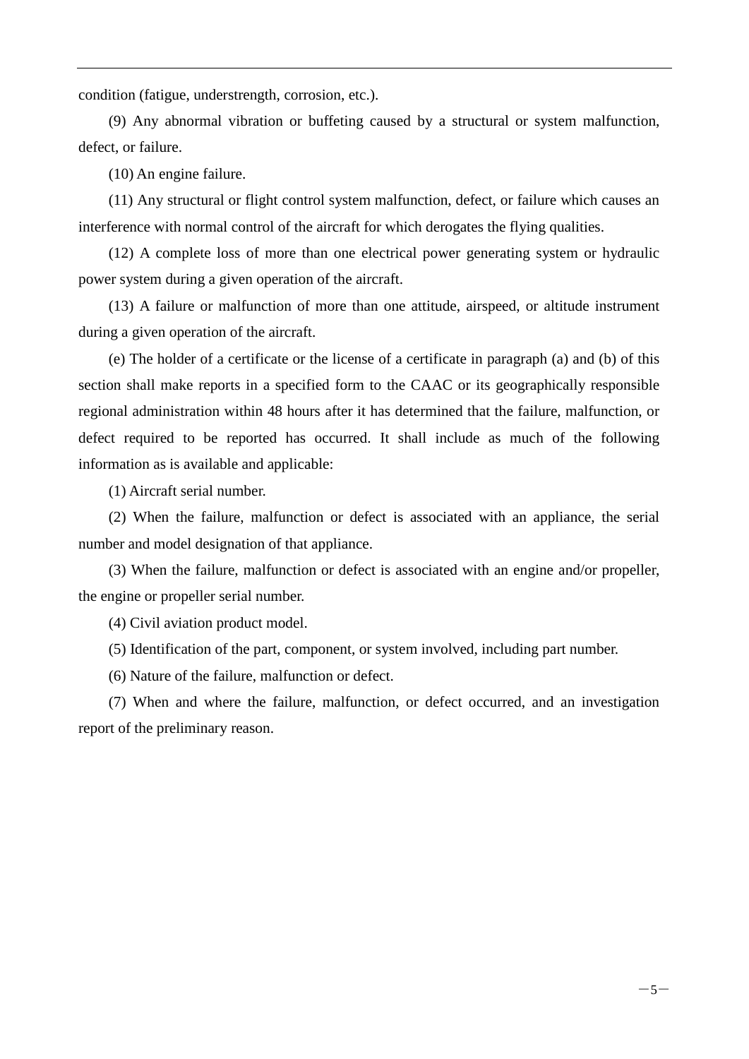condition (fatigue, understrength, corrosion, etc.).

(9) Any abnormal vibration or buffeting caused by a structural or system malfunction, defect, or failure.

(10) An engine failure.

(11) Any structural or flight control system malfunction, defect, or failure which causes an interference with normal control of the aircraft for which derogates the flying qualities.

(12) A complete loss of more than one electrical power generating system or hydraulic power system during a given operation of the aircraft.

(13) A failure or malfunction of more than one attitude, airspeed, or altitude instrument during a given operation of the aircraft.

(e) The holder of a certificate or the license of a certificate in paragraph (a) and (b) of this section shall make reports in a specified form to the CAAC or its geographically responsible regional administration within 48 hours after it has determined that the failure, malfunction, or defect required to be reported has occurred. It shall include as much of the following information as is available and applicable:

(1) Aircraft serial number.

(2) When the failure, malfunction or defect is associated with an appliance, the serial number and model designation of that appliance.

(3) When the failure, malfunction or defect is associated with an engine and/or propeller, the engine or propeller serial number.

(4) Civil aviation product model.

(5) Identification of the part, component, or system involved, including part number.

(6) Nature of the failure, malfunction or defect.

(7) When and where the failure, malfunction, or defect occurred, and an investigation report of the preliminary reason.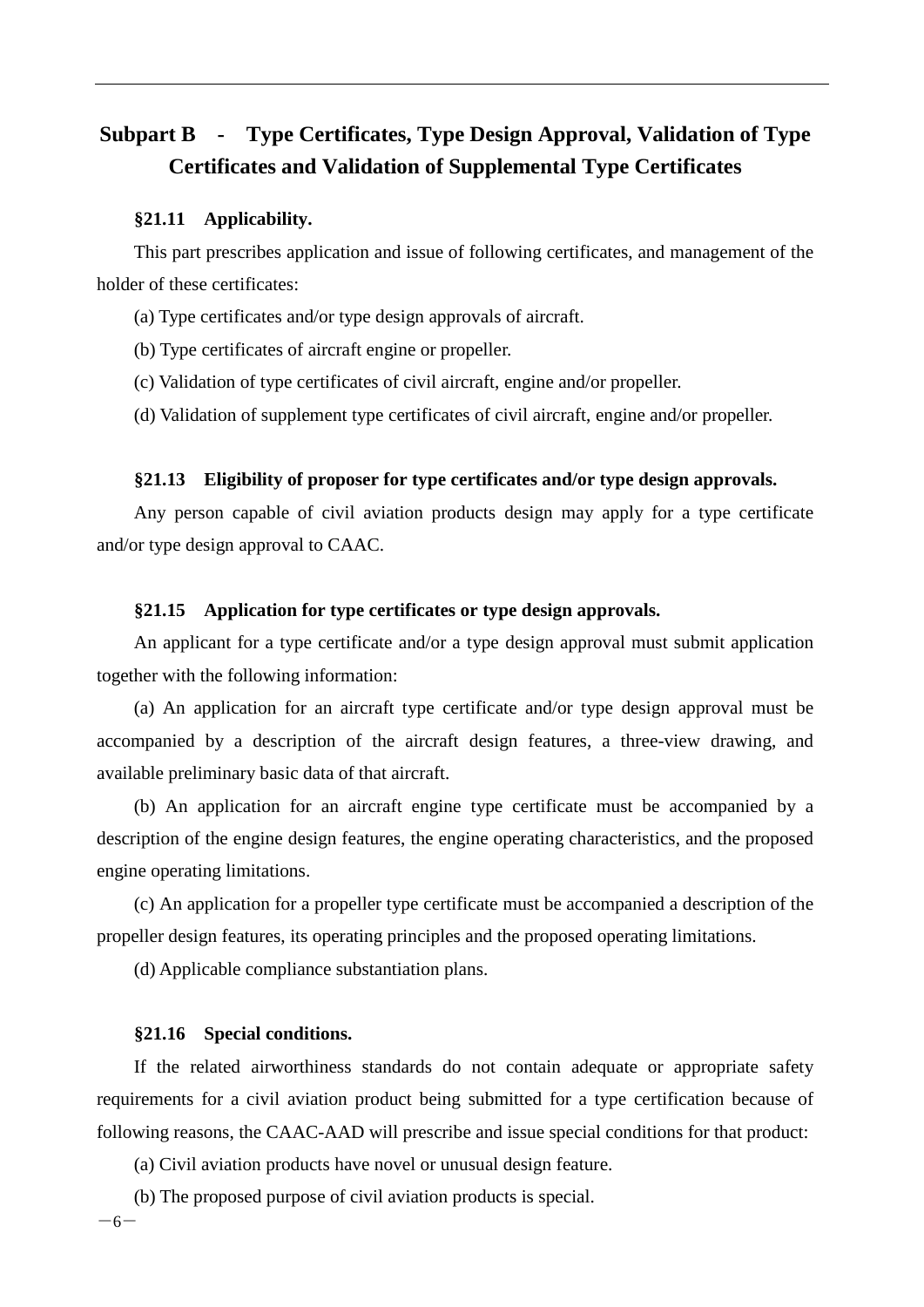## Subpart B - Type Certificates, Type Design Approval, Validation of Type Certificates and Validation of Supplemental Type Certificates

### §21.11 Applicability.

This part prescribes application and issue of following certificates, and management of the holder of these certificates:

(a) Type certificates and/or type design approvals of aircraft.

(b) Type certificates of aircraft engine or propeller.

(c) Validation of type certificates of civil aircraft, engine and/or propeller.

(d) Validation of supplement type certificates of civil aircraft, engine and/or propeller.

### §21.13 Eligibility of proposer for type certificates and/or type design approvals.

Any person capable of civil aviation products design may apply for a type certificate and/or type design approval to CAAC.

### §21.15 Application for type certificates or type design approvals.

An applicant for a type certificate and/or a type design approval must submit application together with the following information:

(a) An application for an aircraft type certificate and/or type design approval must be accompanied by a description of the aircraft design features, a three-view drawing, and available preliminary basic data of that aircraft.

(b) An application for an aircraft engine type certificate must be accompanied by a description of the engine design features, the engine operating characteristics, and the proposed engine operating limitations.

(c) An application for a propeller type certificate must be accompanied a description of the propeller design features, its operating principles and the proposed operating limitations.

(d) Applicable compliance substantiation plans.

### §21.16 Special conditions.

If the related airworthiness standards do not contain adequate or appropriate safety requirements for a civil aviation product being submitted for a type certification because of following reasons, the CAAC-AAD will prescribe and issue special conditions for that product:

(a) Civil aviation products have novel or unusual design feature.

(b) The proposed purpose of civil aviation products is special.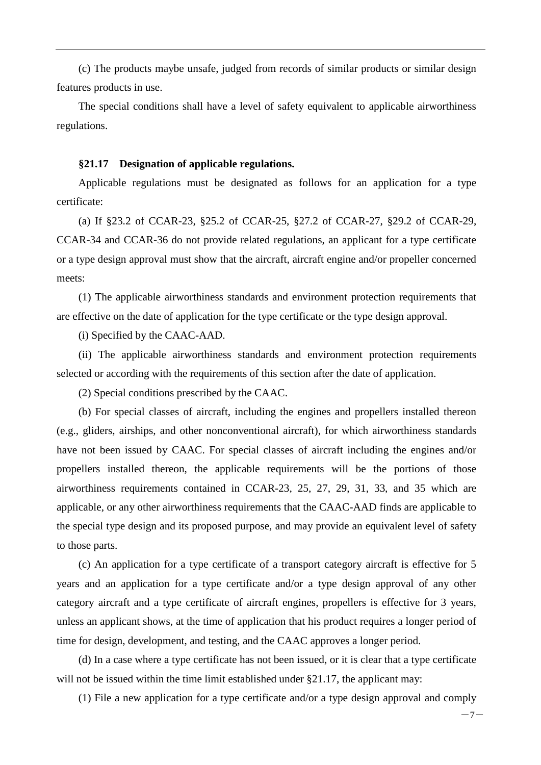(c) The products maybe unsafe, judged from records of similar products or similar design features products in use.

The special conditions shall have a level of safety equivalent to applicable airworthiness regulations.

**§21.17 Designation of applicable regulations.**

Applicable regulations must be designated as follows for an application for a type certificate:

(a) If §23.2 of CCAR-23, §25.2 of CCAR-25, §27.2 of CCAR-27, §29.2 of CCAR-29, CCAR-34 and CCAR-36 do not provide related regulations, an applicant for a type certificate or a type design approval must show that the aircraft, aircraft engine and/or propeller concerned meets:

(1) The applicable airworthiness standards and environment protection requirements that are effective on the date of application for the type certificate or the type design approval.

(i) Specified by the CAAC-AAD.

(ii) The applicable airworthiness standards and environment protection requirements selected or according with the requirements of this section after the date of application.

(2) Special conditions prescribed by the CAAC.

(b) For special classes of aircraft, including the engines and propellers installed thereon (e.g., gliders, airships, and other nonconventional aircraft), for which airworthiness standards have not been issued by CAAC. For special classes of aircraft including the engines and/or propellers installed thereon, the applicable requirements will be the portions of those airworthiness requirements contained in CCAR-23, 25, 27, 29, 31, 33, and 35 which are applicable, or any other airworthiness requirements that the CAAC-AAD finds are applicable to the special type design and its proposed purpose, and may provide an equivalent level of safety to those parts.

(c) An application for a type certificate of a transport category aircraft is effective for 5 years and an application for a type certificate and/or a type design approval of any other category aircraft and a type certificate of aircraft engines, propellers is effective for 3 years, unless an applicant shows, at the time of application that his product requires a longer period of time for design, development, and testing, and the CAAC approves a longer period.

(d) In a case where a type certificate has not been issued, or it is clear that a type certificate will not be issued within the time limit established under §21.17, the applicant may:

(1) File a new application for a type certificate and/or a type design approval and comply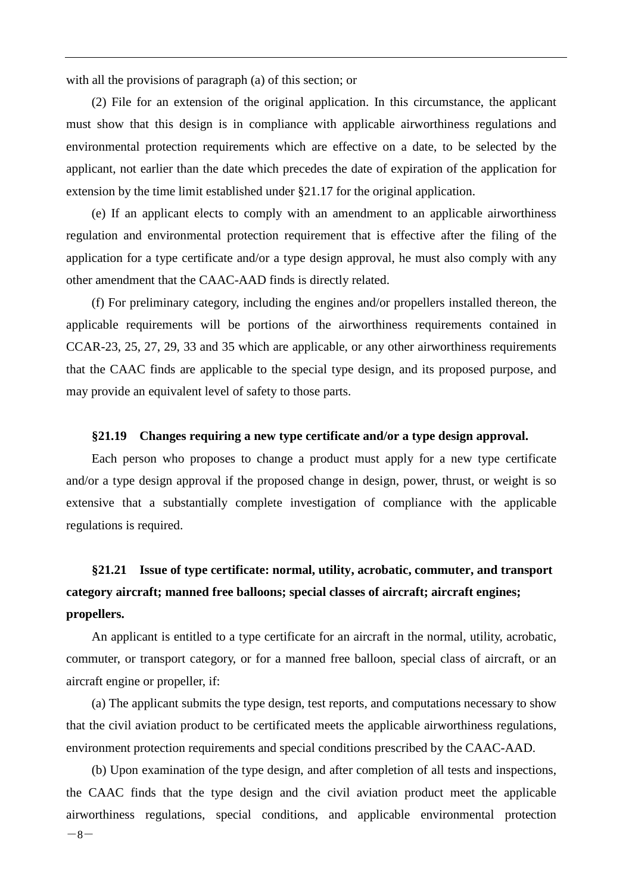with all the provisions of paragraph (a) of this section; or

(2) File for an extension of the original application. In this circumstance, the applicant must show that this design is in compliance with applicable airworthiness regulations and environmental protection requirements which are effective on a date, to be selected by the applicant, not earlier than the date which precedes the date of expiration of the application for extension by the time limit established under §21.17 for the original application.

(e) If an applicant elects to comply with an amendment to an applicable airworthiness regulation and environmental protection requirement that is effective after the filing of the application for a type certificate and/or a type design approval, he must also comply with any other amendment that the CAAC-AAD finds is directly related.

(f) For preliminary category, including the engines and/or propellers installed thereon, the applicable requirements will be portions of the airworthiness requirements contained in CCAR-23, 25, 27, 29, 33 and 35 which are applicable, or any other airworthiness requirements that the CAAC finds are applicable to the special type design, and its proposed purpose, and may provide an equivalent level of safety to those parts.

### §21.19 Changes requiring a new type certificate and/or a type design approval.

Each person who proposes to change a product must apply for a new type certificate and/or a type design approval if the proposed change in design, power, thrust, or weight is so extensive that a substantially complete investigation of compliance with the applicable regulations is required.

### §21.21 Issue of type certificate: normal, utility, acrobatic, commuter, and transport category aircraft; manned free balloons; special classes of aircraft; aircraft engines; propellers.

An applicant is entitled to a type certificate for an aircraft in the normal, utility, acrobatic, commuter, or transport category, or for a manned free balloon, special class of aircraft, or an aircraft engine or propeller, if:

(a) The applicant submits the type design, test reports, and computations necessary to show that the civil aviation product to be certificated meets the applicable airworthiness regulations, environment protection requirements and special conditions prescribed by the CAAC-AAD.

(b) Upon examination of the type design, and after completion of all tests and inspections, the CAAC finds that the type design and the civil aviation product meet the applicable airworthiness regulations, special conditions, and applicable environmental protection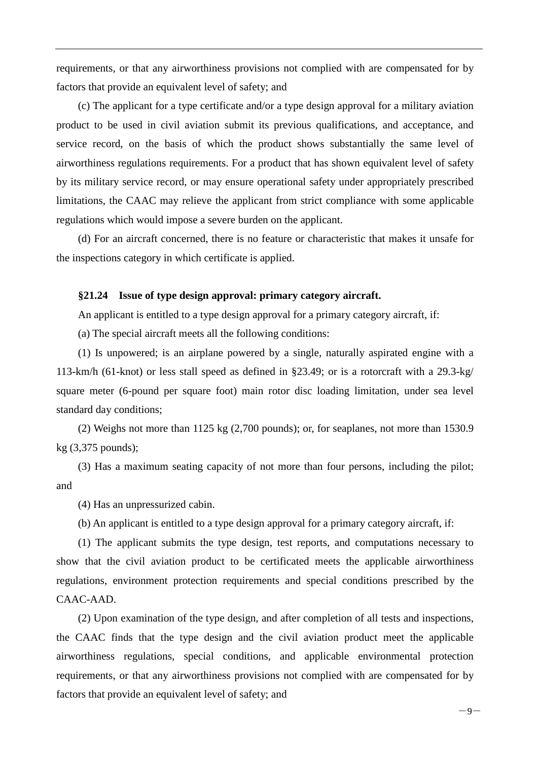requirements, or that any airworthiness provisions not complied with are compensated for by factors that provide an equivalent level of safety; and

(c) The applicant for a type certificate and/or a type design approval for a military aviation product to be used in civil aviation submit its previous qualifications, and acceptance, and service record, on the basis of which the product shows substantially the same level of airworthiness regulations requirements. For a product that has shown equivalent level of safety by its military service record, or may ensure operational safety under appropriately prescribed limitations, the CAAC may relieve the applicant from strict compliance with some applicable regulations which would impose a severe burden on the applicant.

(d) For an aircraft concerned, there is no feature or characteristic that makes it unsafe for the inspections category in which certificate is applied.

### §21.24 Issue of type design approval: primary category aircraft.

An applicant is entitled to a type design approval for a primary category aircraft, if:

(a) The special aircraft meets all the following conditions:

(1) Is unpowered; is an airplane powered by a single, naturally aspirated engine with a 113-km/h (61-knot) or less stall speed as defined in §23.49; or is a rotorcraft with a 29.3-kg/ square meter (6-pound per square foot) main rotor disc loading limitation, under sea level standard day conditions;

(2) Weighs not more than 1125 kg (2,700 pounds); or, for seaplanes, not more than 1530.9 kg (3,375 pounds);

(3) Has a maximum seating capacity of not more than four persons, including the pilot; and

(4) Has an unpressurized cabin.

(b) An applicant is entitled to a type design approval for a primary category aircraft, if:

(1) The applicant submits the type design, test reports, and computations necessary to show that the civil aviation product to be certificated meets the applicable airworthiness regulations, environment protection requirements and special conditions prescribed by the CAAC-AAD.

(2) Upon examination of the type design, and after completion of all tests and inspections, the CAAC finds that the type design and the civil aviation product meet the applicable airworthiness regulations, special conditions, and applicable environmental protection requirements, or that any airworthiness provisions not complied with are compensated for by factors that provide an equivalent level of safety; and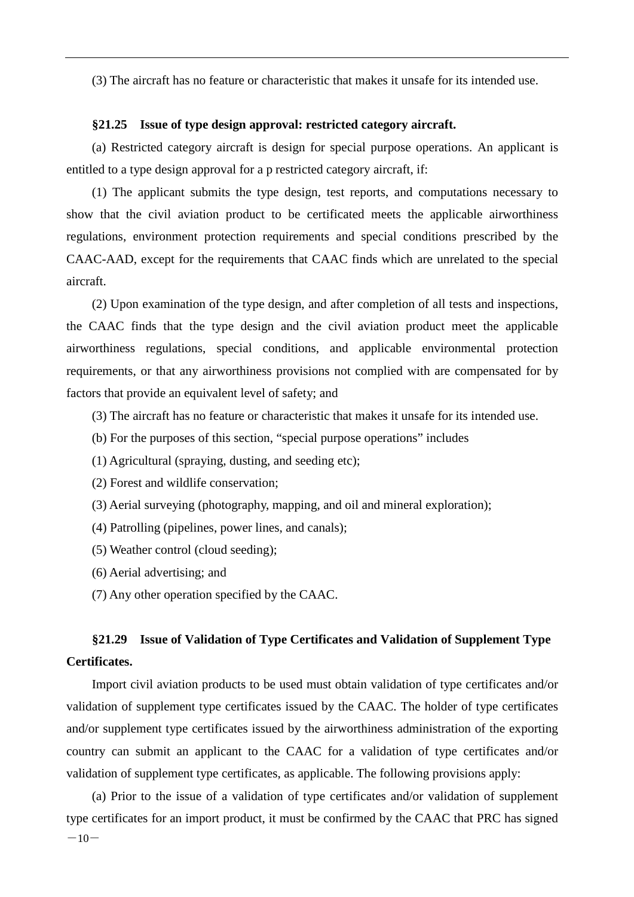(3) The aircraft has no feature or characteristic that makes it unsafe for its intended use.

### §21.25 Issue of type design approval: restricted category aircraft.

(a) Restricted category aircraft is design for special purpose operations. An applicant is entitled to a type design approval for a p restricted category aircraft, if:

(1) The applicant submits the type design, test reports, and computations necessary to show that the civil aviation product to be certificated meets the applicable airworthiness regulations, environment protection requirements and special conditions prescribed by the CAAC-AAD, except for the requirements that CAAC finds which are unrelated to the special aircraft.

(2) Upon examination of the type design, and after completion of all tests and inspections, the CAAC finds that the type design and the civil aviation product meet the applicable airworthiness regulations, special conditions, and applicable environmental protection requirements, or that any airworthiness provisions not complied with are compensated for by factors that provide an equivalent level of safety; and

(3) The aircraft has no feature or characteristic that makes it unsafe for its intended use.

(b) For the purposes of this section, "special purpose operations" includes

(1) Agricultural (spraying, dusting, and seeding etc);

(2) Forest and wildlife conservation;

(3) Aerial surveying (photography, mapping, and oil and mineral exploration);

(4) Patrolling (pipelines, power lines, and canals);

(5) Weather control (cloud seeding);

(6) Aerial advertising; and

(7) Any other operation specified by the CAAC.

### §21.29 Issue of Validation of Type Certificates and Validation of Supplement Type Certificates.

Import civil aviation products to be used must obtain validation of type certificates and/or validation of supplement type certificates issued by the CAAC. The holder of type certificates and/or supplement type certificates issued by the airworthiness administration of the exporting country can submit an applicant to the CAAC for a validation of type certificates and/or validation of supplement type certificates, as applicable. The following provisions apply:

(a) Prior to the issue of a validation of type certificates and/or validation of supplement type certificates for an import product, it must be confirmed by the CAAC that PRC has signed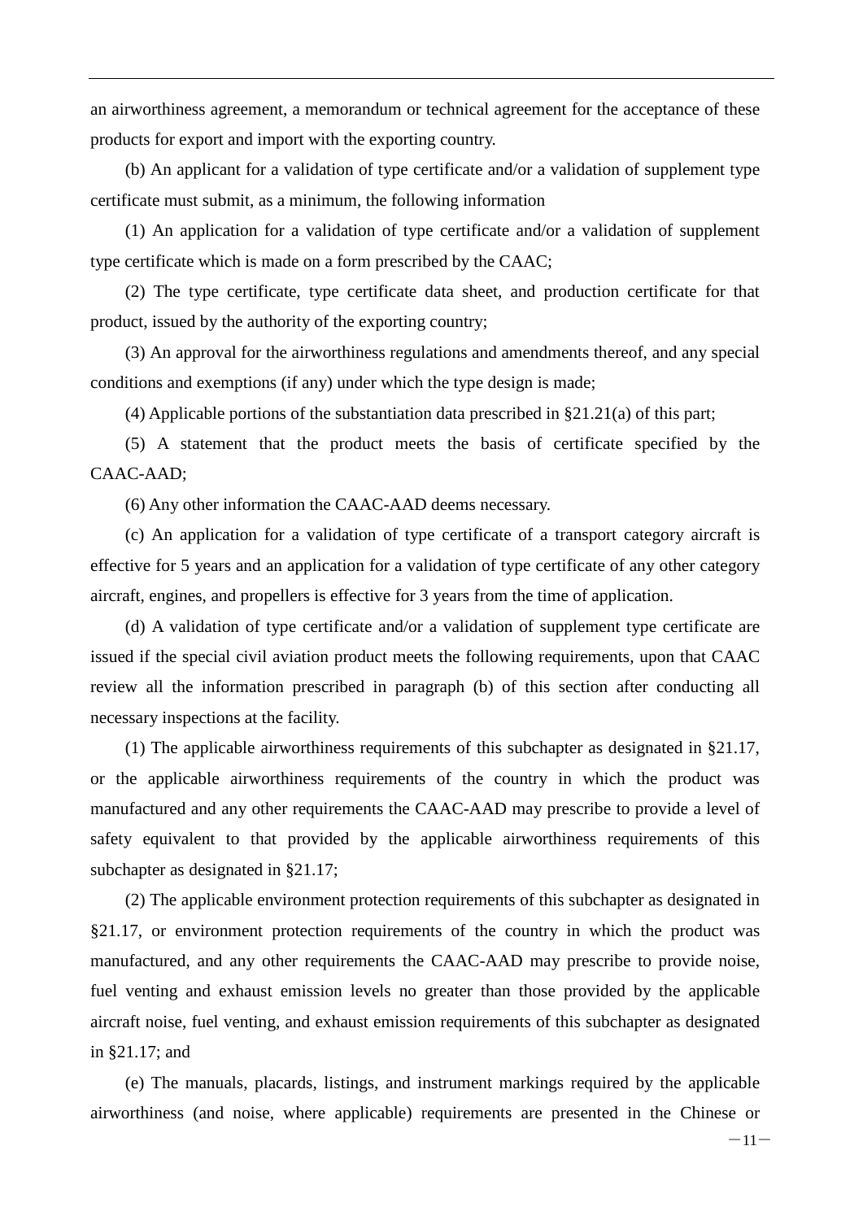an airworthiness agreement, a memorandum or technical agreement for the acceptance of these products for export and import with the exporting country.

(b) An applicant for a validation of type certificate and/or a validation of supplement type certificate must submit, as a minimum, the following information

(1) An application for a validation of type certificate and/or a validation of supplement type certificate which is made on a form prescribed by the CAAC;

(2) The type certificate, type certificate data sheet, and production certificate for that product, issued by the authority of the exporting country;

(3) An approval for the airworthiness regulations and amendments thereof, and any special conditions and exemptions (if any) under which the type design is made;

(4) Applicable portions of the substantiation data prescribed in §21.21(a) of this part;

(5) A statement that the product meets the basis of certificate specified by the CAAC-AAD;

(6) Any other information the CAAC-AAD deems necessary.

(c) An application for a validation of type certificate of a transport category aircraft is effective for 5 years and an application for a validation of type certificate of any other category aircraft, engines, and propellers is effective for 3 years from the time of application.

(d) A validation of type certificate and/or a validation of supplement type certificate are issued if the special civil aviation product meets the following requirements, upon that CAAC review all the information prescribed in paragraph (b) of this section after conducting all necessary inspections at the facility.

(1) The applicable airworthiness requirements of this subchapter as designated in §21.17, or the applicable airworthiness requirements of the country in which the product was manufactured and any other requirements the CAAC-AAD may prescribe to provide a level of safety equivalent to that provided by the applicable airworthiness requirements of this subchapter as designated in §21.17;

(2) The applicable environment protection requirements of this subchapter as designated in §21.17, or environment protection requirements of the country in which the product was manufactured, and any other requirements the CAAC-AAD may prescribe to provide noise, fuel venting and exhaust emission levels no greater than those provided by the applicable aircraft noise, fuel venting, and exhaust emission requirements of this subchapter as designated in §21.17; and

(e) The manuals, placards, listings, and instrument markings required by the applicable airworthiness (and noise, where applicable) requirements are presented in the Chinese or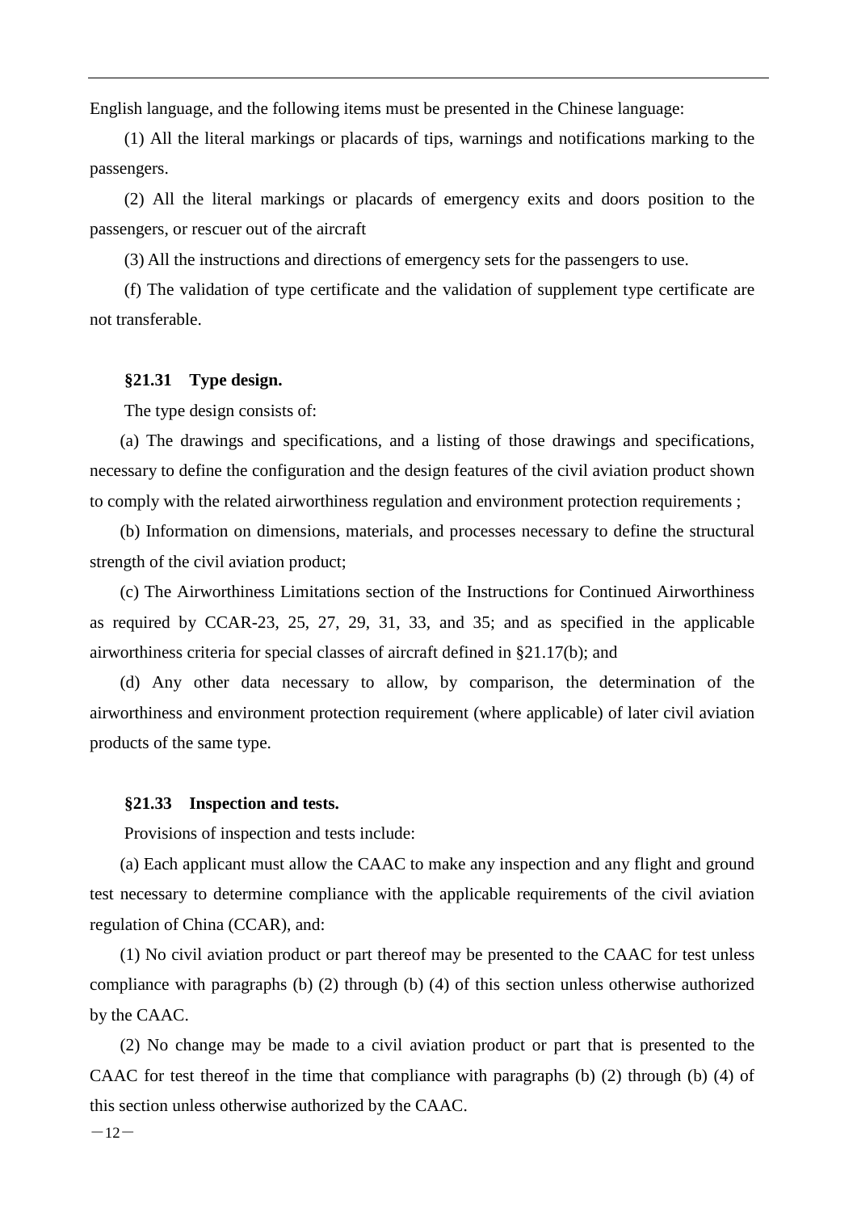English language, and the following items must be presented in the Chinese language:

(1) All the literal markings or placards of tips, warnings and notifications marking to the passengers.

(2) All the literal markings or placards of emergency exits and doors position to the passengers, or rescuer out of the aircraft

(3) All the instructions and directions of emergency sets for the passengers to use.

(f) The validation of type certificate and the validation of supplement type certificate are not transferable.

### §21.31 Type design.

The type design consists of:

(a) The drawings and specifications, and a listing of those drawings and specifications, necessary to define the configuration and the design features of the civil aviation product shown to comply with the related airworthiness regulation and environment protection requirements ;

(b) Information on dimensions, materials, and processes necessary to define the structural strength of the civil aviation product;

(c) The Airworthiness Limitations section of the Instructions for Continued Airworthiness as required by CCAR-23, 25, 27, 29, 31, 33, and 35; and as specified in the applicable airworthiness criteria for special classes of aircraft defined in §21.17(b); and

(d) Any other data necessary to allow, by comparison, the determination of the airworthiness and environment protection requirement (where applicable) of later civil aviation products of the same type.

### §21.33 Inspection and tests.

Provisions of inspection and tests include:

(a) Each applicant must allow the CAAC to make any inspection and any flight and ground test necessary to determine compliance with the applicable requirements of the civil aviation regulation of China (CCAR), and:

(1) No civil aviation product or part thereof may be presented to the CAAC for test unless compliance with paragraphs (b) (2) through (b) (4) of this section unless otherwise authorized by the CAAC.

(2) No change may be made to a civil aviation product or part that is presented to the CAAC for test thereof in the time that compliance with paragraphs (b) (2) through (b) (4) of this section unless otherwise authorized by the CAAC.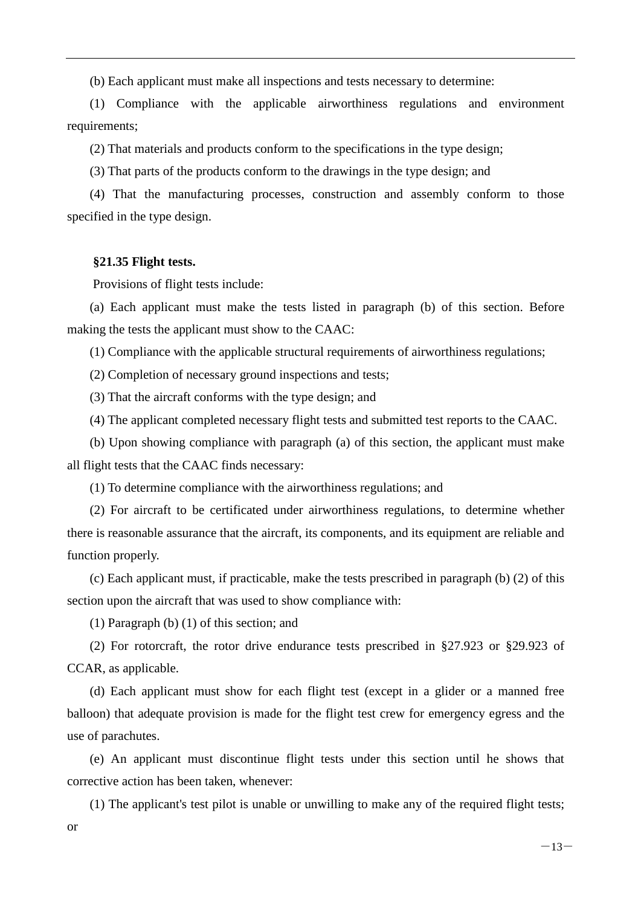(b) Each applicant must make all inspections and tests necessary to determine:

(1) Compliance with the applicable airworthiness regulations and environment requirements;

(2) That materials and products conform to the specifications in the type design;

(3) That parts of the products conform to the drawings in the type design; and

(4) That the manufacturing processes, construction and assembly conform to those specified in the type design.

**§21.35 Flight tests.**

Provisions of flight tests include:

(a) Each applicant must make the tests listed in paragraph (b) of this section. Before making the tests the applicant must show to the CAAC:

(1) Compliance with the applicable structural requirements of airworthiness regulations;

(2) Completion of necessary ground inspections and tests;

(3) That the aircraft conforms with the type design; and

(4) The applicant completed necessary flight tests and submitted test reports to the CAAC.

(b) Upon showing compliance with paragraph (a) of this section, the applicant must make all flight tests that the CAAC finds necessary:

(1) To determine compliance with the airworthiness regulations; and

(2) For aircraft to be certificated under airworthiness regulations, to determine whether there is reasonable assurance that the aircraft, its components, and its equipment are reliable and function properly.

(c) Each applicant must, if practicable, make the tests prescribed in paragraph (b) (2) of this section upon the aircraft that was used to show compliance with:

(1) Paragraph (b) (1) of this section; and

(2) For rotorcraft, the rotor drive endurance tests prescribed in §27.923 or §29.923 of CCAR, as applicable.

(d) Each applicant must show for each flight test (except in a glider or a manned free balloon) that adequate provision is made for the flight test crew for emergency egress and the use of parachutes.

(e) An applicant must discontinue flight tests under this section until he shows that corrective action has been taken, whenever:

(1) The applicant's test pilot is unable or unwilling to make any of the required flight tests; or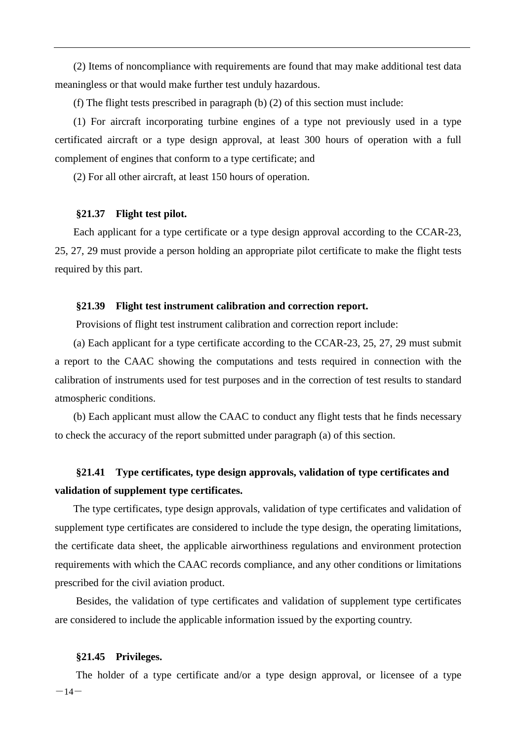(2) Items of noncompliance with requirements are found that may make additional test data meaningless or that would make further test unduly hazardous.

(f) The flight tests prescribed in paragraph (b) (2) of this section must include:

(1) For aircraft incorporating turbine engines of a type not previously used in a type certificated aircraft or a type design approval, at least 300 hours of operation with a full complement of engines that conform to a type certificate; and

(2) For all other aircraft, at least 150 hours of operation.

### §21.37 Flight test pilot.

Each applicant for a type certificate or a type design approval according to the CCAR-23, 25, 27, 29 must provide a person holding an appropriate pilot certificate to make the flight tests required by this part.

### §21.39 Flight test instrument calibration and correction report.

Provisions of flight test instrument calibration and correction report include:

(a) Each applicant for a type certificate according to the CCAR-23, 25, 27, 29 must submit a report to the CAAC showing the computations and tests required in connection with the calibration of instruments used for test purposes and in the correction of test results to standard atmospheric conditions.

(b) Each applicant must allow the CAAC to conduct any flight tests that he finds necessary to check the accuracy of the report submitted under paragraph (a) of this section.

### §21.41 Type certificates, type design approvals, validation of type certificates and validation of supplement type certificates.

The type certificates, type design approvals, validation of type certificates and validation of supplement type certificates are considered to include the type design, the operating limitations, the certificate data sheet, the applicable airworthiness regulations and environment protection requirements with which the CAAC records compliance, and any other conditions or limitations prescribed for the civil aviation product.

Besides, the validation of type certificates and validation of supplement type certificates are considered to include the applicable information issued by the exporting country.

### §21.45 Privileges.

The holder of a type certificate and/or a type design approval, or licensee of a type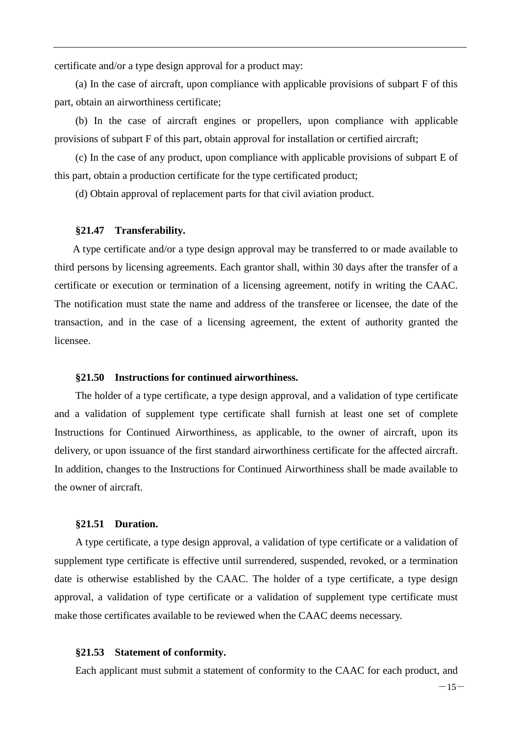certificate and/or a type design approval for a product may:

(a) In the case of aircraft, upon compliance with applicable provisions of subpart F of this part, obtain an airworthiness certificate;

(b) In the case of aircraft engines or propellers, upon compliance with applicable provisions of subpart F of this part, obtain approval for installation or certified aircraft;

(c) In the case of any product, upon compliance with applicable provisions of subpart E of this part, obtain a production certificate for the type certificated product;

(d) Obtain approval of replacement parts for that civil aviation product.

### §21.47 Transferability.

A type certificate and/or a type design approval may be transferred to or made available to third persons by licensing agreements. Each grantor shall, within 30 days after the transfer of a certificate or execution or termination of a licensing agreement, notify in writing the CAAC. The notification must state the name and address of the transferee or licensee, the date of the transaction, and in the case of a licensing agreement, the extent of authority granted the licensee.

### §21.50 Instructions for continued airworthiness.

The holder of a type certificate, a type design approval, and a validation of type certificate and a validation of supplement type certificate shall furnish at least one set of complete Instructions for Continued Airworthiness, as applicable, to the owner of aircraft, upon its delivery, or upon issuance of the first standard airworthiness certificate for the affected aircraft. In addition, changes to the Instructions for Continued Airworthiness shall be made available to the owner of aircraft.

### §21.51 Duration.

A type certificate, a type design approval, a validation of type certificate or a validation of supplement type certificate is effective until surrendered, suspended, revoked, or a termination date is otherwise established by the CAAC. The holder of a type certificate, a type design approval, a validation of type certificate or a validation of supplement type certificate must make those certificates available to be reviewed when the CAAC deems necessary.

### §21.53 Statement of conformity.

Each applicant must submit a statement of conformity to the CAAC for each product, and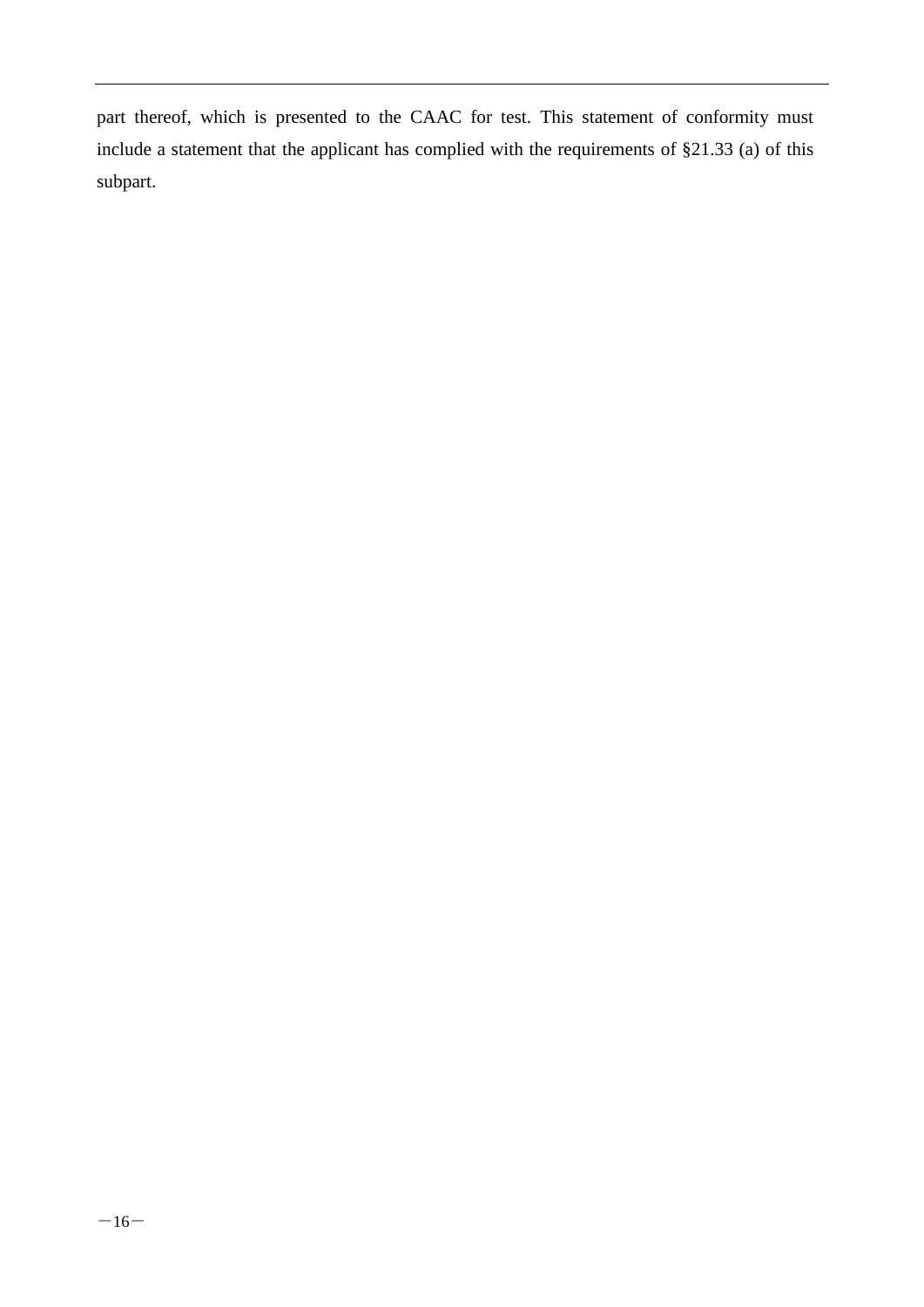part thereof, which is presented to the CAAC for test. This statement of conformity must include a statement that the applicant has complied with the requirements of §21.33 (a) of this subpart.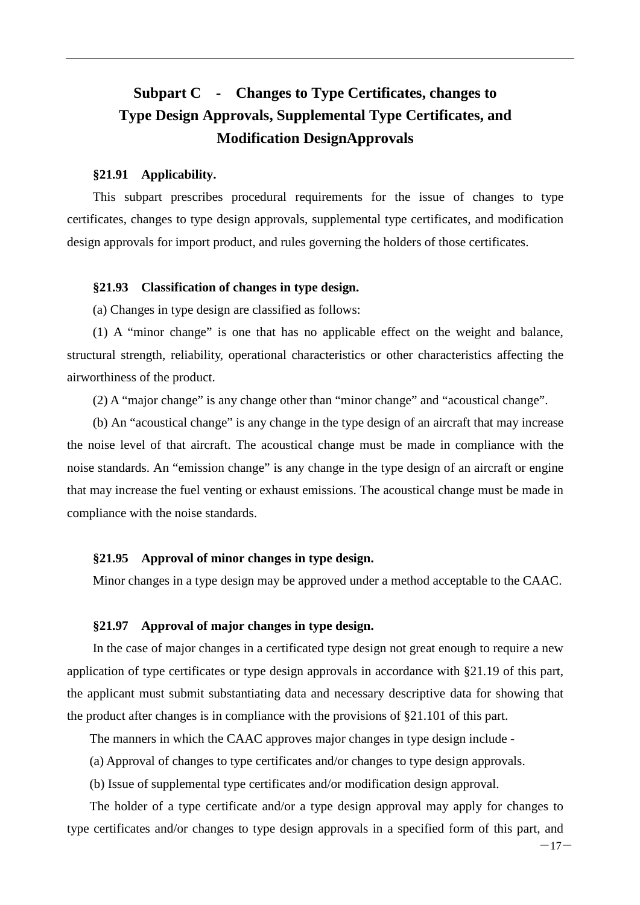## Subpart C - Changes to Type Certificates, changes to Type Design Approvals, Supplemental Type Certificates, and Modification DesignApprovals

### §21.91 Applicability.

This subpart prescribes procedural requirements for the issue of changes to type certificates, changes to type design approvals, supplemental type certificates, and modification design approvals for import product, and rules governing the holders of those certificates.

### §21.93 Classification of changes in type design.

(a) Changes in type design are classified as follows:

(1) A "minor change" is one that has no applicable effect on the weight and balance, structural strength, reliability, operational characteristics or other characteristics affecting the airworthiness of the product.

(2) A "major change" is any change other than "minor change" and "acoustical change".

(b) An "acoustical change" is any change in the type design of an aircraft that may increase the noise level of that aircraft. The acoustical change must be made in compliance with the noise standards. An "emission change" is any change in the type design of an aircraft or engine that may increase the fuel venting or exhaust emissions. The acoustical change must be made in compliance with the noise standards.

### §21.95 Approval of minor changes in type design.

Minor changes in a type design may be approved under a method acceptable to the CAAC.

### §21.97 Approval of major changes in type design.

In the case of major changes in a certificated type design not great enough to require a new application of type certificates or type design approvals in accordance with §21.19 of this part, the applicant must submit substantiating data and necessary descriptive data for showing that the product after changes is in compliance with the provisions of §21.101 of this part.

The manners in which the CAAC approves major changes in type design include -

(a) Approval of changes to type certificates and/or changes to type design approvals.

(b) Issue of supplemental type certificates and/or modification design approval.

The holder of a type certificate and/or a type design approval may apply for changes to type certificates and/or changes to type design approvals in a specified form of this part, and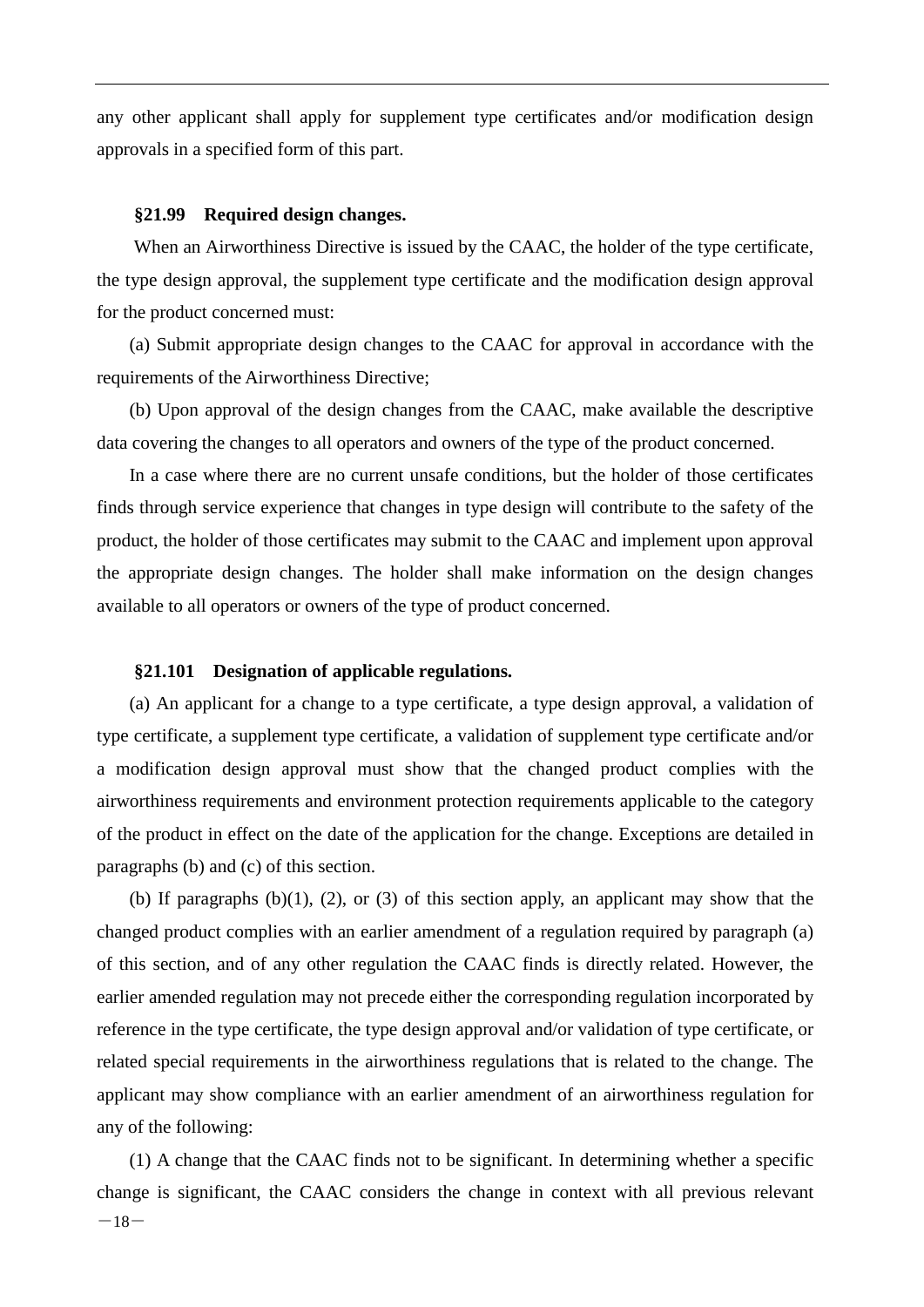any other applicant shall apply for supplement type certificates and/or modification design approvals in a specified form of this part.

**§21.99 Required design changes.**

When an Airworthiness Directive is issued by the CAAC, the holder of the type certificate, the type design approval, the supplement type certificate and the modification design approval for the product concerned must:

(a) Submit appropriate design changes to the CAAC for approval in accordance with the requirements of the Airworthiness Directive;

(b) Upon approval of the design changes from the CAAC, make available the descriptive data covering the changes to all operators and owners of the type of the product concerned.

In a case where there are no current unsafe conditions, but the holder of those certificates finds through service experience that changes in type design will contribute to the safety of the product, the holder of those certificates may submit to the CAAC and implement upon approval the appropriate design changes. The holder shall make information on the design changes available to all operators or owners of the type of product concerned.

**§21.101 Designation of applicable regulations.**

(a) An applicant for a change to a type certificate, a type design approval, a validation of type certificate, a supplement type certificate, a validation of supplement type certificate and/or a modification design approval must show that the changed product complies with the airworthiness requirements and environment protection requirements applicable to the category of the product in effect on the date of the application for the change. Exceptions are detailed in paragraphs (b) and (c) of this section.

(b) If paragraphs (b)(1), (2), or (3) of this section apply, an applicant may show that the changed product complies with an earlier amendment of a regulation required by paragraph (a) of this section, and of any other regulation the CAAC finds is directly related. However, the earlier amended regulation may not precede either the corresponding regulation incorporated by reference in the type certificate, the type design approval and/or validation of type certificate, or related special requirements in the airworthiness regulations that is related to the change. The applicant may show compliance with an earlier amendment of an airworthiness regulation for any of the following:

(1) A change that the CAAC finds not to be significant. In determining whether a specific change is significant, the CAAC considers the change in context with all previous relevant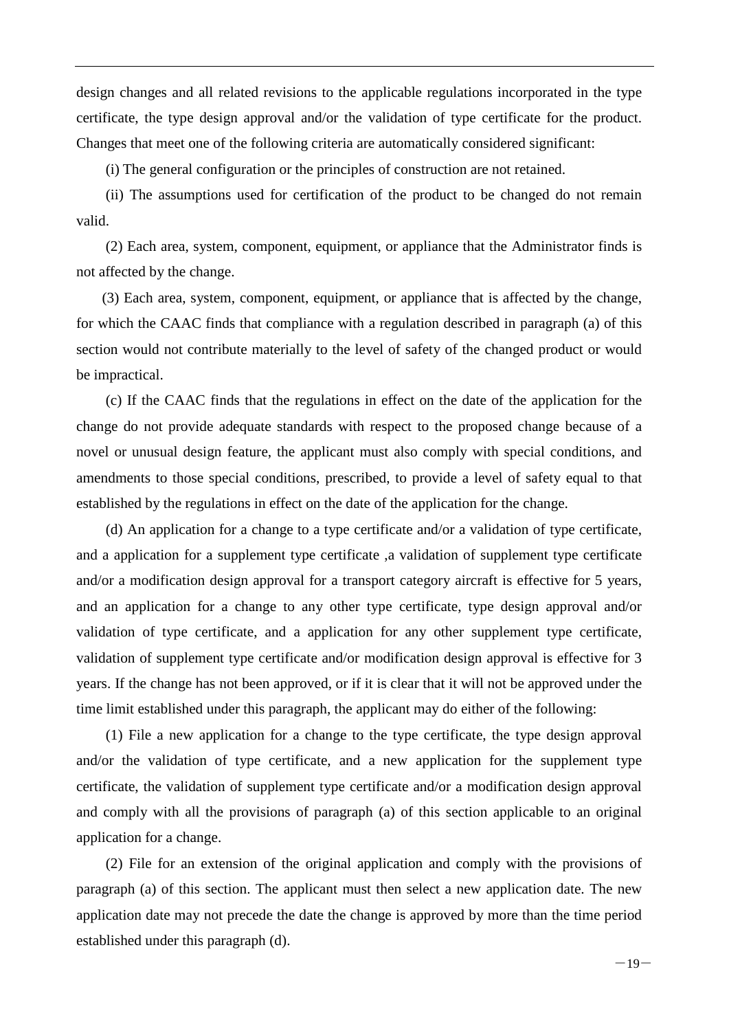design changes and all related revisions to the applicable regulations incorporated in the type certificate, the type design approval and/or the validation of type certificate for the product. Changes that meet one of the following criteria are automatically considered significant:

(i) The general configuration or the principles of construction are not retained.

(ii) The assumptions used for certification of the product to be changed do not remain valid.

(2) Each area, system, component, equipment, or appliance that the Administrator finds is not affected by the change.

(3) Each area, system, component, equipment, or appliance that is affected by the change, for which the CAAC finds that compliance with a regulation described in paragraph (a) of this section would not contribute materially to the level of safety of the changed product or would be impractical.

(c) If the CAAC finds that the regulations in effect on the date of the application for the change do not provide adequate standards with respect to the proposed change because of a novel or unusual design feature, the applicant must also comply with special conditions, and amendments to those special conditions, prescribed, to provide a level of safety equal to that established by the regulations in effect on the date of the application for the change.

(d) An application for a change to a type certificate and/or a validation of type certificate, and a application for a supplement type certificate ,a validation of supplement type certificate and/or a modification design approval for a transport category aircraft is effective for 5 years, and an application for a change to any other type certificate, type design approval and/or validation of type certificate, and a application for any other supplement type certificate, validation of supplement type certificate and/or modification design approval is effective for 3 years. If the change has not been approved, or if it is clear that it will not be approved under the time limit established under this paragraph, the applicant may do either of the following:

(1) File a new application for a change to the type certificate, the type design approval and/or the validation of type certificate, and a new application for the supplement type certificate, the validation of supplement type certificate and/or a modification design approval and comply with all the provisions of paragraph (a) of this section applicable to an original application for a change.

(2) File for an extension of the original application and comply with the provisions of paragraph (a) of this section. The applicant must then select a new application date. The new application date may not precede the date the change is approved by more than the time period established under this paragraph (d).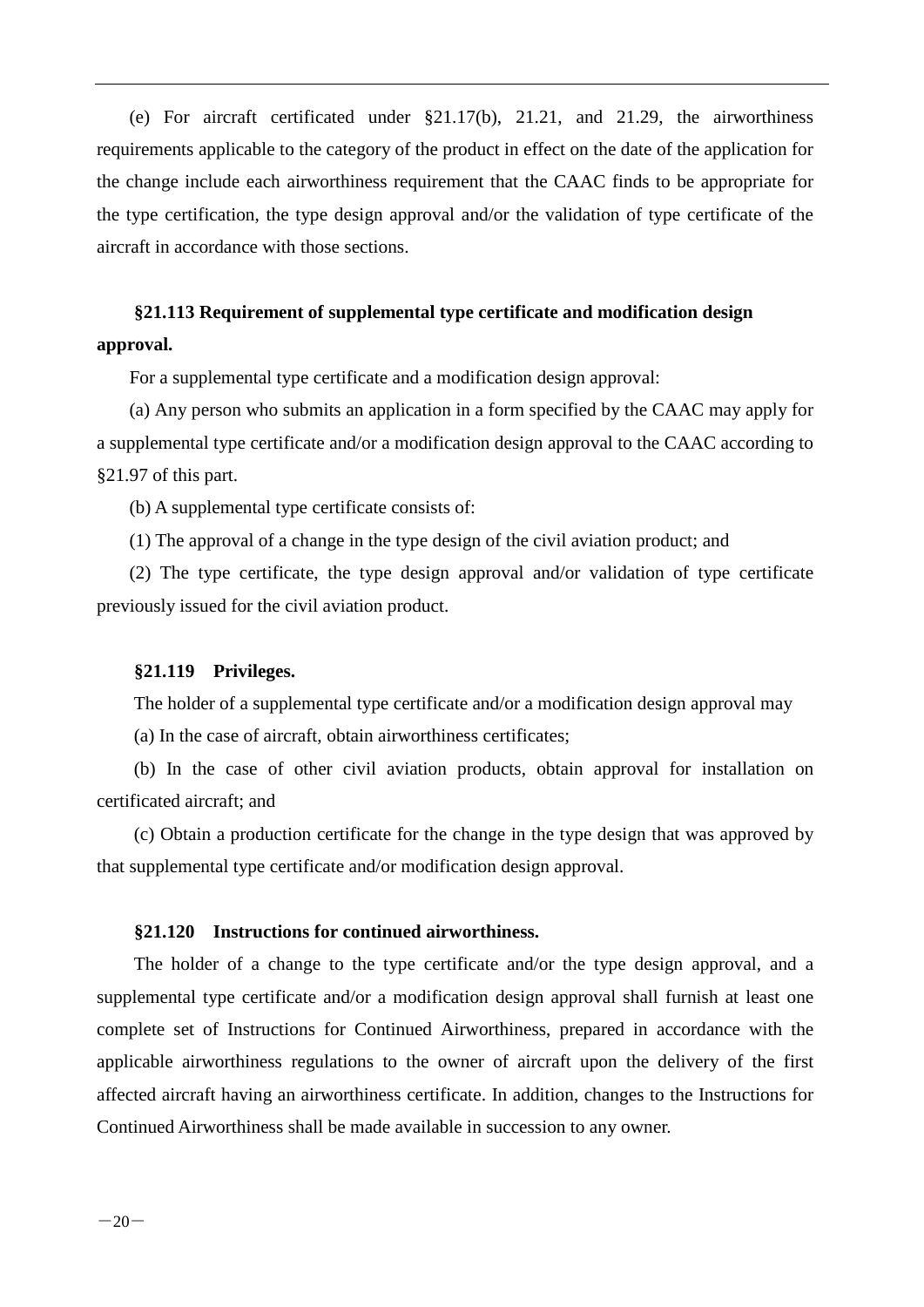(e) For aircraft certificated under §21.17(b), 21.21, and 21.29, the airworthiness requirements applicable to the category of the product in effect on the date of the application for the change include each airworthiness requirement that the CAAC finds to be appropriate for the type certification, the type design approval and/or the validation of type certificate of the aircraft in accordance with those sections.

**§21.113 Requirement of supplemental type certificate and modification design approval.**

For a supplemental type certificate and a modification design approval:

(a) Any person who submits an application in a form specified by the CAAC may apply for a supplemental type certificate and/or a modification design approval to the CAAC according to §21.97 of this part.

(b) A supplemental type certificate consists of:

(1) The approval of a change in the type design of the civil aviation product; and

(2) The type certificate, the type design approval and/or validation of type certificate previously issued for the civil aviation product.

**§21.119 Privileges.**

The holder of a supplemental type certificate and/or a modification design approval may

(a) In the case of aircraft, obtain airworthiness certificates;

(b) In the case of other civil aviation products, obtain approval for installation on certificated aircraft; and

(c) Obtain a production certificate for the change in the type design that was approved by that supplemental type certificate and/or modification design approval.

**§21.120 Instructions for continued airworthiness.**

The holder of a change to the type certificate and/or the type design approval, and a supplemental type certificate and/or a modification design approval shall furnish at least one complete set of Instructions for Continued Airworthiness, prepared in accordance with the applicable airworthiness regulations to the owner of aircraft upon the delivery of the first affected aircraft having an airworthiness certificate. In addition, changes to the Instructions for Continued Airworthiness shall be made available in succession to any owner.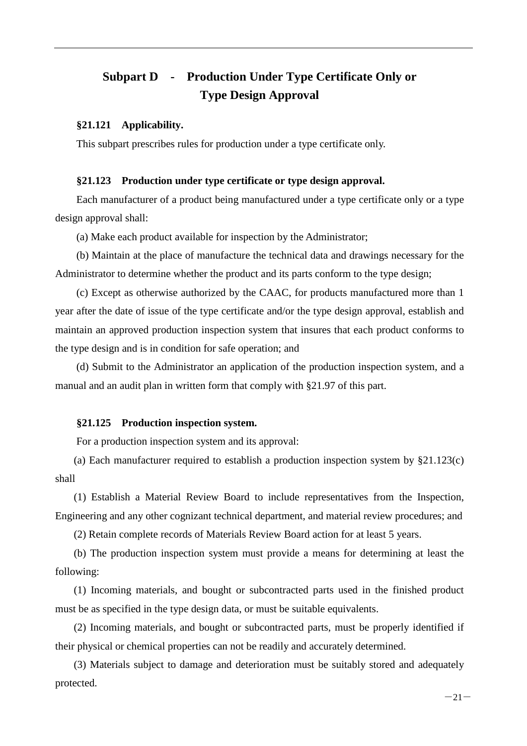## Subpart D - Production Under Type Certificate Only or Type Design Approval

### §21.121 Applicability.

This subpart prescribes rules for production under a type certificate only.

### §21.123 Production under type certificate or type design approval.

Each manufacturer of a product being manufactured under a type certificate only or a type design approval shall:

(a) Make each product available for inspection by the Administrator;

(b) Maintain at the place of manufacture the technical data and drawings necessary for the Administrator to determine whether the product and its parts conform to the type design;

(c) Except as otherwise authorized by the CAAC, for products manufactured more than 1 year after the date of issue of the type certificate and/or the type design approval, establish and maintain an approved production inspection system that insures that each product conforms to the type design and is in condition for safe operation; and

(d) Submit to the Administrator an application of the production inspection system, and a manual and an audit plan in written form that comply with §21.97 of this part.

### §21.125 Production inspection system.

For a production inspection system and its approval:

(a) Each manufacturer required to establish a production inspection system by §21.123(c) shall

(1) Establish a Material Review Board to include representatives from the Inspection, Engineering and any other cognizant technical department, and material review procedures; and

(2) Retain complete records of Materials Review Board action for at least 5 years.

(b) The production inspection system must provide a means for determining at least the following:

(1) Incoming materials, and bought or subcontracted parts used in the finished product must be as specified in the type design data, or must be suitable equivalents.

(2) Incoming materials, and bought or subcontracted parts, must be properly identified if their physical or chemical properties can not be readily and accurately determined.

(3) Materials subject to damage and deterioration must be suitably stored and adequately protected.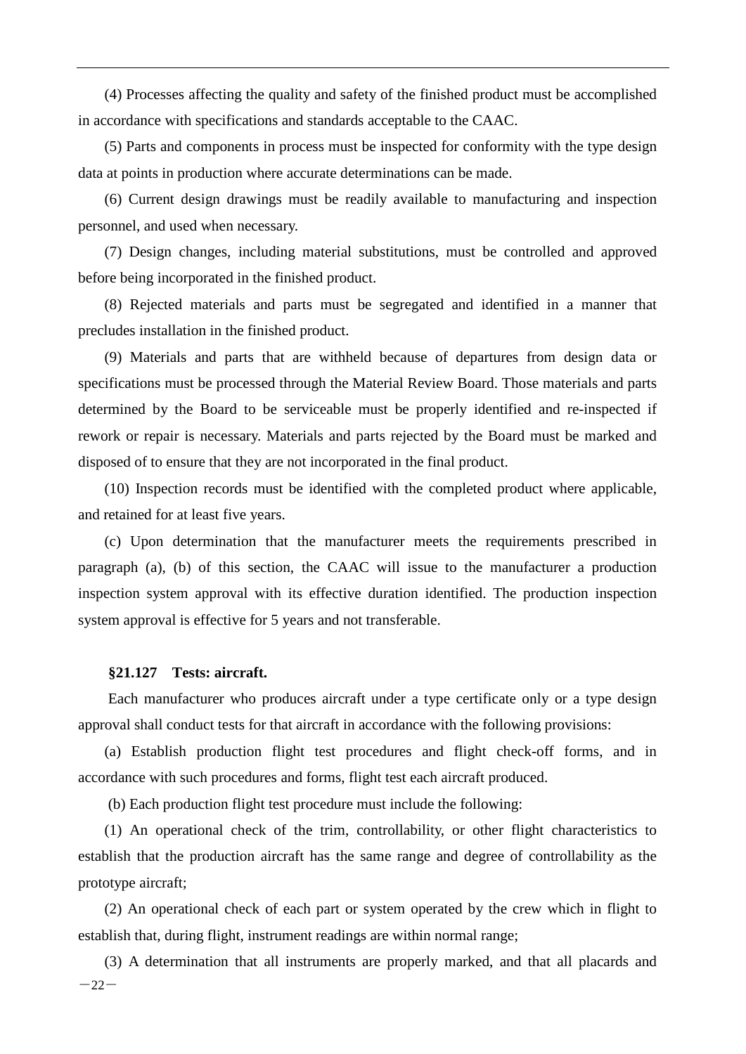(4) Processes affecting the quality and safety of the finished product must be accomplished in accordance with specifications and standards acceptable to the CAAC.

(5) Parts and components in process must be inspected for conformity with the type design data at points in production where accurate determinations can be made.

(6) Current design drawings must be readily available to manufacturing and inspection personnel, and used when necessary.

(7) Design changes, including material substitutions, must be controlled and approved before being incorporated in the finished product.

(8) Rejected materials and parts must be segregated and identified in a manner that precludes installation in the finished product.

(9) Materials and parts that are withheld because of departures from design data or specifications must be processed through the Material Review Board. Those materials and parts determined by the Board to be serviceable must be properly identified and re-inspected if rework or repair is necessary. Materials and parts rejected by the Board must be marked and disposed of to ensure that they are not incorporated in the final product.

(10) Inspection records must be identified with the completed product where applicable, and retained for at least five years.

(c) Upon determination that the manufacturer meets the requirements prescribed in paragraph (a), (b) of this section, the CAAC will issue to the manufacturer a production inspection system approval with its effective duration identified. The production inspection system approval is effective for 5 years and not transferable.

**§21.127 Tests: aircraft.**

Each manufacturer who produces aircraft under a type certificate only or a type design approval shall conduct tests for that aircraft in accordance with the following provisions:

(a) Establish production flight test procedures and flight check-off forms, and in accordance with such procedures and forms, flight test each aircraft produced.

(b) Each production flight test procedure must include the following:

(1) An operational check of the trim, controllability, or other flight characteristics to establish that the production aircraft has the same range and degree of controllability as the prototype aircraft;

(2) An operational check of each part or system operated by the crew which in flight to establish that, during flight, instrument readings are within normal range;

(3) A determination that all instruments are properly marked, and that all placards and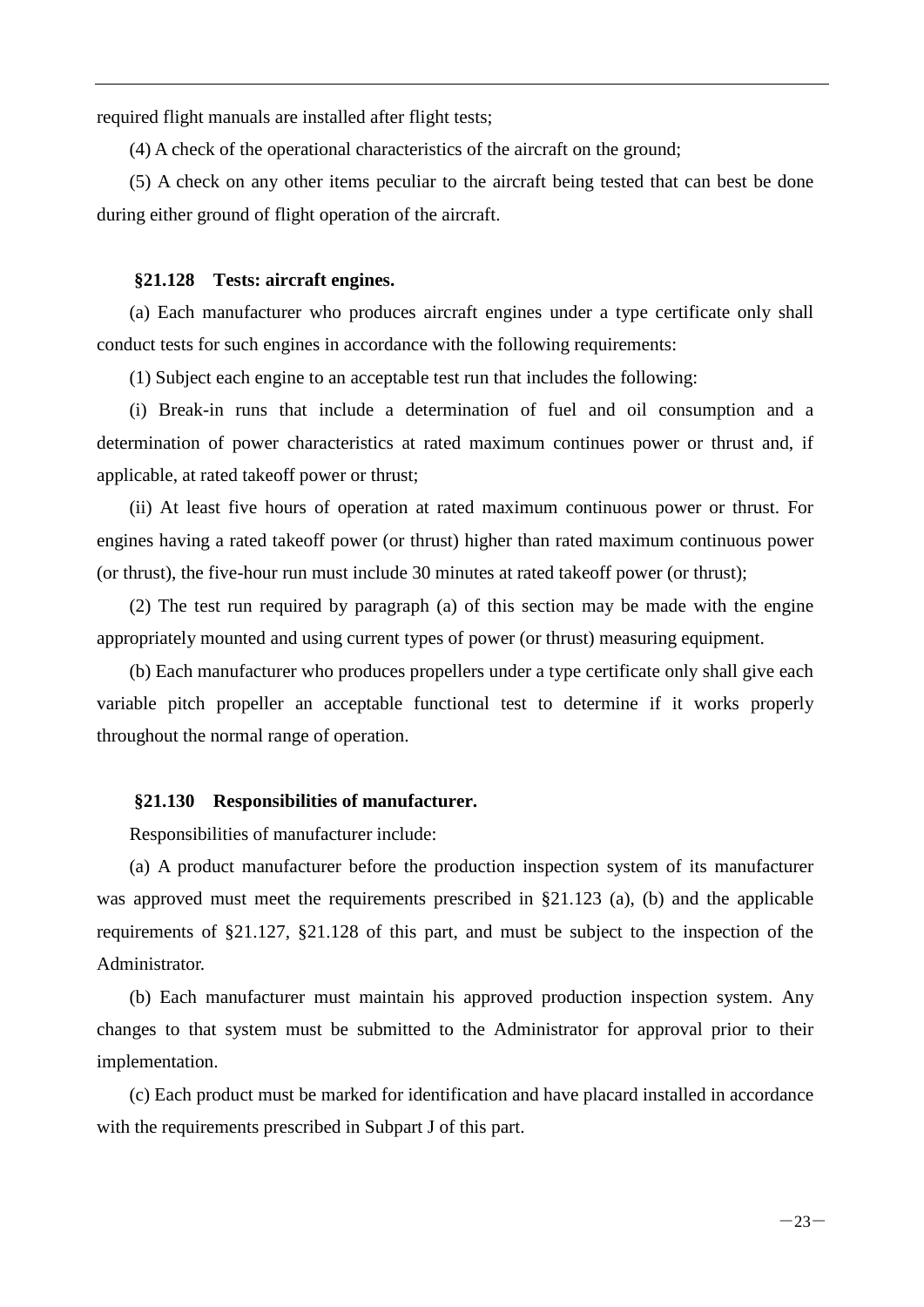required flight manuals are installed after flight tests;

(4) A check of the operational characteristics of the aircraft on the ground;

(5) A check on any other items peculiar to the aircraft being tested that can best be done during either ground of flight operation of the aircraft.

### §21.128 Tests: aircraft engines.

(a) Each manufacturer who produces aircraft engines under a type certificate only shall conduct tests for such engines in accordance with the following requirements:

(1) Subject each engine to an acceptable test run that includes the following:

(i) Break-in runs that include a determination of fuel and oil consumption and a determination of power characteristics at rated maximum continues power or thrust and, if applicable, at rated takeoff power or thrust;

(ii) At least five hours of operation at rated maximum continuous power or thrust. For engines having a rated takeoff power (or thrust) higher than rated maximum continuous power (or thrust), the five-hour run must include 30 minutes at rated takeoff power (or thrust);

(2) The test run required by paragraph (a) of this section may be made with the engine appropriately mounted and using current types of power (or thrust) measuring equipment.

(b) Each manufacturer who produces propellers under a type certificate only shall give each variable pitch propeller an acceptable functional test to determine if it works properly throughout the normal range of operation.

### §21.130 Responsibilities of manufacturer.

Responsibilities of manufacturer include:

(a) A product manufacturer before the production inspection system of its manufacturer was approved must meet the requirements prescribed in §21.123 (a), (b) and the applicable requirements of §21.127, §21.128 of this part, and must be subject to the inspection of the Administrator.

(b) Each manufacturer must maintain his approved production inspection system. Any changes to that system must be submitted to the Administrator for approval prior to their implementation.

(c) Each product must be marked for identification and have placard installed in accordance with the requirements prescribed in Subpart J of this part.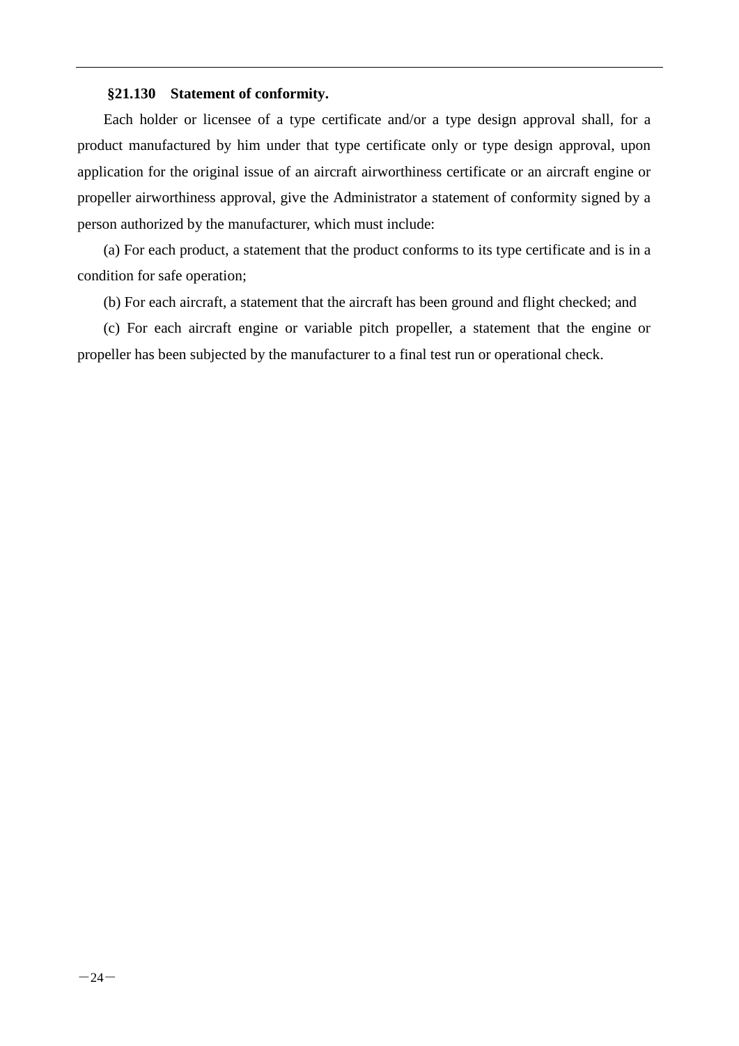**§21.130 Statement of conformity.**

Each holder or licensee of a type certificate and/or a type design approval shall, for a product manufactured by him under that type certificate only or type design approval, upon application for the original issue of an aircraft airworthiness certificate or an aircraft engine or propeller airworthiness approval, give the Administrator a statement of conformity signed by a person authorized by the manufacturer, which must include:

(a) For each product, a statement that the product conforms to its type certificate and is in a condition for safe operation;

(b) For each aircraft, a statement that the aircraft has been ground and flight checked; and

(c) For each aircraft engine or variable pitch propeller, a statement that the engine or propeller has been subjected by the manufacturer to a final test run or operational check.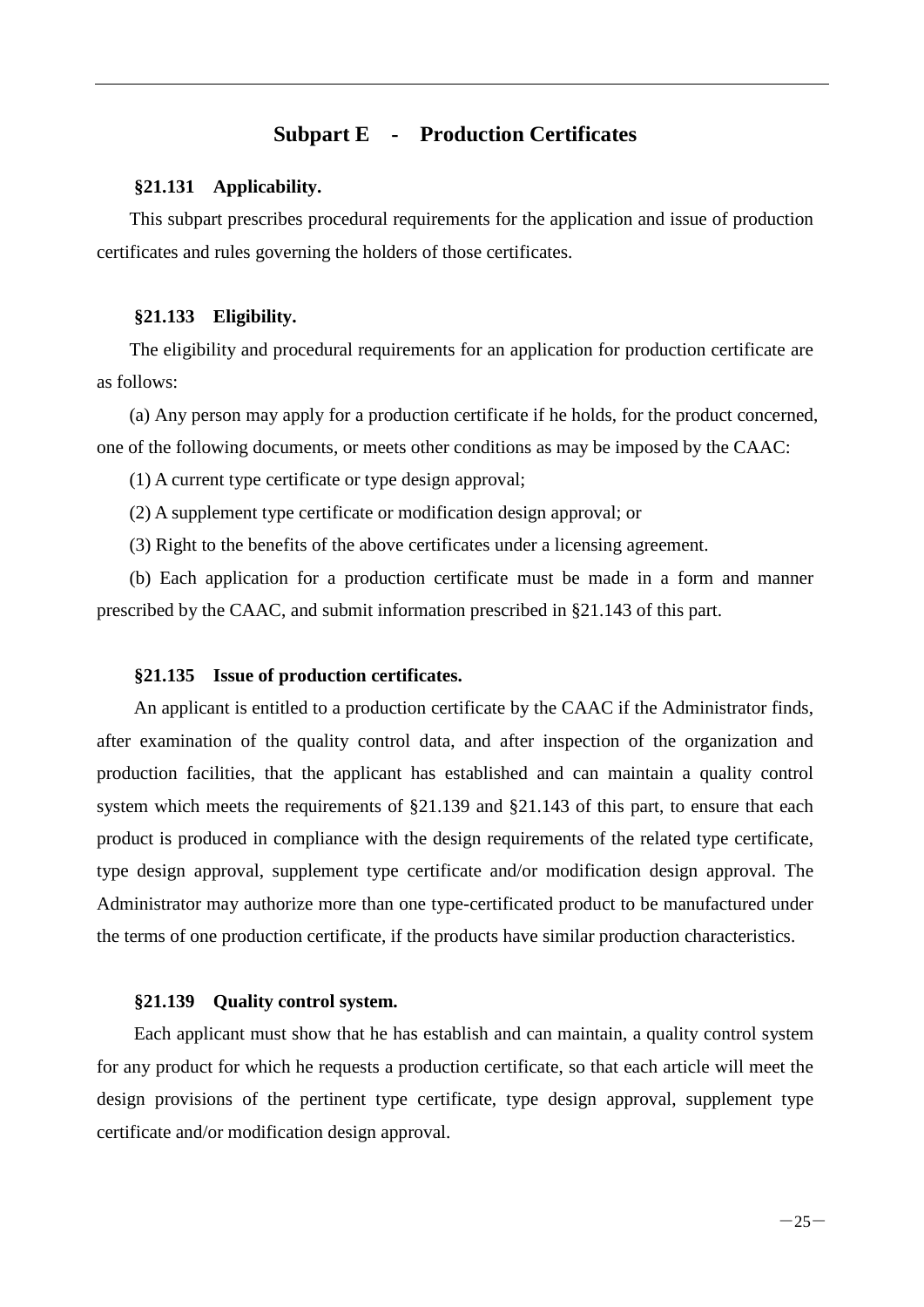## Subpart E - Production Certificates

### §21.131 Applicability.

This subpart prescribes procedural requirements for the application and issue of production certificates and rules governing the holders of those certificates.

### §21.133 Eligibility.

The eligibility and procedural requirements for an application for production certificate are as follows:

(a) Any person may apply for a production certificate if he holds, for the product concerned, one of the following documents, or meets other conditions as may be imposed by the CAAC:

(1) A current type certificate or type design approval;

(2) A supplement type certificate or modification design approval; or

(3) Right to the benefits of the above certificates under a licensing agreement.

(b) Each application for a production certificate must be made in a form and manner prescribed by the CAAC, and submit information prescribed in §21.143 of this part.

### §21.135 Issue of production certificates.

An applicant is entitled to a production certificate by the CAAC if the Administrator finds, after examination of the quality control data, and after inspection of the organization and production facilities, that the applicant has established and can maintain a quality control system which meets the requirements of §21.139 and §21.143 of this part, to ensure that each product is produced in compliance with the design requirements of the related type certificate, type design approval, supplement type certificate and/or modification design approval. The Administrator may authorize more than one type-certificated product to be manufactured under the terms of one production certificate, if the products have similar production characteristics.

### §21.139 Quality control system.

Each applicant must show that he has establish and can maintain, a quality control system for any product for which he requests a production certificate, so that each article will meet the design provisions of the pertinent type certificate, type design approval, supplement type certificate and/or modification design approval.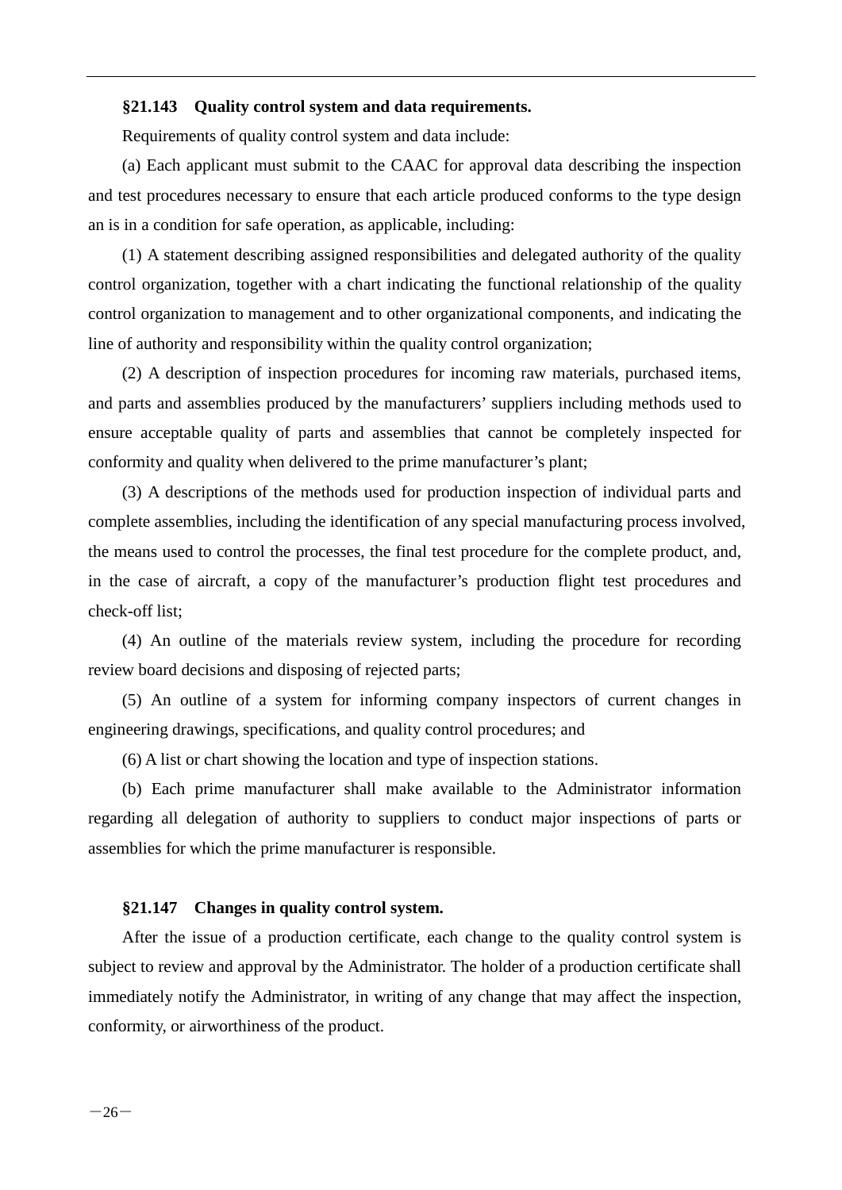**§21.143 Quality control system and data requirements.**

Requirements of quality control system and data include:

(a) Each applicant must submit to the CAAC for approval data describing the inspection and test procedures necessary to ensure that each article produced conforms to the type design an is in a condition for safe operation, as applicable, including:

(1) A statement describing assigned responsibilities and delegated authority of the quality control organization, together with a chart indicating the functional relationship of the quality control organization to management and to other organizational components, and indicating the line of authority and responsibility within the quality control organization;

(2) A description of inspection procedures for incoming raw materials, purchased items, and parts and assemblies produced by the manufacturers' suppliers including methods used to ensure acceptable quality of parts and assemblies that cannot be completely inspected for conformity and quality when delivered to the prime manufacturer's plant;

(3) A descriptions of the methods used for production inspection of individual parts and complete assemblies, including the identification of any special manufacturing process involved, the means used to control the processes, the final test procedure for the complete product, and, in the case of aircraft, a copy of the manufacturer's production flight test procedures and check-off list;

(4) An outline of the materials review system, including the procedure for recording review board decisions and disposing of rejected parts;

(5) An outline of a system for informing company inspectors of current changes in engineering drawings, specifications, and quality control procedures; and

(6) A list or chart showing the location and type of inspection stations.

(b) Each prime manufacturer shall make available to the Administrator information regarding all delegation of authority to suppliers to conduct major inspections of parts or assemblies for which the prime manufacturer is responsible.

**§21.147 Changes in quality control system.**

After the issue of a production certificate, each change to the quality control system is subject to review and approval by the Administrator. The holder of a production certificate shall immediately notify the Administrator, in writing of any change that may affect the inspection, conformity, or airworthiness of the product.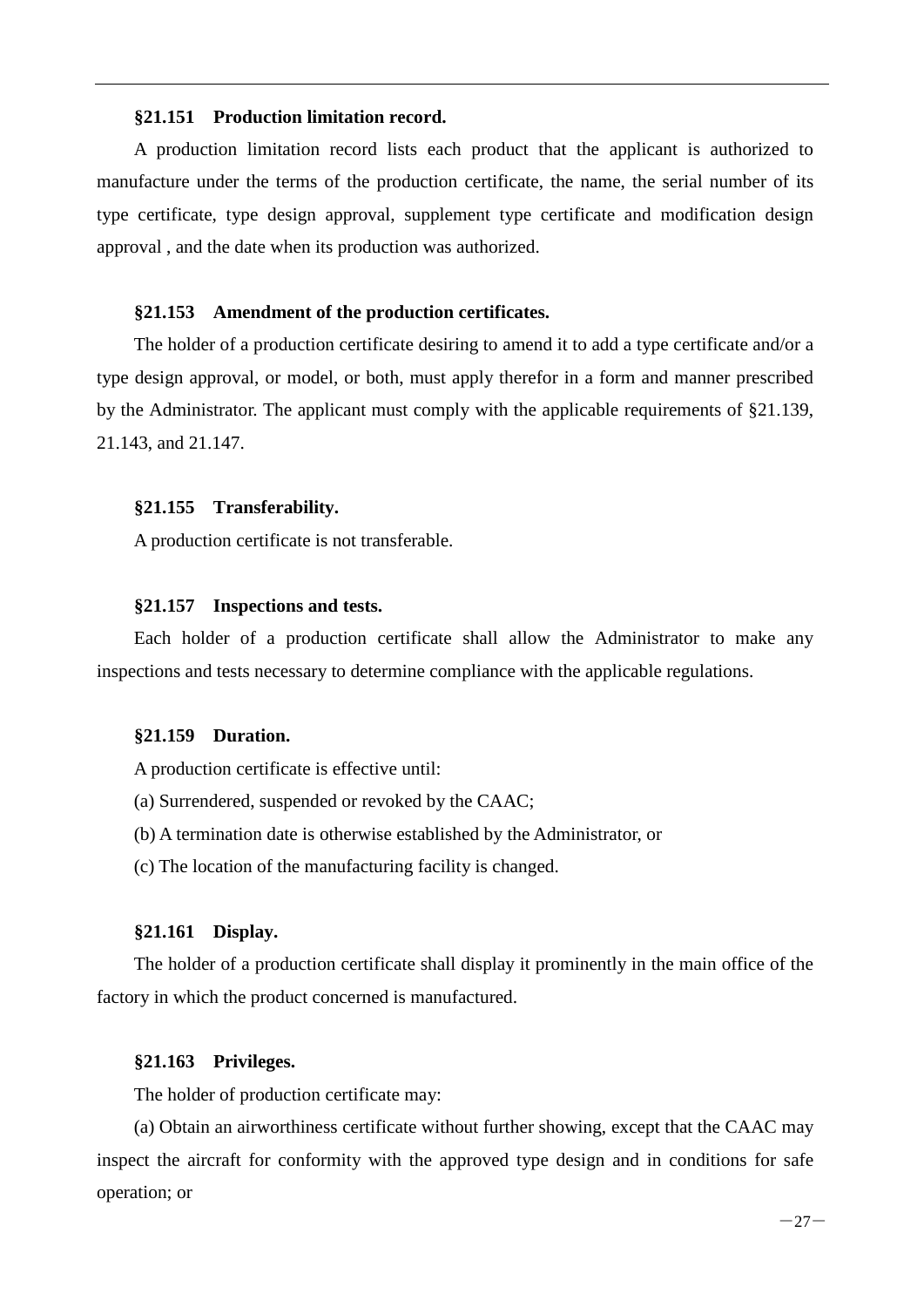### §21.151 Production limitation record.

A production limitation record lists each product that the applicant is authorized to manufacture under the terms of the production certificate, the name, the serial number of its type certificate, type design approval, supplement type certificate and modification design approval , and the date when its production was authorized.

### §21.153 Amendment of the production certificates.

The holder of a production certificate desiring to amend it to add a type certificate and/or a type design approval, or model, or both, must apply therefor in a form and manner prescribed by the Administrator. The applicant must comply with the applicable requirements of §21.139, 21.143, and 21.147.

### §21.155 Transferability.

A production certificate is not transferable.

### §21.157 Inspections and tests.

Each holder of a production certificate shall allow the Administrator to make any inspections and tests necessary to determine compliance with the applicable regulations.

### §21.159 Duration.

A production certificate is effective until:

(a) Surrendered, suspended or revoked by the CAAC;

(b) A termination date is otherwise established by the Administrator, or

(c) The location of the manufacturing facility is changed.

### §21.161 Display.

The holder of a production certificate shall display it prominently in the main office of the factory in which the product concerned is manufactured.

### §21.163 Privileges.

The holder of production certificate may:

(a) Obtain an airworthiness certificate without further showing, except that the CAAC may inspect the aircraft for conformity with the approved type design and in conditions for safe operation; or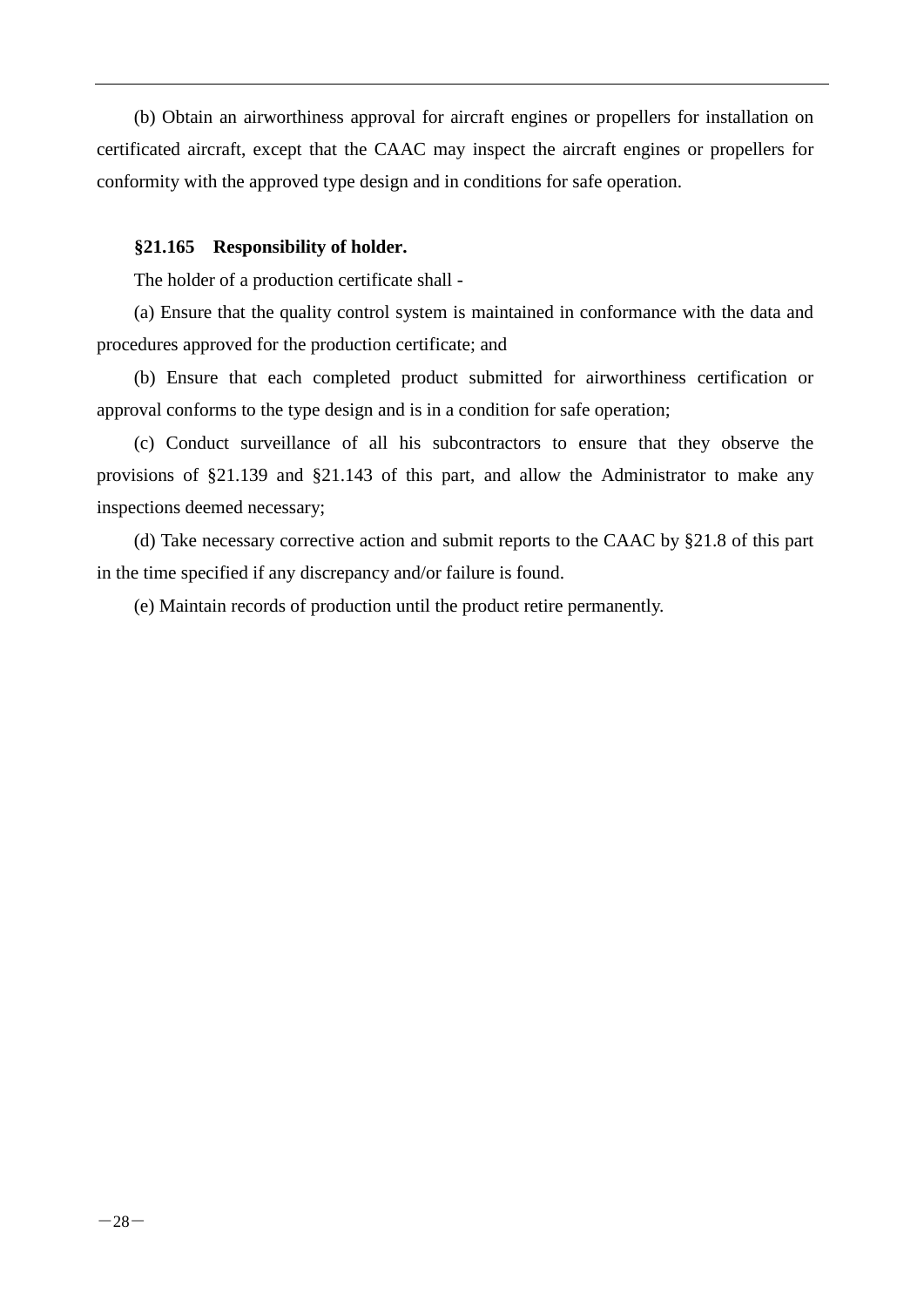(b) Obtain an airworthiness approval for aircraft engines or propellers for installation on certificated aircraft, except that the CAAC may inspect the aircraft engines or propellers for conformity with the approved type design and in conditions for safe operation.

**§21.165　Responsibility of holder.**

The holder of a production certificate shall -

(a) Ensure that the quality control system is maintained in conformance with the data and procedures approved for the production certificate; and

(b) Ensure that each completed product submitted for airworthiness certification or approval conforms to the type design and is in a condition for safe operation;

(c) Conduct surveillance of all his subcontractors to ensure that they observe the provisions of §21.139 and §21.143 of this part, and allow the Administrator to make any inspections deemed necessary;

(d) Take necessary corrective action and submit reports to the CAAC by §21.8 of this part in the time specified if any discrepancy and/or failure is found.

(e) Maintain records of production until the product retire permanently.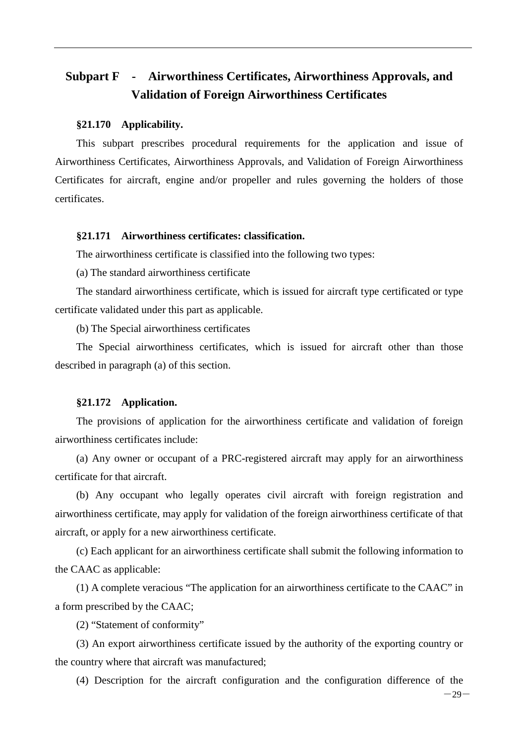## Subpart F - Airworthiness Certificates, Airworthiness Approvals, and Validation of Foreign Airworthiness Certificates

### §21.170 Applicability.

This subpart prescribes procedural requirements for the application and issue of Airworthiness Certificates, Airworthiness Approvals, and Validation of Foreign Airworthiness Certificates for aircraft, engine and/or propeller and rules governing the holders of those certificates.

### §21.171 Airworthiness certificates: classification.

The airworthiness certificate is classified into the following two types:

(a) The standard airworthiness certificate

The standard airworthiness certificate, which is issued for aircraft type certificated or type certificate validated under this part as applicable.

(b) The Special airworthiness certificates

The Special airworthiness certificates, which is issued for aircraft other than those described in paragraph (a) of this section.

### §21.172 Application.

The provisions of application for the airworthiness certificate and validation of foreign airworthiness certificates include:

(a) Any owner or occupant of a PRC-registered aircraft may apply for an airworthiness certificate for that aircraft.

(b) Any occupant who legally operates civil aircraft with foreign registration and airworthiness certificate, may apply for validation of the foreign airworthiness certificate of that aircraft, or apply for a new airworthiness certificate.

(c) Each applicant for an airworthiness certificate shall submit the following information to the CAAC as applicable:

(1) A complete veracious "The application for an airworthiness certificate to the CAAC" in a form prescribed by the CAAC;

(2) "Statement of conformity"

(3) An export airworthiness certificate issued by the authority of the exporting country or the country where that aircraft was manufactured;

(4) Description for the aircraft configuration and the configuration difference of the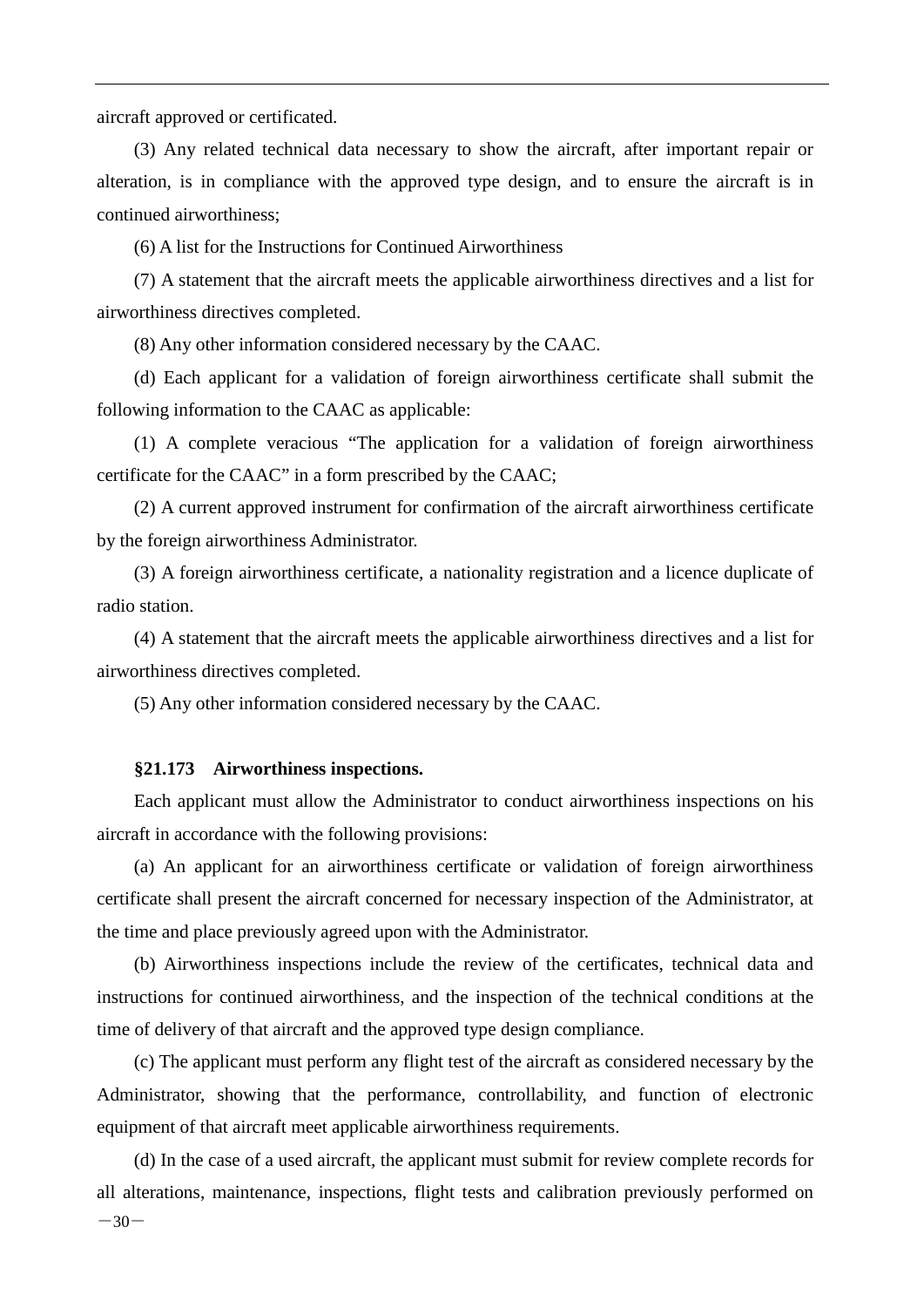aircraft approved or certificated.

(3) Any related technical data necessary to show the aircraft, after important repair or alteration, is in compliance with the approved type design, and to ensure the aircraft is in continued airworthiness;

(6) A list for the Instructions for Continued Airworthiness

(7) A statement that the aircraft meets the applicable airworthiness directives and a list for airworthiness directives completed.

(8) Any other information considered necessary by the CAAC.

(d) Each applicant for a validation of foreign airworthiness certificate shall submit the following information to the CAAC as applicable:

(1) A complete veracious "The application for a validation of foreign airworthiness certificate for the CAAC" in a form prescribed by the CAAC;

(2) A current approved instrument for confirmation of the aircraft airworthiness certificate by the foreign airworthiness Administrator.

(3) A foreign airworthiness certificate, a nationality registration and a licence duplicate of radio station.

(4) A statement that the aircraft meets the applicable airworthiness directives and a list for airworthiness directives completed.

(5) Any other information considered necessary by the CAAC.

**§21.173 Airworthiness inspections.**

Each applicant must allow the Administrator to conduct airworthiness inspections on his aircraft in accordance with the following provisions:

(a) An applicant for an airworthiness certificate or validation of foreign airworthiness certificate shall present the aircraft concerned for necessary inspection of the Administrator, at the time and place previously agreed upon with the Administrator.

(b) Airworthiness inspections include the review of the certificates, technical data and instructions for continued airworthiness, and the inspection of the technical conditions at the time of delivery of that aircraft and the approved type design compliance.

(c) The applicant must perform any flight test of the aircraft as considered necessary by the Administrator, showing that the performance, controllability, and function of electronic equipment of that aircraft meet applicable airworthiness requirements.

(d) In the case of a used aircraft, the applicant must submit for review complete records for all alterations, maintenance, inspections, flight tests and calibration previously performed on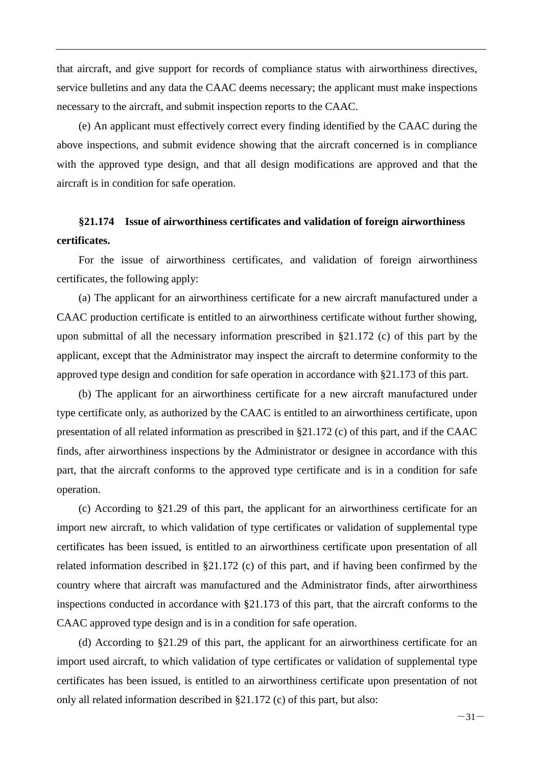that aircraft, and give support for records of compliance status with airworthiness directives, service bulletins and any data the CAAC deems necessary; the applicant must make inspections necessary to the aircraft, and submit inspection reports to the CAAC.

(e) An applicant must effectively correct every finding identified by the CAAC during the above inspections, and submit evidence showing that the aircraft concerned is in compliance with the approved type design, and that all design modifications are approved and that the aircraft is in condition for safe operation.

### §21.174 Issue of airworthiness certificates and validation of foreign airworthiness certificates.

For the issue of airworthiness certificates, and validation of foreign airworthiness certificates, the following apply:

(a) The applicant for an airworthiness certificate for a new aircraft manufactured under a CAAC production certificate is entitled to an airworthiness certificate without further showing, upon submittal of all the necessary information prescribed in §21.172 (c) of this part by the applicant, except that the Administrator may inspect the aircraft to determine conformity to the approved type design and condition for safe operation in accordance with §21.173 of this part.

(b) The applicant for an airworthiness certificate for a new aircraft manufactured under type certificate only, as authorized by the CAAC is entitled to an airworthiness certificate, upon presentation of all related information as prescribed in §21.172 (c) of this part, and if the CAAC finds, after airworthiness inspections by the Administrator or designee in accordance with this part, that the aircraft conforms to the approved type certificate and is in a condition for safe operation.

(c) According to §21.29 of this part, the applicant for an airworthiness certificate for an import new aircraft, to which validation of type certificates or validation of supplemental type certificates has been issued, is entitled to an airworthiness certificate upon presentation of all related information described in §21.172 (c) of this part, and if having been confirmed by the country where that aircraft was manufactured and the Administrator finds, after airworthiness inspections conducted in accordance with §21.173 of this part, that the aircraft conforms to the CAAC approved type design and is in a condition for safe operation.

(d) According to §21.29 of this part, the applicant for an airworthiness certificate for an import used aircraft, to which validation of type certificates or validation of supplemental type certificates has been issued, is entitled to an airworthiness certificate upon presentation of not only all related information described in §21.172 (c) of this part, but also: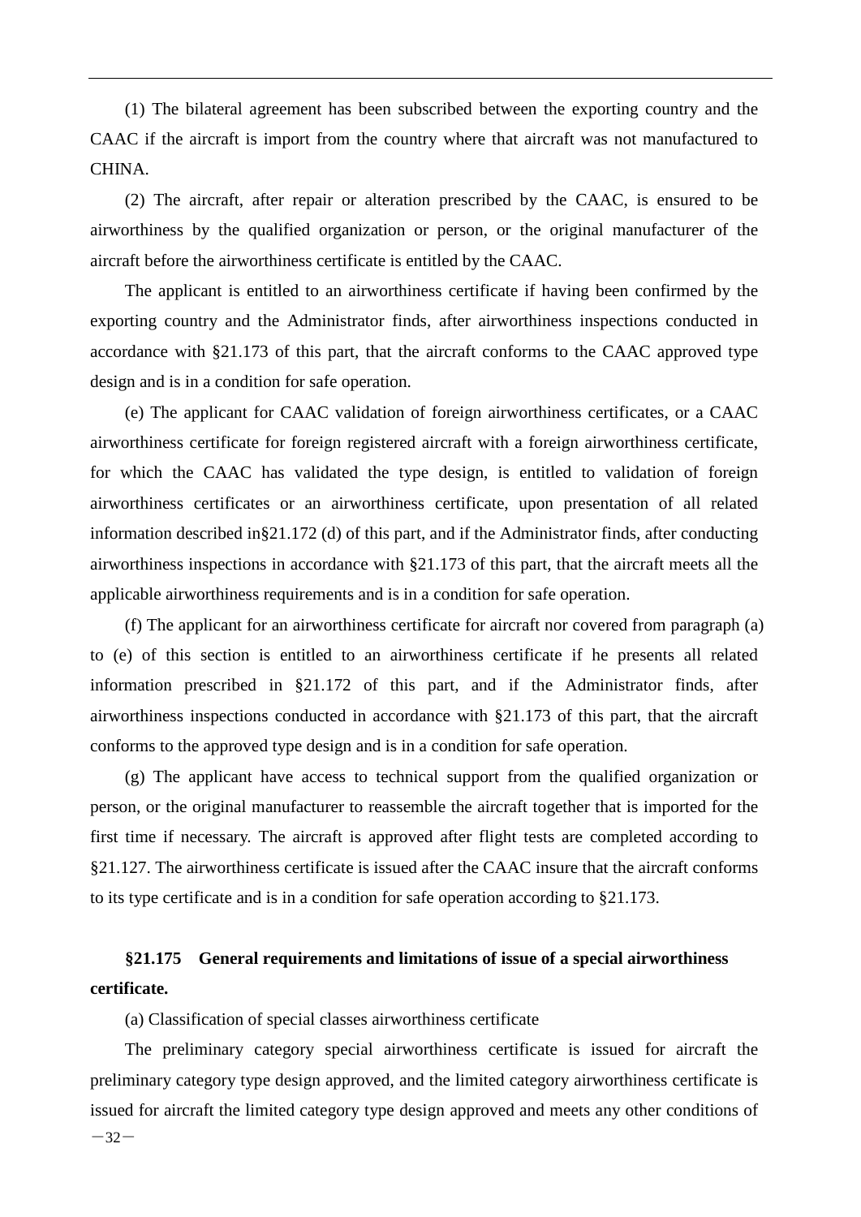(1) The bilateral agreement has been subscribed between the exporting country and the CAAC if the aircraft is import from the country where that aircraft was not manufactured to CHINA.

(2) The aircraft, after repair or alteration prescribed by the CAAC, is ensured to be airworthiness by the qualified organization or person, or the original manufacturer of the aircraft before the airworthiness certificate is entitled by the CAAC.

The applicant is entitled to an airworthiness certificate if having been confirmed by the exporting country and the Administrator finds, after airworthiness inspections conducted in accordance with §21.173 of this part, that the aircraft conforms to the CAAC approved type design and is in a condition for safe operation.

(e) The applicant for CAAC validation of foreign airworthiness certificates, or a CAAC airworthiness certificate for foreign registered aircraft with a foreign airworthiness certificate, for which the CAAC has validated the type design, is entitled to validation of foreign airworthiness certificates or an airworthiness certificate, upon presentation of all related information described in§21.172 (d) of this part, and if the Administrator finds, after conducting airworthiness inspections in accordance with §21.173 of this part, that the aircraft meets all the applicable airworthiness requirements and is in a condition for safe operation.

(f) The applicant for an airworthiness certificate for aircraft nor covered from paragraph (a) to (e) of this section is entitled to an airworthiness certificate if he presents all related information prescribed in §21.172 of this part, and if the Administrator finds, after airworthiness inspections conducted in accordance with §21.173 of this part, that the aircraft conforms to the approved type design and is in a condition for safe operation.

(g) The applicant have access to technical support from the qualified organization or person, or the original manufacturer to reassemble the aircraft together that is imported for the first time if necessary. The aircraft is approved after flight tests are completed according to §21.127. The airworthiness certificate is issued after the CAAC insure that the aircraft conforms to its type certificate and is in a condition for safe operation according to §21.173.

### §21.175 General requirements and limitations of issue of a special airworthiness certificate.

(a) Classification of special classes airworthiness certificate

The preliminary category special airworthiness certificate is issued for aircraft the preliminary category type design approved, and the limited category airworthiness certificate is issued for aircraft the limited category type design approved and meets any other conditions of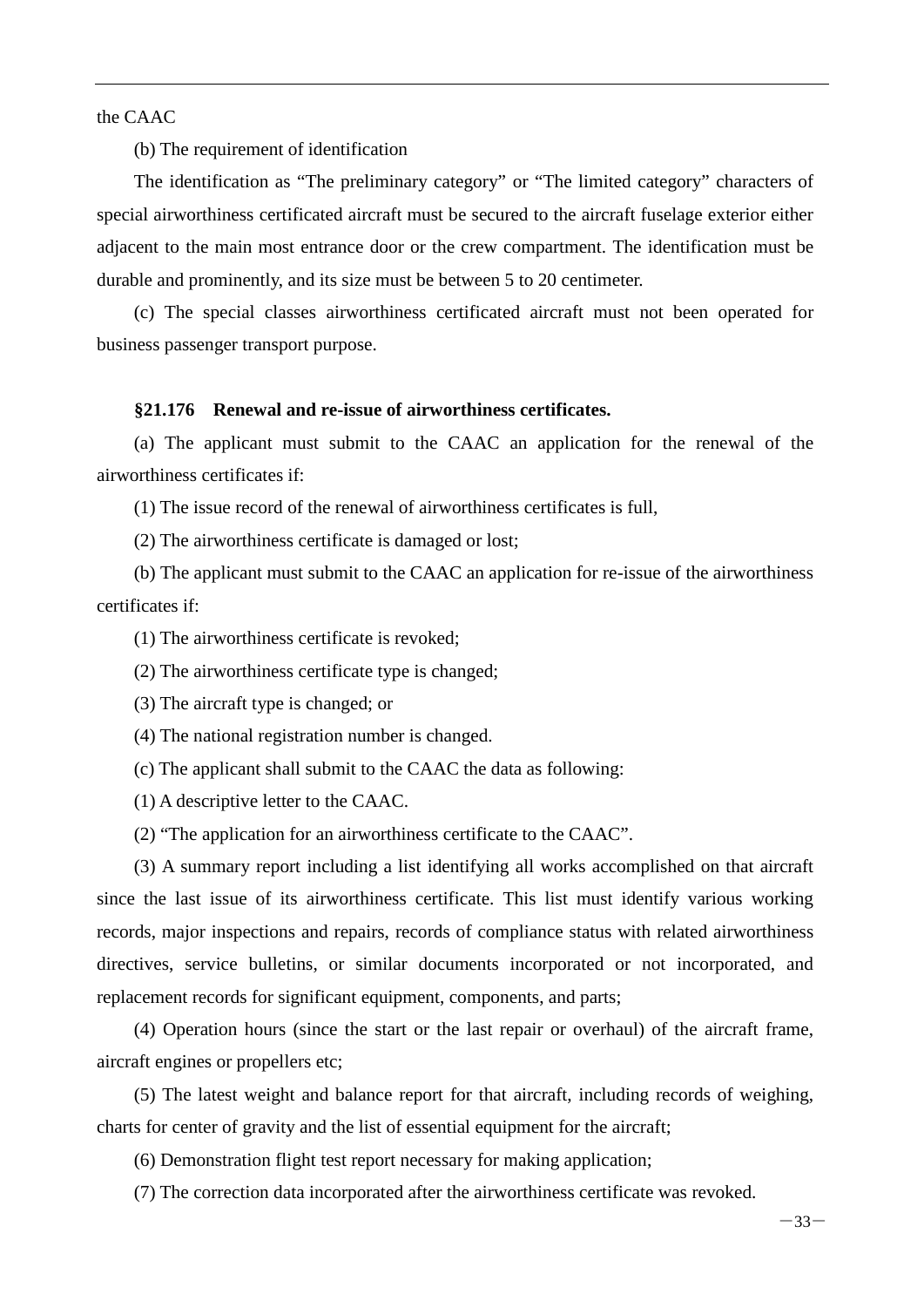the CAAC

(b) The requirement of identification

The identification as "The preliminary category" or "The limited category" characters of special airworthiness certificated aircraft must be secured to the aircraft fuselage exterior either adjacent to the main most entrance door or the crew compartment. The identification must be durable and prominently, and its size must be between 5 to 20 centimeter.

(c) The special classes airworthiness certificated aircraft must not been operated for business passenger transport purpose.

**§21.176 Renewal and re-issue of airworthiness certificates.**

(a) The applicant must submit to the CAAC an application for the renewal of the airworthiness certificates if:

(1) The issue record of the renewal of airworthiness certificates is full,

(2) The airworthiness certificate is damaged or lost;

(b) The applicant must submit to the CAAC an application for re-issue of the airworthiness certificates if:

(1) The airworthiness certificate is revoked;

(2) The airworthiness certificate type is changed;

(3) The aircraft type is changed; or

(4) The national registration number is changed.

(c) The applicant shall submit to the CAAC the data as following:

(1) A descriptive letter to the CAAC.

(2) "The application for an airworthiness certificate to the CAAC".

(3) A summary report including a list identifying all works accomplished on that aircraft since the last issue of its airworthiness certificate. This list must identify various working records, major inspections and repairs, records of compliance status with related airworthiness directives, service bulletins, or similar documents incorporated or not incorporated, and replacement records for significant equipment, components, and parts;

(4) Operation hours (since the start or the last repair or overhaul) of the aircraft frame, aircraft engines or propellers etc;

(5) The latest weight and balance report for that aircraft, including records of weighing, charts for center of gravity and the list of essential equipment for the aircraft;

(6) Demonstration flight test report necessary for making application;

(7) The correction data incorporated after the airworthiness certificate was revoked.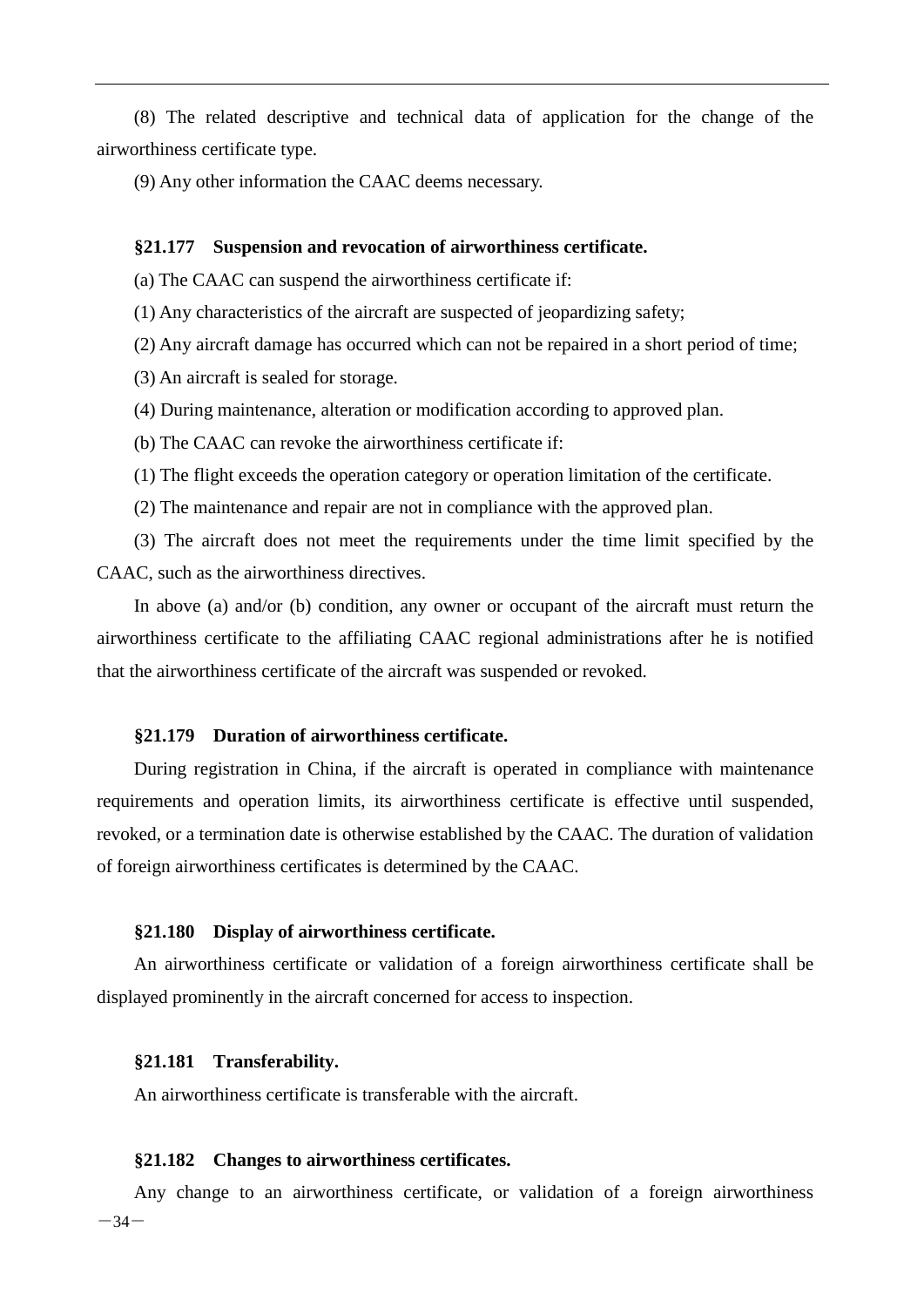(8) The related descriptive and technical data of application for the change of the airworthiness certificate type.

(9) Any other information the CAAC deems necessary.

### §21.177 Suspension and revocation of airworthiness certificate.

(a) The CAAC can suspend the airworthiness certificate if:

(1) Any characteristics of the aircraft are suspected of jeopardizing safety;

(2) Any aircraft damage has occurred which can not be repaired in a short period of time;

(3) An aircraft is sealed for storage.

(4) During maintenance, alteration or modification according to approved plan.

(b) The CAAC can revoke the airworthiness certificate if:

(1) The flight exceeds the operation category or operation limitation of the certificate.

(2) The maintenance and repair are not in compliance with the approved plan.

(3) The aircraft does not meet the requirements under the time limit specified by the CAAC, such as the airworthiness directives.

In above (a) and/or (b) condition, any owner or occupant of the aircraft must return the airworthiness certificate to the affiliating CAAC regional administrations after he is notified that the airworthiness certificate of the aircraft was suspended or revoked.

### §21.179 Duration of airworthiness certificate.

During registration in China, if the aircraft is operated in compliance with maintenance requirements and operation limits, its airworthiness certificate is effective until suspended, revoked, or a termination date is otherwise established by the CAAC. The duration of validation of foreign airworthiness certificates is determined by the CAAC.

### §21.180 Display of airworthiness certificate.

An airworthiness certificate or validation of a foreign airworthiness certificate shall be displayed prominently in the aircraft concerned for access to inspection.

### §21.181 Transferability.

An airworthiness certificate is transferable with the aircraft.

### §21.182 Changes to airworthiness certificates.

Any change to an airworthiness certificate, or validation of a foreign airworthiness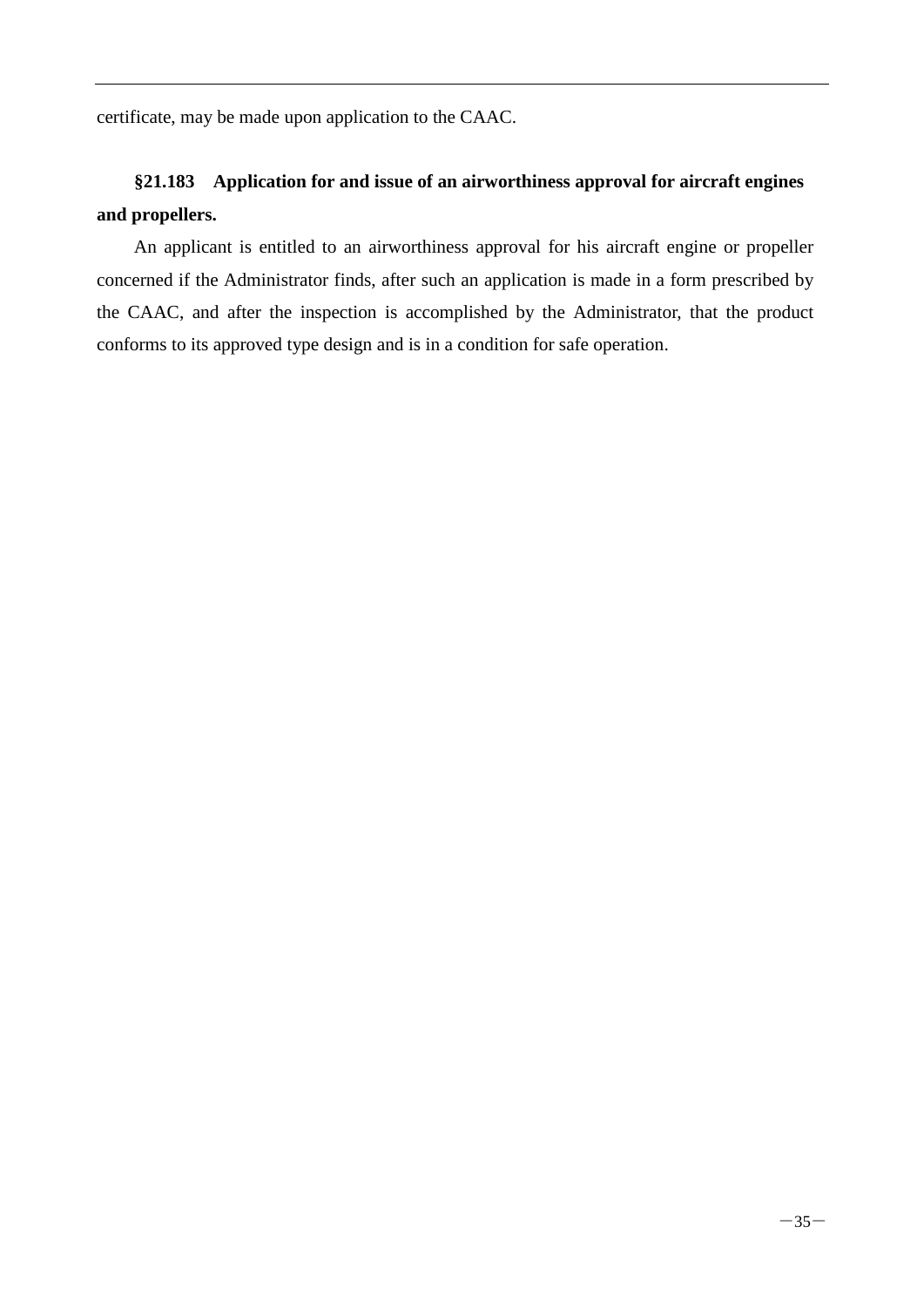certificate, may be made upon application to the CAAC.

**§21.183 Application for and issue of an airworthiness approval for aircraft engines and propellers.**

An applicant is entitled to an airworthiness approval for his aircraft engine or propeller concerned if the Administrator finds, after such an application is made in a form prescribed by the CAAC, and after the inspection is accomplished by the Administrator, that the product conforms to its approved type design and is in a condition for safe operation.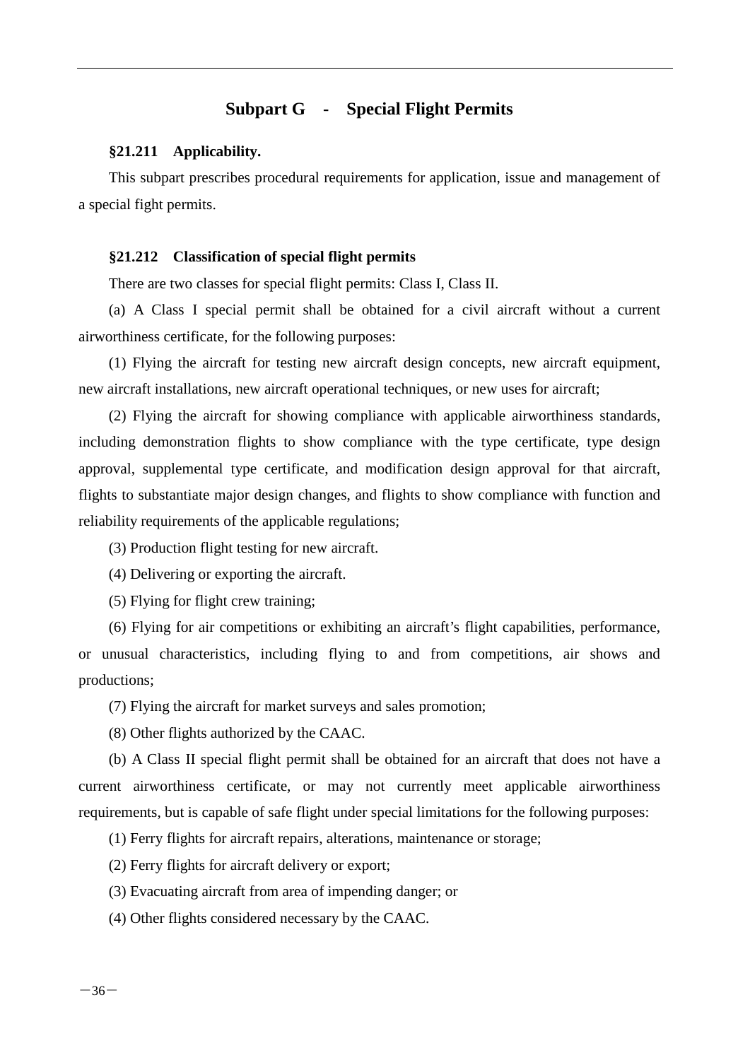## Subpart G - Special Flight Permits

**§21.211 Applicability.**

This subpart prescribes procedural requirements for application, issue and management of a special fight permits.

**§21.212 Classification of special flight permits**

There are two classes for special flight permits: Class I, Class II.

(a) A Class I special permit shall be obtained for a civil aircraft without a current airworthiness certificate, for the following purposes:

(1) Flying the aircraft for testing new aircraft design concepts, new aircraft equipment, new aircraft installations, new aircraft operational techniques, or new uses for aircraft;

(2) Flying the aircraft for showing compliance with applicable airworthiness standards, including demonstration flights to show compliance with the type certificate, type design approval, supplemental type certificate, and modification design approval for that aircraft, flights to substantiate major design changes, and flights to show compliance with function and reliability requirements of the applicable regulations;

(3) Production flight testing for new aircraft.

(4) Delivering or exporting the aircraft.

(5) Flying for flight crew training;

(6) Flying for air competitions or exhibiting an aircraft's flight capabilities, performance, or unusual characteristics, including flying to and from competitions, air shows and productions;

(7) Flying the aircraft for market surveys and sales promotion;

(8) Other flights authorized by the CAAC.

(b) A Class II special flight permit shall be obtained for an aircraft that does not have a current airworthiness certificate, or may not currently meet applicable airworthiness requirements, but is capable of safe flight under special limitations for the following purposes:

(1) Ferry flights for aircraft repairs, alterations, maintenance or storage;

(2) Ferry flights for aircraft delivery or export;

(3) Evacuating aircraft from area of impending danger; or

(4) Other flights considered necessary by the CAAC.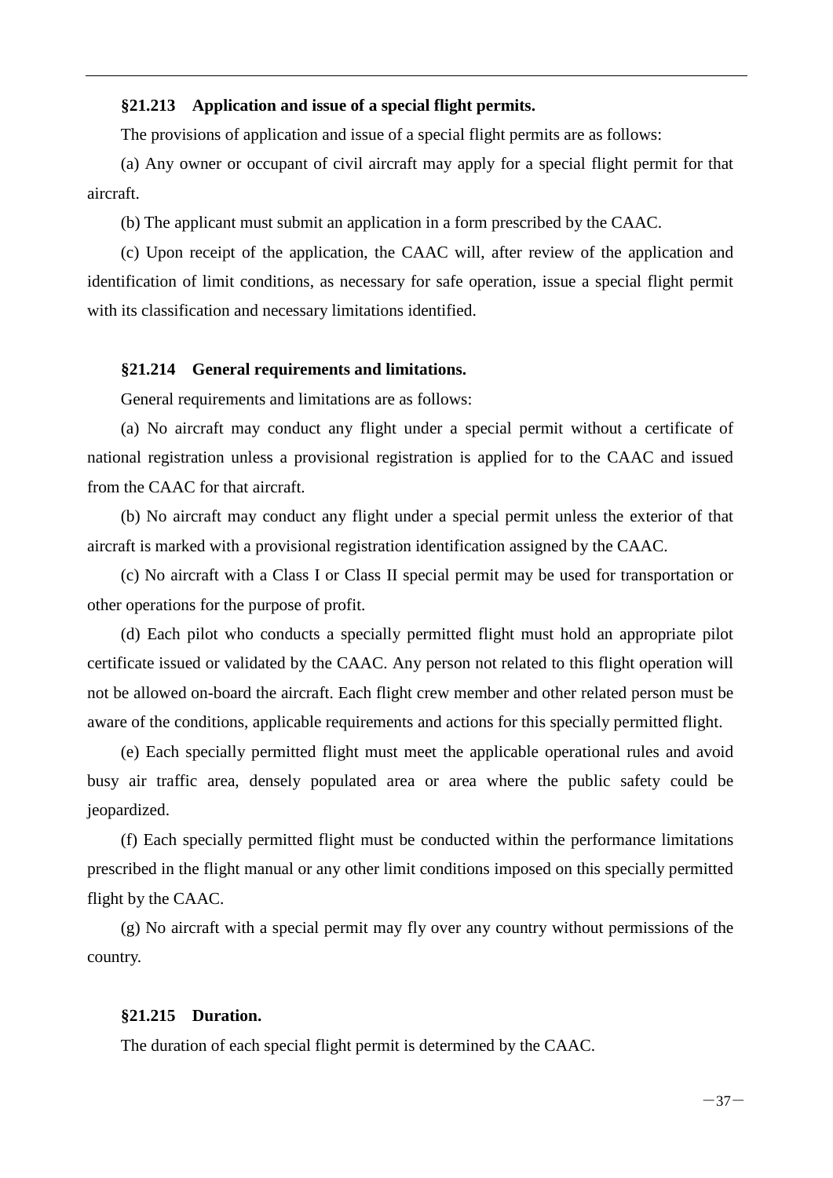### §21.213 Application and issue of a special flight permits.

The provisions of application and issue of a special flight permits are as follows:

(a) Any owner or occupant of civil aircraft may apply for a special flight permit for that aircraft.

(b) The applicant must submit an application in a form prescribed by the CAAC.

(c) Upon receipt of the application, the CAAC will, after review of the application and identification of limit conditions, as necessary for safe operation, issue a special flight permit with its classification and necessary limitations identified.

### §21.214 General requirements and limitations.

General requirements and limitations are as follows:

(a) No aircraft may conduct any flight under a special permit without a certificate of national registration unless a provisional registration is applied for to the CAAC and issued from the CAAC for that aircraft.

(b) No aircraft may conduct any flight under a special permit unless the exterior of that aircraft is marked with a provisional registration identification assigned by the CAAC.

(c) No aircraft with a Class I or Class II special permit may be used for transportation or other operations for the purpose of profit.

(d) Each pilot who conducts a specially permitted flight must hold an appropriate pilot certificate issued or validated by the CAAC. Any person not related to this flight operation will not be allowed on-board the aircraft. Each flight crew member and other related person must be aware of the conditions, applicable requirements and actions for this specially permitted flight.

(e) Each specially permitted flight must meet the applicable operational rules and avoid busy air traffic area, densely populated area or area where the public safety could be jeopardized.

(f) Each specially permitted flight must be conducted within the performance limitations prescribed in the flight manual or any other limit conditions imposed on this specially permitted flight by the CAAC.

(g) No aircraft with a special permit may fly over any country without permissions of the country.

### §21.215 Duration.

The duration of each special flight permit is determined by the CAAC.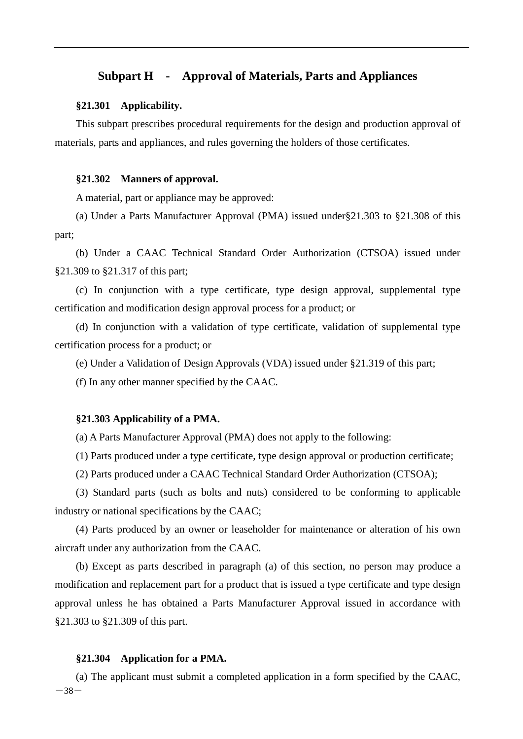## Subpart H - Approval of Materials, Parts and Appliances

**§21.301 Applicability.**

This subpart prescribes procedural requirements for the design and production approval of materials, parts and appliances, and rules governing the holders of those certificates.

**§21.302 Manners of approval.**

A material, part or appliance may be approved:

(a) Under a Parts Manufacturer Approval (PMA) issued under§21.303 to §21.308 of this part;

(b) Under a CAAC Technical Standard Order Authorization (CTSOA) issued under §21.309 to §21.317 of this part;

(c) In conjunction with a type certificate, type design approval, supplemental type certification and modification design approval process for a product; or

(d) In conjunction with a validation of type certificate, validation of supplemental type certification process for a product; or

(e) Under a Validation of Design Approvals (VDA) issued under §21.319 of this part;

(f) In any other manner specified by the CAAC.

**§21.303 Applicability of a PMA.**

(a) A Parts Manufacturer Approval (PMA) does not apply to the following:

(1) Parts produced under a type certificate, type design approval or production certificate;

(2) Parts produced under a CAAC Technical Standard Order Authorization (CTSOA);

(3) Standard parts (such as bolts and nuts) considered to be conforming to applicable industry or national specifications by the CAAC;

(4) Parts produced by an owner or leaseholder for maintenance or alteration of his own aircraft under any authorization from the CAAC.

(b) Except as parts described in paragraph (a) of this section, no person may produce a modification and replacement part for a product that is issued a type certificate and type design approval unless he has obtained a Parts Manufacturer Approval issued in accordance with §21.303 to §21.309 of this part.

**§21.304 Application for a PMA.**

(a) The applicant must submit a completed application in a form specified by the CAAC,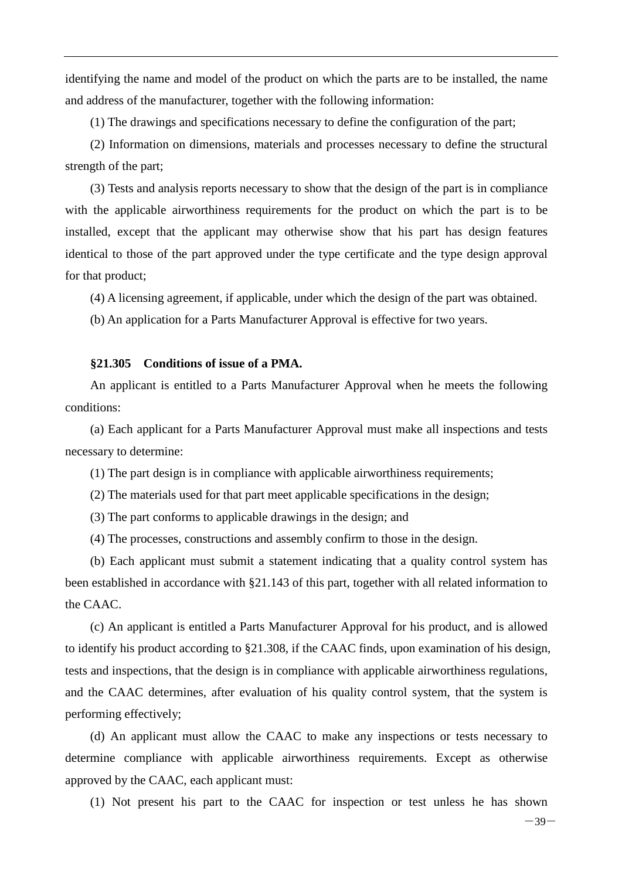identifying the name and model of the product on which the parts are to be installed, the name and address of the manufacturer, together with the following information:

(1) The drawings and specifications necessary to define the configuration of the part;

(2) Information on dimensions, materials and processes necessary to define the structural strength of the part;

(3) Tests and analysis reports necessary to show that the design of the part is in compliance with the applicable airworthiness requirements for the product on which the part is to be installed, except that the applicant may otherwise show that his part has design features identical to those of the part approved under the type certificate and the type design approval for that product;

(4) A licensing agreement, if applicable, under which the design of the part was obtained.

(b) An application for a Parts Manufacturer Approval is effective for two years.

**§21.305 Conditions of issue of a PMA.**

An applicant is entitled to a Parts Manufacturer Approval when he meets the following conditions:

(a) Each applicant for a Parts Manufacturer Approval must make all inspections and tests necessary to determine:

(1) The part design is in compliance with applicable airworthiness requirements;

(2) The materials used for that part meet applicable specifications in the design;

(3) The part conforms to applicable drawings in the design; and

(4) The processes, constructions and assembly confirm to those in the design.

(b) Each applicant must submit a statement indicating that a quality control system has been established in accordance with §21.143 of this part, together with all related information to the CAAC.

(c) An applicant is entitled a Parts Manufacturer Approval for his product, and is allowed to identify his product according to §21.308, if the CAAC finds, upon examination of his design, tests and inspections, that the design is in compliance with applicable airworthiness regulations, and the CAAC determines, after evaluation of his quality control system, that the system is performing effectively;

(d) An applicant must allow the CAAC to make any inspections or tests necessary to determine compliance with applicable airworthiness requirements. Except as otherwise approved by the CAAC, each applicant must:

(1) Not present his part to the CAAC for inspection or test unless he has shown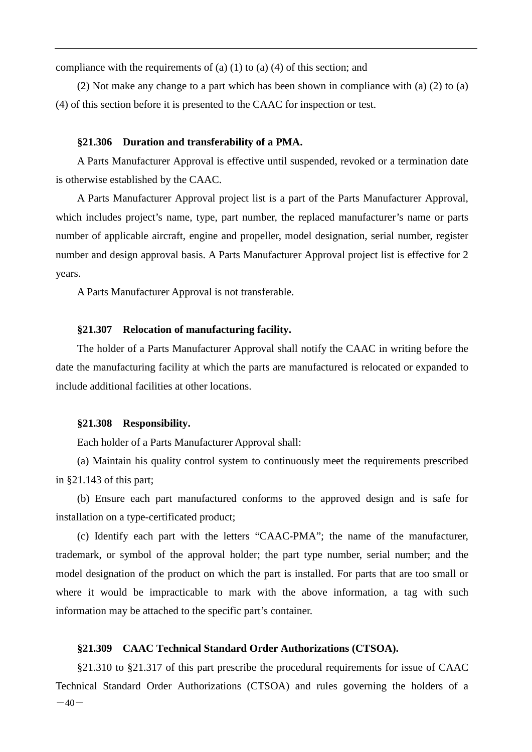compliance with the requirements of (a) (1) to (a) (4) of this section; and

(2) Not make any change to a part which has been shown in compliance with (a) (2) to (a) (4) of this section before it is presented to the CAAC for inspection or test.

### §21.306 Duration and transferability of a PMA.

A Parts Manufacturer Approval is effective until suspended, revoked or a termination date is otherwise established by the CAAC.

A Parts Manufacturer Approval project list is a part of the Parts Manufacturer Approval, which includes project's name, type, part number, the replaced manufacturer's name or parts number of applicable aircraft, engine and propeller, model designation, serial number, register number and design approval basis. A Parts Manufacturer Approval project list is effective for 2 years.

A Parts Manufacturer Approval is not transferable.

### §21.307 Relocation of manufacturing facility.

The holder of a Parts Manufacturer Approval shall notify the CAAC in writing before the date the manufacturing facility at which the parts are manufactured is relocated or expanded to include additional facilities at other locations.

### §21.308 Responsibility.

Each holder of a Parts Manufacturer Approval shall:

(a) Maintain his quality control system to continuously meet the requirements prescribed in §21.143 of this part;

(b) Ensure each part manufactured conforms to the approved design and is safe for installation on a type-certificated product;

(c) Identify each part with the letters "CAAC-PMA"; the name of the manufacturer, trademark, or symbol of the approval holder; the part type number, serial number; and the model designation of the product on which the part is installed. For parts that are too small or where it would be impracticable to mark with the above information, a tag with such information may be attached to the specific part's container.

### §21.309 CAAC Technical Standard Order Authorizations (CTSOA).

§21.310 to §21.317 of this part prescribe the procedural requirements for issue of CAAC Technical Standard Order Authorizations (CTSOA) and rules governing the holders of a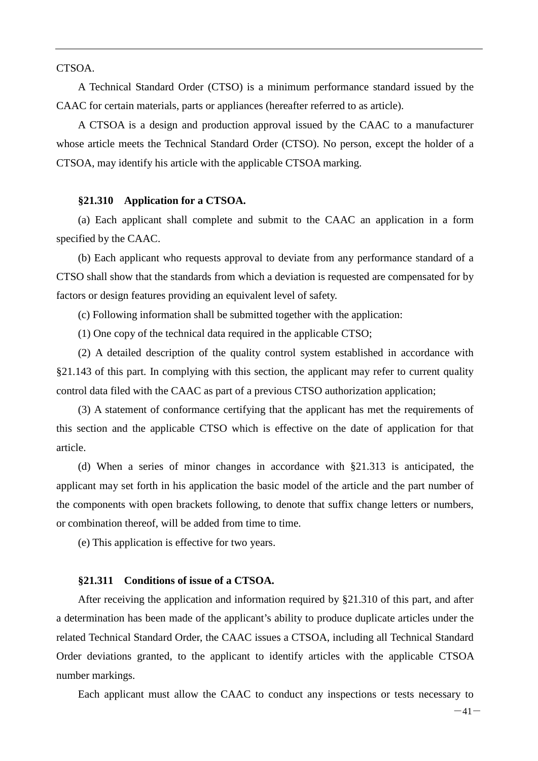CTSOA.

A Technical Standard Order (CTSO) is a minimum performance standard issued by the CAAC for certain materials, parts or appliances (hereafter referred to as article).

A CTSOA is a design and production approval issued by the CAAC to a manufacturer whose article meets the Technical Standard Order (CTSO). No person, except the holder of a CTSOA, may identify his article with the applicable CTSOA marking.

### §21.310 Application for a CTSOA.

(a) Each applicant shall complete and submit to the CAAC an application in a form specified by the CAAC.

(b) Each applicant who requests approval to deviate from any performance standard of a CTSO shall show that the standards from which a deviation is requested are compensated for by factors or design features providing an equivalent level of safety.

(c) Following information shall be submitted together with the application:

(1) One copy of the technical data required in the applicable CTSO;

(2) A detailed description of the quality control system established in accordance with §21.143 of this part. In complying with this section, the applicant may refer to current quality control data filed with the CAAC as part of a previous CTSO authorization application;

(3) A statement of conformance certifying that the applicant has met the requirements of this section and the applicable CTSO which is effective on the date of application for that article.

(d) When a series of minor changes in accordance with §21.313 is anticipated, the applicant may set forth in his application the basic model of the article and the part number of the components with open brackets following, to denote that suffix change letters or numbers, or combination thereof, will be added from time to time.

(e) This application is effective for two years.

### §21.311 Conditions of issue of a CTSOA.

After receiving the application and information required by §21.310 of this part, and after a determination has been made of the applicant's ability to produce duplicate articles under the related Technical Standard Order, the CAAC issues a CTSOA, including all Technical Standard Order deviations granted, to the applicant to identify articles with the applicable CTSOA number markings.

Each applicant must allow the CAAC to conduct any inspections or tests necessary to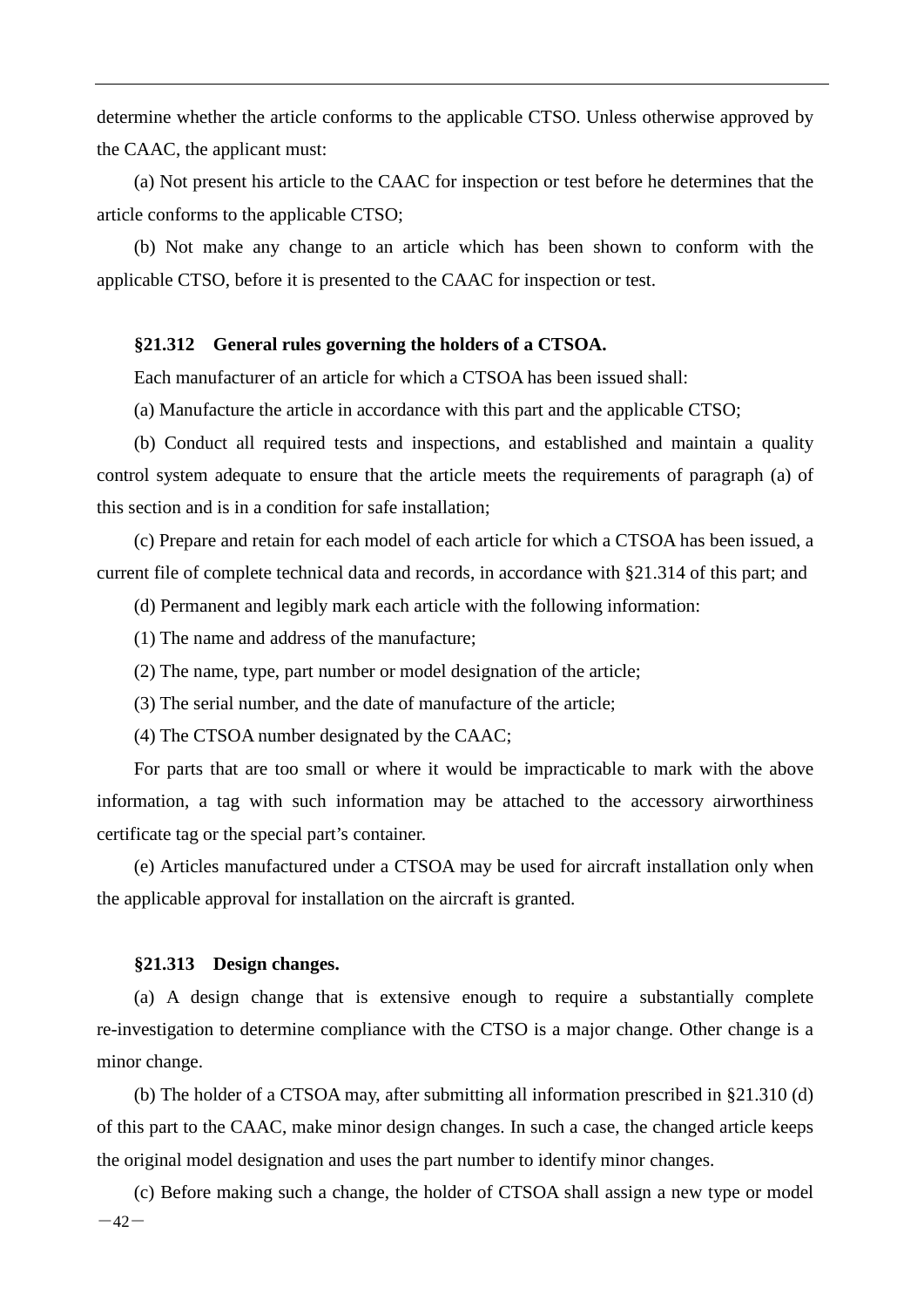determine whether the article conforms to the applicable CTSO. Unless otherwise approved by the CAAC, the applicant must:

(a) Not present his article to the CAAC for inspection or test before he determines that the article conforms to the applicable CTSO;

(b) Not make any change to an article which has been shown to conform with the applicable CTSO, before it is presented to the CAAC for inspection or test.

**§21.312 General rules governing the holders of a CTSOA.**

Each manufacturer of an article for which a CTSOA has been issued shall:

(a) Manufacture the article in accordance with this part and the applicable CTSO;

(b) Conduct all required tests and inspections, and established and maintain a quality control system adequate to ensure that the article meets the requirements of paragraph (a) of this section and is in a condition for safe installation;

(c) Prepare and retain for each model of each article for which a CTSOA has been issued, a current file of complete technical data and records, in accordance with §21.314 of this part; and

(d) Permanent and legibly mark each article with the following information:

(1) The name and address of the manufacture;

(2) The name, type, part number or model designation of the article;

(3) The serial number, and the date of manufacture of the article;

(4) The CTSOA number designated by the CAAC;

For parts that are too small or where it would be impracticable to mark with the above information, a tag with such information may be attached to the accessory airworthiness certificate tag or the special part's container.

(e) Articles manufactured under a CTSOA may be used for aircraft installation only when the applicable approval for installation on the aircraft is granted.

**§21.313 Design changes.**

(a) A design change that is extensive enough to require a substantially complete re-investigation to determine compliance with the CTSO is a major change. Other change is a minor change.

(b) The holder of a CTSOA may, after submitting all information prescribed in §21.310 (d) of this part to the CAAC, make minor design changes. In such a case, the changed article keeps the original model designation and uses the part number to identify minor changes.

(c) Before making such a change, the holder of CTSOA shall assign a new type or model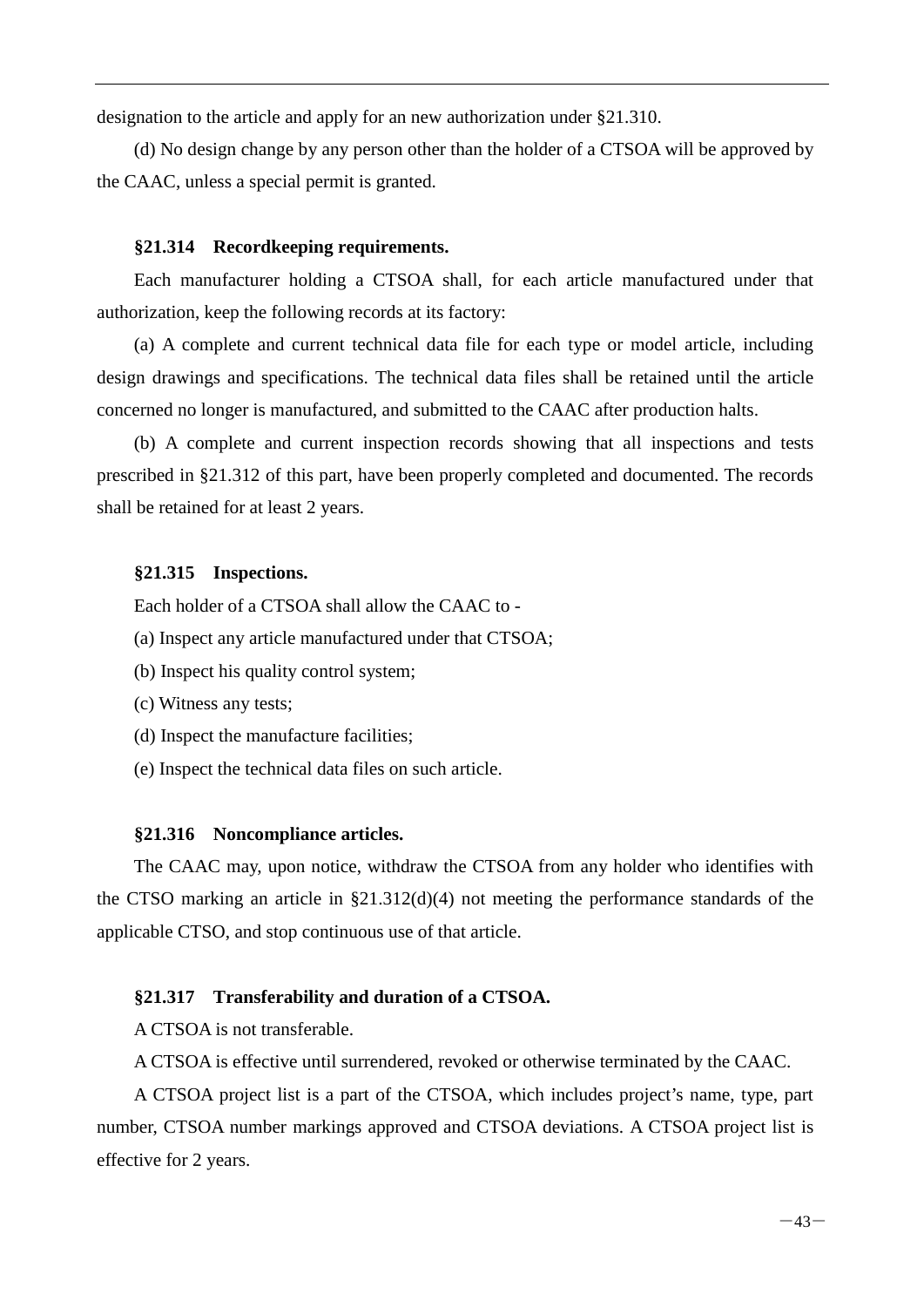designation to the article and apply for an new authorization under §21.310.

(d) No design change by any person other than the holder of a CTSOA will be approved by the CAAC, unless a special permit is granted.

### §21.314 Recordkeeping requirements.

Each manufacturer holding a CTSOA shall, for each article manufactured under that authorization, keep the following records at its factory:

(a) A complete and current technical data file for each type or model article, including design drawings and specifications. The technical data files shall be retained until the article concerned no longer is manufactured, and submitted to the CAAC after production halts.

(b) A complete and current inspection records showing that all inspections and tests prescribed in §21.312 of this part, have been properly completed and documented. The records shall be retained for at least 2 years.

### §21.315 Inspections.

Each holder of a CTSOA shall allow the CAAC to -

(a) Inspect any article manufactured under that CTSOA;

(b) Inspect his quality control system;

(c) Witness any tests;

(d) Inspect the manufacture facilities;

(e) Inspect the technical data files on such article.

### §21.316 Noncompliance articles.

The CAAC may, upon notice, withdraw the CTSOA from any holder who identifies with the CTSO marking an article in §21.312(d)(4) not meeting the performance standards of the applicable CTSO, and stop continuous use of that article.

### §21.317 Transferability and duration of a CTSOA.

A CTSOA is not transferable.

A CTSOA is effective until surrendered, revoked or otherwise terminated by the CAAC.

A CTSOA project list is a part of the CTSOA, which includes project's name, type, part number, CTSOA number markings approved and CTSOA deviations. A CTSOA project list is effective for 2 years.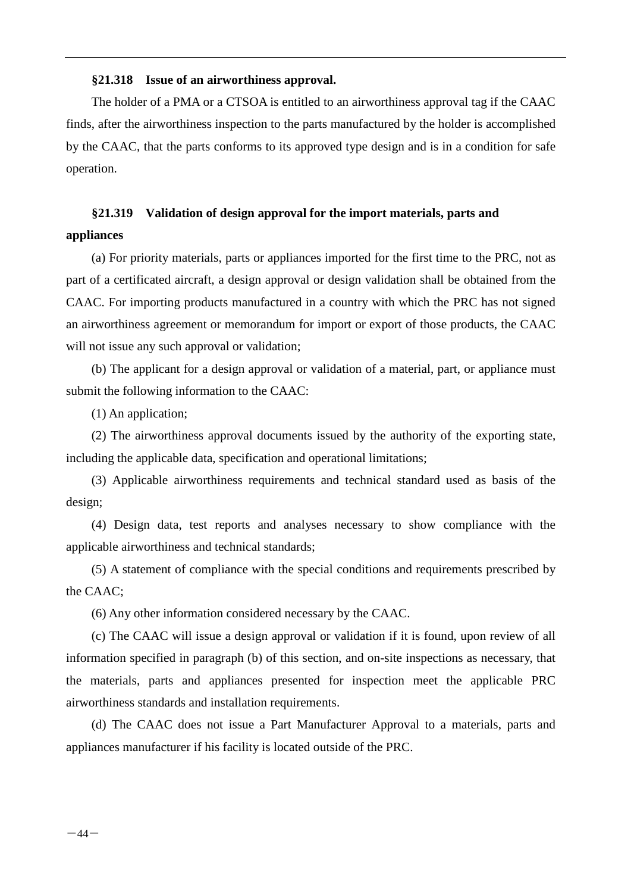**§21.318 Issue of an airworthiness approval.**

The holder of a PMA or a CTSOA is entitled to an airworthiness approval tag if the CAAC finds, after the airworthiness inspection to the parts manufactured by the holder is accomplished by the CAAC, that the parts conforms to its approved type design and is in a condition for safe operation.

**§21.319 Validation of design approval for the import materials, parts and appliances**

(a) For priority materials, parts or appliances imported for the first time to the PRC, not as part of a certificated aircraft, a design approval or design validation shall be obtained from the CAAC. For importing products manufactured in a country with which the PRC has not signed an airworthiness agreement or memorandum for import or export of those products, the CAAC will not issue any such approval or validation;

(b) The applicant for a design approval or validation of a material, part, or appliance must submit the following information to the CAAC:

(1) An application;

(2) The airworthiness approval documents issued by the authority of the exporting state, including the applicable data, specification and operational limitations;

(3) Applicable airworthiness requirements and technical standard used as basis of the design;

(4) Design data, test reports and analyses necessary to show compliance with the applicable airworthiness and technical standards;

(5) A statement of compliance with the special conditions and requirements prescribed by the CAAC;

(6) Any other information considered necessary by the CAAC.

(c) The CAAC will issue a design approval or validation if it is found, upon review of all information specified in paragraph (b) of this section, and on-site inspections as necessary, that the materials, parts and appliances presented for inspection meet the applicable PRC airworthiness standards and installation requirements.

(d) The CAAC does not issue a Part Manufacturer Approval to a materials, parts and appliances manufacturer if his facility is located outside of the PRC.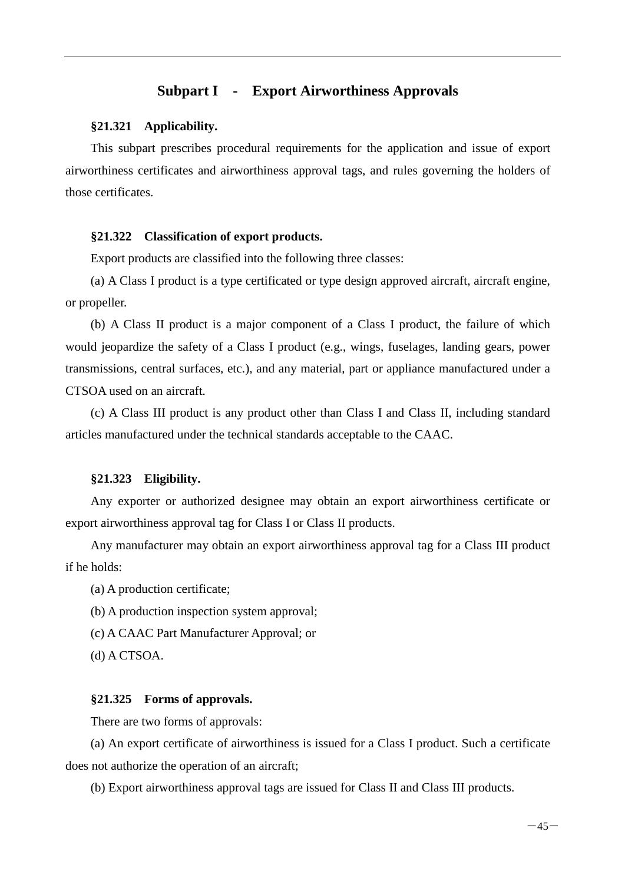## Subpart I - Export Airworthiness Approvals

**§21.321 Applicability.**

This subpart prescribes procedural requirements for the application and issue of export airworthiness certificates and airworthiness approval tags, and rules governing the holders of those certificates.

**§21.322 Classification of export products.**

Export products are classified into the following three classes:

(a) A Class I product is a type certificated or type design approved aircraft, aircraft engine, or propeller.

(b) A Class II product is a major component of a Class I product, the failure of which would jeopardize the safety of a Class I product (e.g., wings, fuselages, landing gears, power transmissions, central surfaces, etc.), and any material, part or appliance manufactured under a CTSOA used on an aircraft.

(c) A Class III product is any product other than Class I and Class II, including standard articles manufactured under the technical standards acceptable to the CAAC.

**§21.323 Eligibility.**

Any exporter or authorized designee may obtain an export airworthiness certificate or export airworthiness approval tag for Class I or Class II products.

Any manufacturer may obtain an export airworthiness approval tag for a Class III product if he holds:

(a) A production certificate;

(b) A production inspection system approval;

(c) A CAAC Part Manufacturer Approval; or

(d) A CTSOA.

**§21.325 Forms of approvals.**

There are two forms of approvals:

(a) An export certificate of airworthiness is issued for a Class I product. Such a certificate does not authorize the operation of an aircraft;

(b) Export airworthiness approval tags are issued for Class II and Class III products.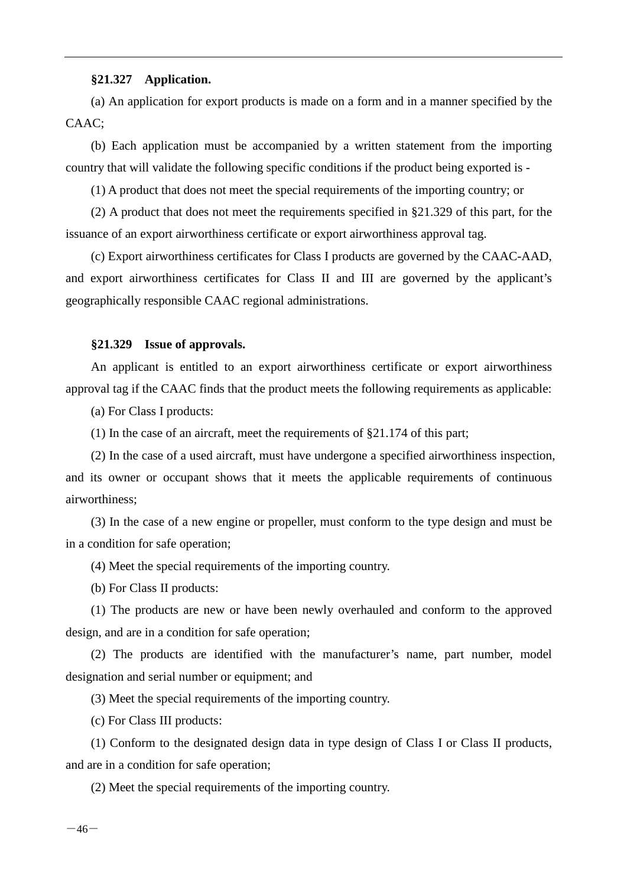**§21.327 Application.**

(a) An application for export products is made on a form and in a manner specified by the CAAC;

(b) Each application must be accompanied by a written statement from the importing country that will validate the following specific conditions if the product being exported is -

(1) A product that does not meet the special requirements of the importing country; or

(2) A product that does not meet the requirements specified in §21.329 of this part, for the issuance of an export airworthiness certificate or export airworthiness approval tag.

(c) Export airworthiness certificates for Class I products are governed by the CAAC-AAD, and export airworthiness certificates for Class II and III are governed by the applicant's geographically responsible CAAC regional administrations.

**§21.329 Issue of approvals.**

An applicant is entitled to an export airworthiness certificate or export airworthiness approval tag if the CAAC finds that the product meets the following requirements as applicable:

(a) For Class I products:

(1) In the case of an aircraft, meet the requirements of §21.174 of this part;

(2) In the case of a used aircraft, must have undergone a specified airworthiness inspection, and its owner or occupant shows that it meets the applicable requirements of continuous airworthiness;

(3) In the case of a new engine or propeller, must conform to the type design and must be in a condition for safe operation;

(4) Meet the special requirements of the importing country.

(b) For Class II products:

(1) The products are new or have been newly overhauled and conform to the approved design, and are in a condition for safe operation;

(2) The products are identified with the manufacturer's name, part number, model designation and serial number or equipment; and

(3) Meet the special requirements of the importing country.

(c) For Class III products:

(1) Conform to the designated design data in type design of Class I or Class II products, and are in a condition for safe operation;

(2) Meet the special requirements of the importing country.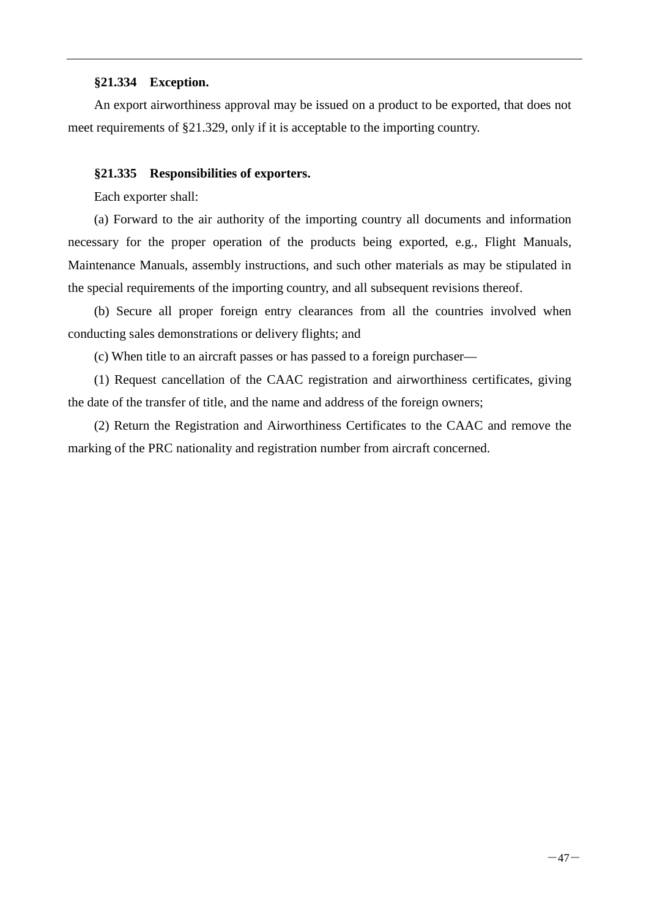**§21.334 Exception.**

An export airworthiness approval may be issued on a product to be exported, that does not meet requirements of §21.329, only if it is acceptable to the importing country.

**§21.335 Responsibilities of exporters.**

Each exporter shall:

(a) Forward to the air authority of the importing country all documents and information necessary for the proper operation of the products being exported, e.g., Flight Manuals, Maintenance Manuals, assembly instructions, and such other materials as may be stipulated in the special requirements of the importing country, and all subsequent revisions thereof.

(b) Secure all proper foreign entry clearances from all the countries involved when conducting sales demonstrations or delivery flights; and

(c) When title to an aircraft passes or has passed to a foreign purchaser—

(1) Request cancellation of the CAAC registration and airworthiness certificates, giving the date of the transfer of title, and the name and address of the foreign owners;

(2) Return the Registration and Airworthiness Certificates to the CAAC and remove the marking of the PRC nationality and registration number from aircraft concerned.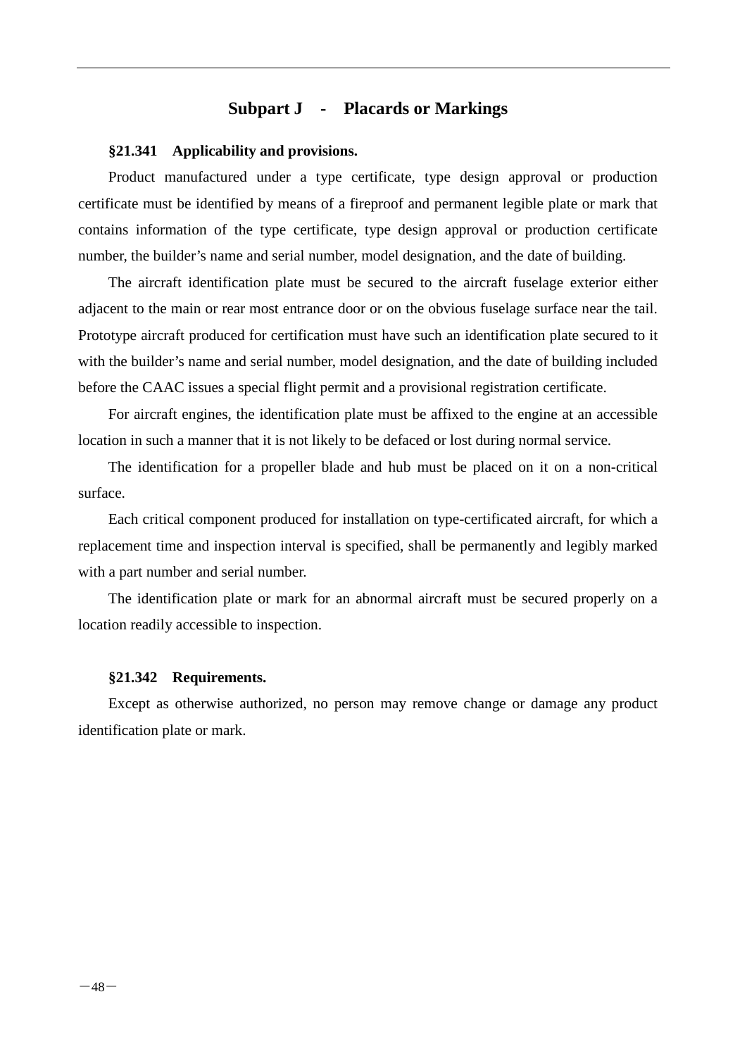## Subpart J - Placards or Markings

**§21.341 Applicability and provisions.**

Product manufactured under a type certificate, type design approval or production certificate must be identified by means of a fireproof and permanent legible plate or mark that contains information of the type certificate, type design approval or production certificate number, the builder's name and serial number, model designation, and the date of building.

The aircraft identification plate must be secured to the aircraft fuselage exterior either adjacent to the main or rear most entrance door or on the obvious fuselage surface near the tail. Prototype aircraft produced for certification must have such an identification plate secured to it with the builder's name and serial number, model designation, and the date of building included before the CAAC issues a special flight permit and a provisional registration certificate.

For aircraft engines, the identification plate must be affixed to the engine at an accessible location in such a manner that it is not likely to be defaced or lost during normal service.

The identification for a propeller blade and hub must be placed on it on a non-critical surface.

Each critical component produced for installation on type-certificated aircraft, for which a replacement time and inspection interval is specified, shall be permanently and legibly marked with a part number and serial number.

The identification plate or mark for an abnormal aircraft must be secured properly on a location readily accessible to inspection.

**§21.342 Requirements.**

Except as otherwise authorized, no person may remove change or damage any product identification plate or mark.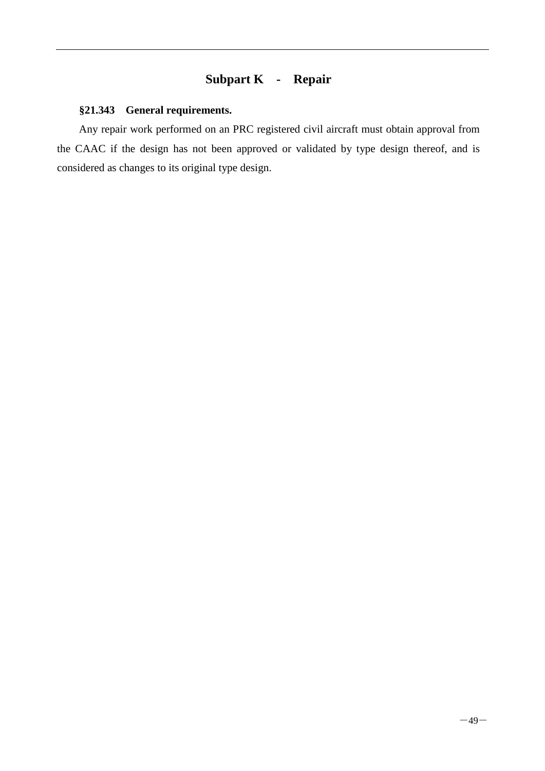## Subpart K - Repair

### §21.343 General requirements.

Any repair work performed on an PRC registered civil aircraft must obtain approval from the CAAC if the design has not been approved or validated by type design thereof, and is considered as changes to its original type design.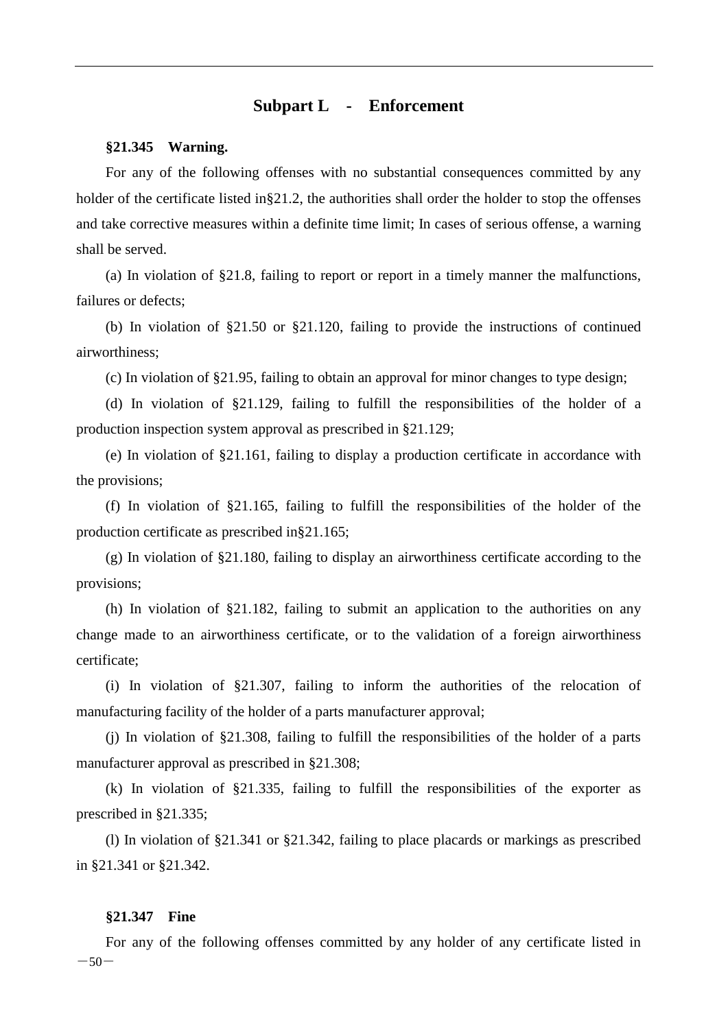## Subpart L - Enforcement

**§21.345 Warning.**

For any of the following offenses with no substantial consequences committed by any holder of the certificate listed in§21.2, the authorities shall order the holder to stop the offenses and take corrective measures within a definite time limit; In cases of serious offense, a warning shall be served.

(a) In violation of §21.8, failing to report or report in a timely manner the malfunctions, failures or defects;

(b) In violation of §21.50 or §21.120, failing to provide the instructions of continued airworthiness;

(c) In violation of §21.95, failing to obtain an approval for minor changes to type design;

(d) In violation of §21.129, failing to fulfill the responsibilities of the holder of a production inspection system approval as prescribed in §21.129;

(e) In violation of §21.161, failing to display a production certificate in accordance with the provisions;

(f) In violation of §21.165, failing to fulfill the responsibilities of the holder of the production certificate as prescribed in§21.165;

(g) In violation of §21.180, failing to display an airworthiness certificate according to the provisions;

(h) In violation of §21.182, failing to submit an application to the authorities on any change made to an airworthiness certificate, or to the validation of a foreign airworthiness certificate;

(i) In violation of §21.307, failing to inform the authorities of the relocation of manufacturing facility of the holder of a parts manufacturer approval;

(j) In violation of §21.308, failing to fulfill the responsibilities of the holder of a parts manufacturer approval as prescribed in §21.308;

(k) In violation of §21.335, failing to fulfill the responsibilities of the exporter as prescribed in §21.335;

(l) In violation of §21.341 or §21.342, failing to place placards or markings as prescribed in §21.341 or §21.342.

**§21.347 Fine**

For any of the following offenses committed by any holder of any certificate listed in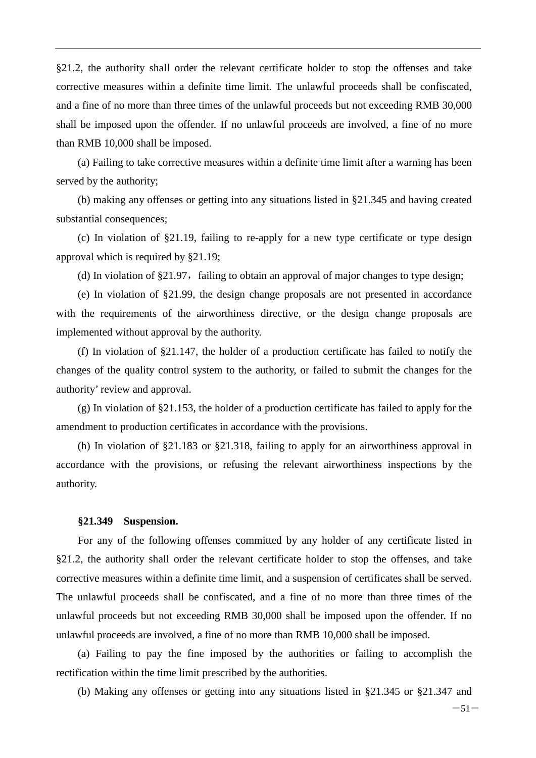§21.2, the authority shall order the relevant certificate holder to stop the offenses and take corrective measures within a definite time limit. The unlawful proceeds shall be confiscated, and a fine of no more than three times of the unlawful proceeds but not exceeding RMB 30,000 shall be imposed upon the offender. If no unlawful proceeds are involved, a fine of no more than RMB 10,000 shall be imposed.

(a) Failing to take corrective measures within a definite time limit after a warning has been served by the authority;

(b) making any offenses or getting into any situations listed in §21.345 and having created substantial consequences;

(c) In violation of §21.19, failing to re-apply for a new type certificate or type design approval which is required by §21.19;

(d) In violation of §21.97，failing to obtain an approval of major changes to type design;

(e) In violation of §21.99, the design change proposals are not presented in accordance with the requirements of the airworthiness directive, or the design change proposals are implemented without approval by the authority.

(f) In violation of §21.147, the holder of a production certificate has failed to notify the changes of the quality control system to the authority, or failed to submit the changes for the authority' review and approval.

(g) In violation of §21.153, the holder of a production certificate has failed to apply for the amendment to production certificates in accordance with the provisions.

(h) In violation of §21.183 or §21.318, failing to apply for an airworthiness approval in accordance with the provisions, or refusing the relevant airworthiness inspections by the authority.

**§21.349 Suspension.**

For any of the following offenses committed by any holder of any certificate listed in §21.2, the authority shall order the relevant certificate holder to stop the offenses, and take corrective measures within a definite time limit, and a suspension of certificates shall be served. The unlawful proceeds shall be confiscated, and a fine of no more than three times of the unlawful proceeds but not exceeding RMB 30,000 shall be imposed upon the offender. If no unlawful proceeds are involved, a fine of no more than RMB 10,000 shall be imposed.

(a) Failing to pay the fine imposed by the authorities or failing to accomplish the rectification within the time limit prescribed by the authorities.

(b) Making any offenses or getting into any situations listed in §21.345 or §21.347 and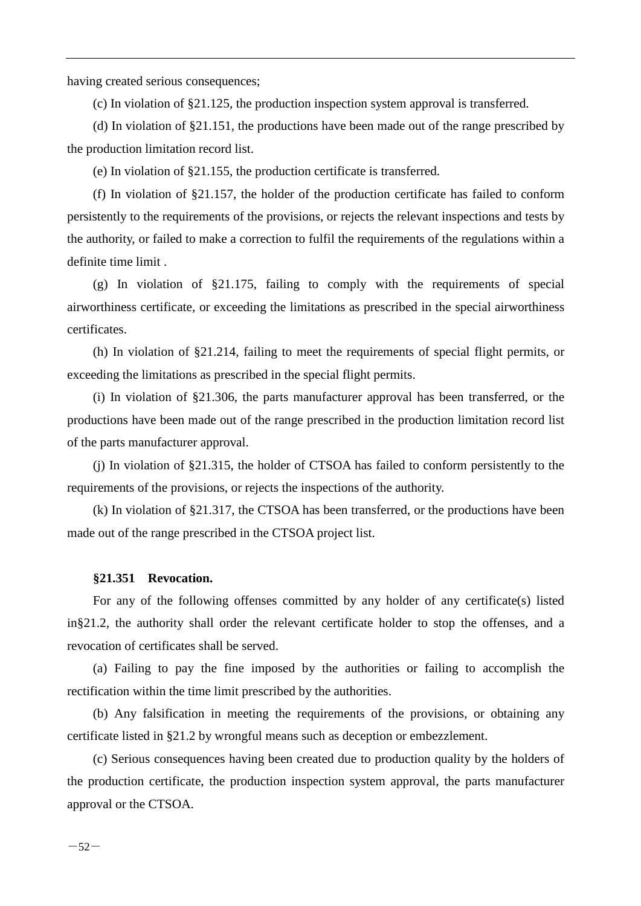having created serious consequences;

(c) In violation of §21.125, the production inspection system approval is transferred.

(d) In violation of §21.151, the productions have been made out of the range prescribed by the production limitation record list.

(e) In violation of §21.155, the production certificate is transferred.

(f) In violation of §21.157, the holder of the production certificate has failed to conform persistently to the requirements of the provisions, or rejects the relevant inspections and tests by the authority, or failed to make a correction to fulfil the requirements of the regulations within a definite time limit .

(g) In violation of §21.175, failing to comply with the requirements of special airworthiness certificate, or exceeding the limitations as prescribed in the special airworthiness certificates.

(h) In violation of §21.214, failing to meet the requirements of special flight permits, or exceeding the limitations as prescribed in the special flight permits.

(i) In violation of §21.306, the parts manufacturer approval has been transferred, or the productions have been made out of the range prescribed in the production limitation record list of the parts manufacturer approval.

(j) In violation of §21.315, the holder of CTSOA has failed to conform persistently to the requirements of the provisions, or rejects the inspections of the authority.

(k) In violation of §21.317, the CTSOA has been transferred, or the productions have been made out of the range prescribed in the CTSOA project list.

**§21.351 Revocation.**

For any of the following offenses committed by any holder of any certificate(s) listed in§21.2, the authority shall order the relevant certificate holder to stop the offenses, and a revocation of certificates shall be served.

(a) Failing to pay the fine imposed by the authorities or failing to accomplish the rectification within the time limit prescribed by the authorities.

(b) Any falsification in meeting the requirements of the provisions, or obtaining any certificate listed in §21.2 by wrongful means such as deception or embezzlement.

(c) Serious consequences having been created due to production quality by the holders of the production certificate, the production inspection system approval, the parts manufacturer approval or the CTSOA.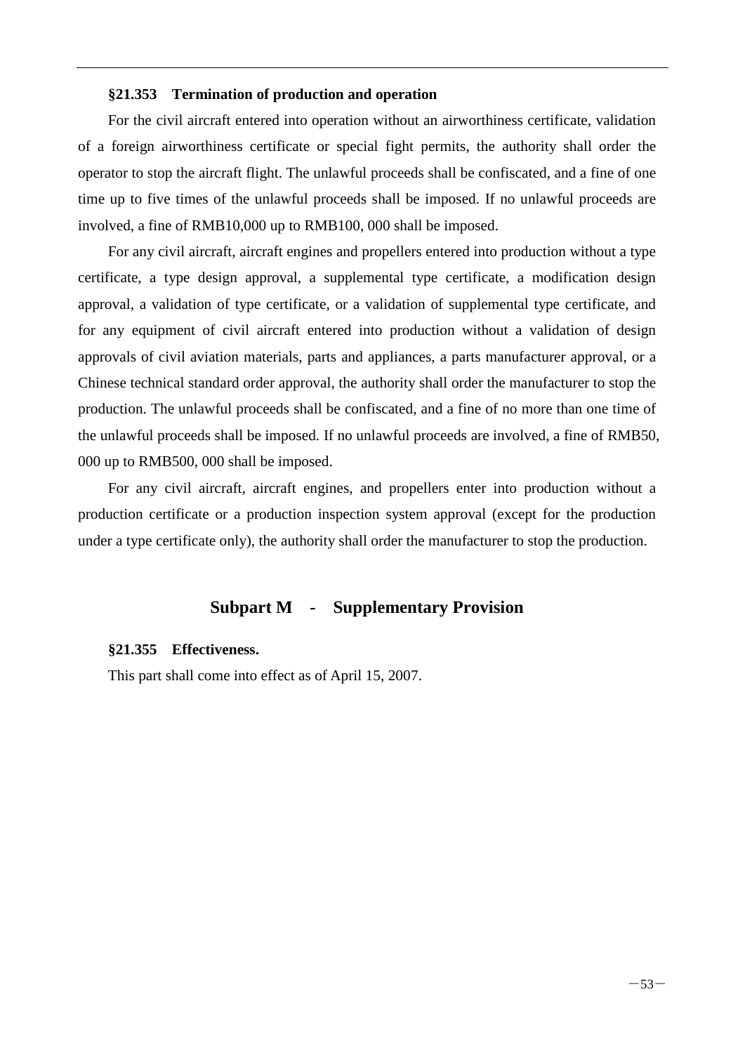**§21.353 Termination of production and operation**

For the civil aircraft entered into operation without an airworthiness certificate, validation of a foreign airworthiness certificate or special fight permits, the authority shall order the operator to stop the aircraft flight. The unlawful proceeds shall be confiscated, and a fine of one time up to five times of the unlawful proceeds shall be imposed. If no unlawful proceeds are involved, a fine of RMB10,000 up to RMB100, 000 shall be imposed.

For any civil aircraft, aircraft engines and propellers entered into production without a type certificate, a type design approval, a supplemental type certificate, a modification design approval, a validation of type certificate, or a validation of supplemental type certificate, and for any equipment of civil aircraft entered into production without a validation of design approvals of civil aviation materials, parts and appliances, a parts manufacturer approval, or a Chinese technical standard order approval, the authority shall order the manufacturer to stop the production. The unlawful proceeds shall be confiscated, and a fine of no more than one time of the unlawful proceeds shall be imposed. If no unlawful proceeds are involved, a fine of RMB50, 000 up to RMB500, 000 shall be imposed.

For any civil aircraft, aircraft engines, and propellers enter into production without a production certificate or a production inspection system approval (except for the production under a type certificate only), the authority shall order the manufacturer to stop the production.

## Subpart M - Supplementary Provision

**§21.355 Effectiveness.**

This part shall come into effect as of April 15, 2007.